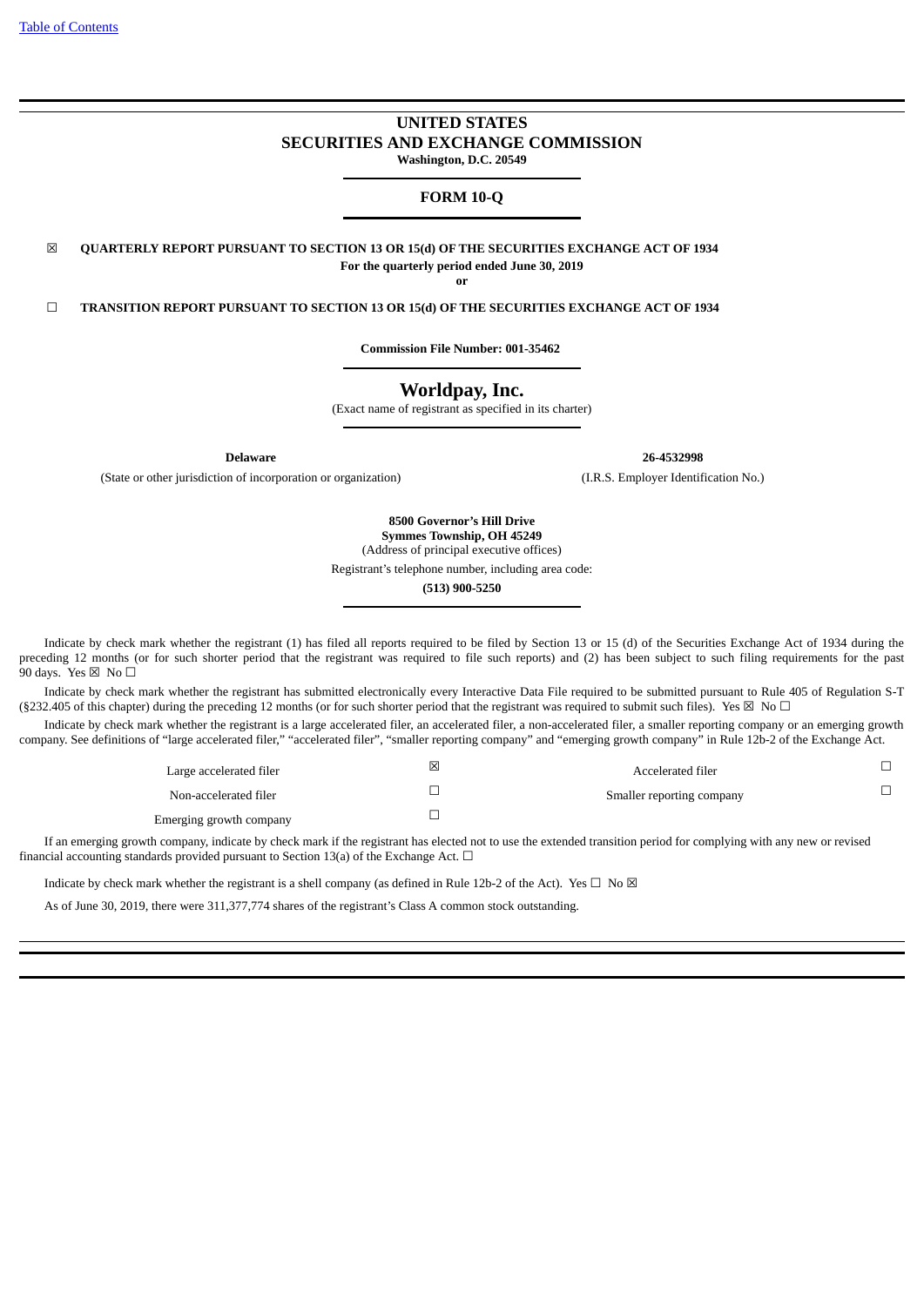Table of Contents

# UNITED STATES
# SECURITIES AND EXCHANGE COMMISSION
**Washington, D.C. 20549**

## FORM 10-Q

☒ **QUARTERLY REPORT PURSUANT TO SECTION 13 OR 15(d) OF THE SECURITIES EXCHANGE ACT OF 1934**
**For the quarterly period ended June 30, 2019**
**or**

☐ **TRANSITION REPORT PURSUANT TO SECTION 13 OR 15(d) OF THE SECURITIES EXCHANGE ACT OF 1934**

**Commission File Number: 001-35462**

# Worldpay, Inc.
(Exact name of registrant as specified in its charter)

| **Delaware** | **26-4532998** |
|---|---|
| (State or other jurisdiction of incorporation or organization) | (I.R.S. Employer Identification No.) |

**8500 Governor's Hill Drive**
**Symmes Township, OH 45249**
(Address of principal executive offices)

Registrant's telephone number, including area code:

**(513) 900-5250**

Indicate by check mark whether the registrant (1) has filed all reports required to be filed by Section 13 or 15 (d) of the Securities Exchange Act of 1934 during the preceding 12 months (or for such shorter period that the registrant was required to file such reports) and (2) has been subject to such filing requirements for the past 90 days. Yes ☒ No ☐

Indicate by check mark whether the registrant has submitted electronically every Interactive Data File required to be submitted pursuant to Rule 405 of Regulation S-T (§232.405 of this chapter) during the preceding 12 months (or for such shorter period that the registrant was required to submit such files). Yes ☒ No ☐

Indicate by check mark whether the registrant is a large accelerated filer, an accelerated filer, a non-accelerated filer, a smaller reporting company or an emerging growth company. See definitions of "large accelerated filer," "accelerated filer", "smaller reporting company" and "emerging growth company" in Rule 12b-2 of the Exchange Act.

| | | | |
|---|---|---|---|
| Large accelerated filer | ☒ | Accelerated filer | ☐ |
| Non-accelerated filer | ☐ | Smaller reporting company | ☐ |
| Emerging growth company | ☐ | | |

If an emerging growth company, indicate by check mark if the registrant has elected not to use the extended transition period for complying with any new or revised financial accounting standards provided pursuant to Section 13(a) of the Exchange Act. ☐

Indicate by check mark whether the registrant is a shell company (as defined in Rule 12b-2 of the Act). Yes ☐ No ☒

As of June 30, 2019, there were 311,377,774 shares of the registrant's Class A common stock outstanding.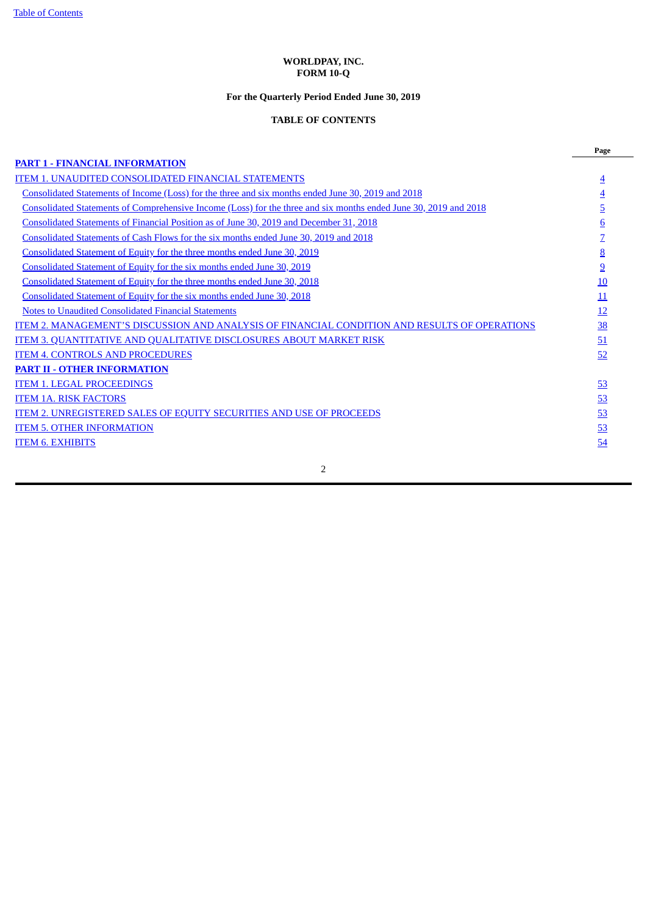**WORLDPAY, INC.**
**FORM 10-Q**

**For the Quarterly Period Ended June 30, 2019**

**TABLE OF CONTENTS**

| | Page |
|---|---|
| **PART 1 - FINANCIAL INFORMATION** | |
| ITEM 1. UNAUDITED CONSOLIDATED FINANCIAL STATEMENTS | 4 |
| Consolidated Statements of Income (Loss) for the three and six months ended June 30, 2019 and 2018 | 4 |
| Consolidated Statements of Comprehensive Income (Loss) for the three and six months ended June 30, 2019 and 2018 | 5 |
| Consolidated Statements of Financial Position as of June 30, 2019 and December 31, 2018 | 6 |
| Consolidated Statements of Cash Flows for the six months ended June 30, 2019 and 2018 | 7 |
| Consolidated Statement of Equity for the three months ended June 30, 2019 | 8 |
| Consolidated Statement of Equity for the six months ended June 30, 2019 | 9 |
| Consolidated Statement of Equity for the three months ended June 30, 2018 | 10 |
| Consolidated Statement of Equity for the six months ended June 30, 2018 | 11 |
| Notes to Unaudited Consolidated Financial Statements | 12 |
| ITEM 2. MANAGEMENT'S DISCUSSION AND ANALYSIS OF FINANCIAL CONDITION AND RESULTS OF OPERATIONS | 38 |
| ITEM 3. QUANTITATIVE AND QUALITATIVE DISCLOSURES ABOUT MARKET RISK | 51 |
| ITEM 4. CONTROLS AND PROCEDURES | 52 |
| **PART II - OTHER INFORMATION** | |
| ITEM 1. LEGAL PROCEEDINGS | 53 |
| ITEM 1A. RISK FACTORS | 53 |
| ITEM 2. UNREGISTERED SALES OF EQUITY SECURITIES AND USE OF PROCEEDS | 53 |
| ITEM 5. OTHER INFORMATION | 53 |
| ITEM 6. EXHIBITS | 54 |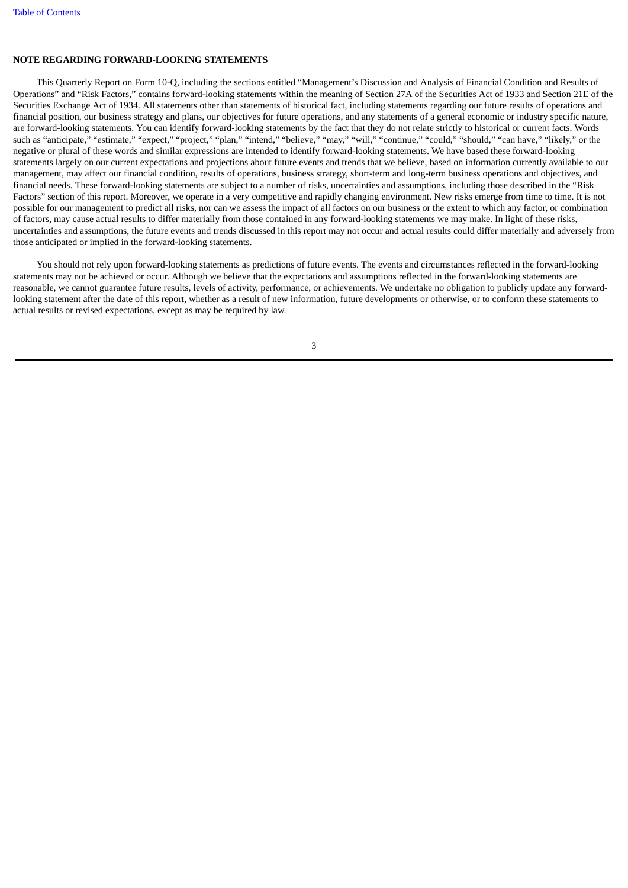**NOTE REGARDING FORWARD-LOOKING STATEMENTS**

This Quarterly Report on Form 10-Q, including the sections entitled "Management's Discussion and Analysis of Financial Condition and Results of Operations" and "Risk Factors," contains forward-looking statements within the meaning of Section 27A of the Securities Act of 1933 and Section 21E of the Securities Exchange Act of 1934. All statements other than statements of historical fact, including statements regarding our future results of operations and financial position, our business strategy and plans, our objectives for future operations, and any statements of a general economic or industry specific nature, are forward-looking statements. You can identify forward-looking statements by the fact that they do not relate strictly to historical or current facts. Words such as "anticipate," "estimate," "expect," "project," "plan," "intend," "believe," "may," "will," "continue," "could," "should," "can have," "likely," or the negative or plural of these words and similar expressions are intended to identify forward-looking statements. We have based these forward-looking statements largely on our current expectations and projections about future events and trends that we believe, based on information currently available to our management, may affect our financial condition, results of operations, business strategy, short-term and long-term business operations and objectives, and financial needs. These forward-looking statements are subject to a number of risks, uncertainties and assumptions, including those described in the "Risk Factors" section of this report. Moreover, we operate in a very competitive and rapidly changing environment. New risks emerge from time to time. It is not possible for our management to predict all risks, nor can we assess the impact of all factors on our business or the extent to which any factor, or combination of factors, may cause actual results to differ materially from those contained in any forward-looking statements we may make. In light of these risks, uncertainties and assumptions, the future events and trends discussed in this report may not occur and actual results could differ materially and adversely from those anticipated or implied in the forward-looking statements.

You should not rely upon forward-looking statements as predictions of future events. The events and circumstances reflected in the forward-looking statements may not be achieved or occur. Although we believe that the expectations and assumptions reflected in the forward-looking statements are reasonable, we cannot guarantee future results, levels of activity, performance, or achievements. We undertake no obligation to publicly update any forward-looking statement after the date of this report, whether as a result of new information, future developments or otherwise, or to conform these statements to actual results or revised expectations, except as may be required by law.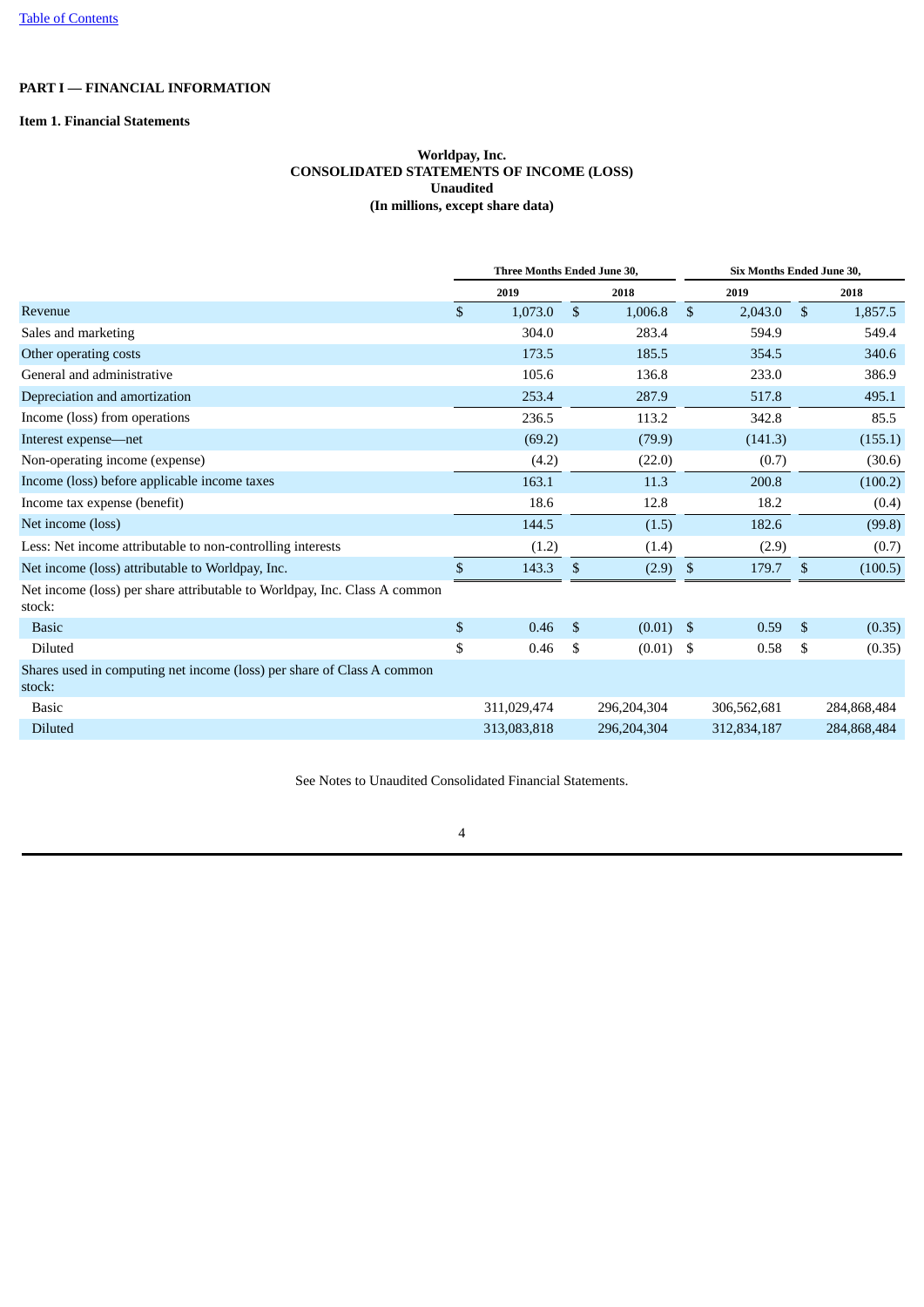[Table of Contents](#)

# PART I — FINANCIAL INFORMATION

## Item 1. Financial Statements

**Worldpay, Inc.**
**CONSOLIDATED STATEMENTS OF INCOME (LOSS)**
**Unaudited**
**(In millions, except share data)**

| | Three Months Ended June 30, | | Six Months Ended June 30, | |
|---|---|---|---|---|
| | 2019 | 2018 | 2019 | 2018 |
| Revenue | $ 1,073.0 | $ 1,006.8 | $ 2,043.0 | $ 1,857.5 |
| Sales and marketing | 304.0 | 283.4 | 594.9 | 549.4 |
| Other operating costs | 173.5 | 185.5 | 354.5 | 340.6 |
| General and administrative | 105.6 | 136.8 | 233.0 | 386.9 |
| Depreciation and amortization | 253.4 | 287.9 | 517.8 | 495.1 |
| Income (loss) from operations | 236.5 | 113.2 | 342.8 | 85.5 |
| Interest expense—net | (69.2) | (79.9) | (141.3) | (155.1) |
| Non-operating income (expense) | (4.2) | (22.0) | (0.7) | (30.6) |
| Income (loss) before applicable income taxes | 163.1 | 11.3 | 200.8 | (100.2) |
| Income tax expense (benefit) | 18.6 | 12.8 | 18.2 | (0.4) |
| Net income (loss) | 144.5 | (1.5) | 182.6 | (99.8) |
| Less: Net income attributable to non-controlling interests | (1.2) | (1.4) | (2.9) | (0.7) |
| Net income (loss) attributable to Worldpay, Inc. | $ 143.3 | $ (2.9) | $ 179.7 | $ (100.5) |
| Net income (loss) per share attributable to Worldpay, Inc. Class A common stock: | | | | |
| Basic | $ 0.46 | $ (0.01) | $ 0.59 | $ (0.35) |
| Diluted | $ 0.46 | $ (0.01) | $ 0.58 | $ (0.35) |
| Shares used in computing net income (loss) per share of Class A common stock: | | | | |
| Basic | 311,029,474 | 296,204,304 | 306,562,681 | 284,868,484 |
| Diluted | 313,083,818 | 296,204,304 | 312,834,187 | 284,868,484 |

See Notes to Unaudited Consolidated Financial Statements.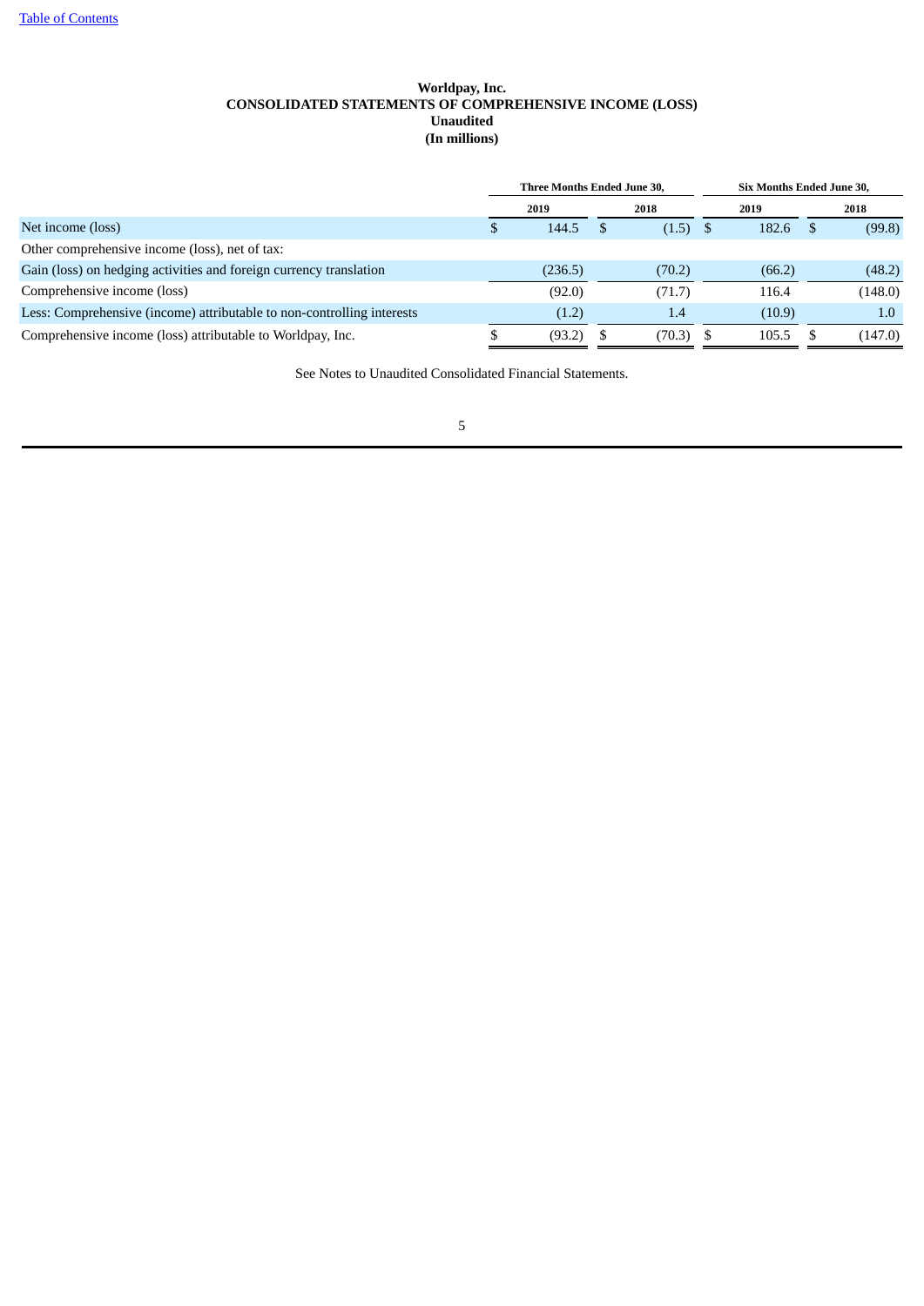**Worldpay, Inc.**
**CONSOLIDATED STATEMENTS OF COMPREHENSIVE INCOME (LOSS)**
**Unaudited**
**(In millions)**

| | Three Months Ended June 30, | | Six Months Ended June 30, | |
|---|---|---|---|---|
| | 2019 | 2018 | 2019 | 2018 |
| Net income (loss) | $ 144.5 | $ (1.5) | $ 182.6 | $ (99.8) |
| Other comprehensive income (loss), net of tax: | | | | |
| Gain (loss) on hedging activities and foreign currency translation | (236.5) | (70.2) | (66.2) | (48.2) |
| Comprehensive income (loss) | (92.0) | (71.7) | 116.4 | (148.0) |
| Less: Comprehensive (income) attributable to non-controlling interests | (1.2) | 1.4 | (10.9) | 1.0 |
| Comprehensive income (loss) attributable to Worldpay, Inc. | $ (93.2) | $ (70.3) | $ 105.5 | $ (147.0) |

See Notes to Unaudited Consolidated Financial Statements.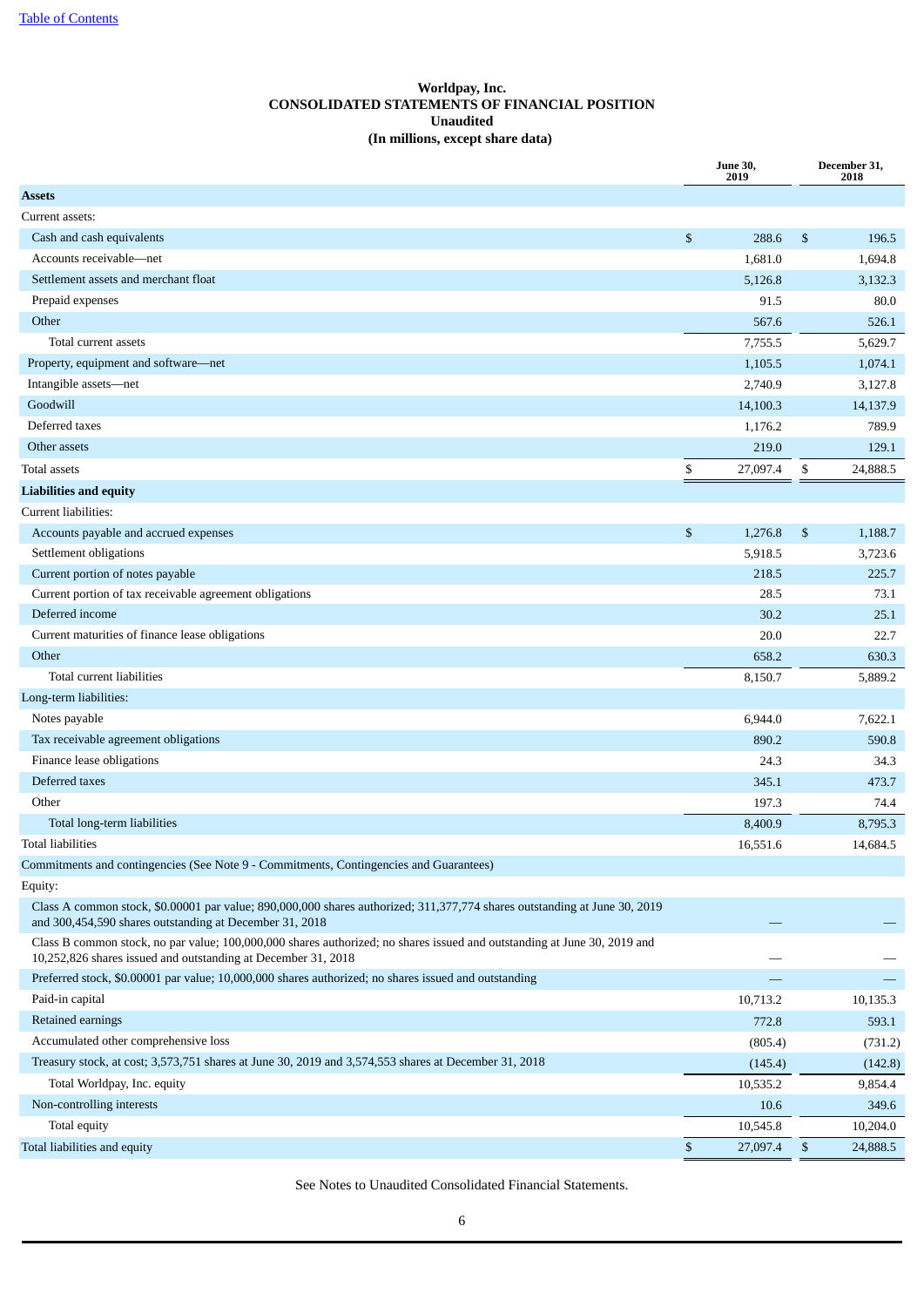[Table of Contents]

**Worldpay, Inc.**
**CONSOLIDATED STATEMENTS OF FINANCIAL POSITION**
**Unaudited**
**(In millions, except share data)**

| | June 30, 2019 | December 31, 2018 |
|---|---|---|
| **Assets** | | |
| Current assets: | | |
| Cash and cash equivalents | $ 288.6 | $ 196.5 |
| Accounts receivable—net | 1,681.0 | 1,694.8 |
| Settlement assets and merchant float | 5,126.8 | 3,132.3 |
| Prepaid expenses | 91.5 | 80.0 |
| Other | 567.6 | 526.1 |
| Total current assets | 7,755.5 | 5,629.7 |
| Property, equipment and software—net | 1,105.5 | 1,074.1 |
| Intangible assets—net | 2,740.9 | 3,127.8 |
| Goodwill | 14,100.3 | 14,137.9 |
| Deferred taxes | 1,176.2 | 789.9 |
| Other assets | 219.0 | 129.1 |
| Total assets | $ 27,097.4 | $ 24,888.5 |
| **Liabilities and equity** | | |
| Current liabilities: | | |
| Accounts payable and accrued expenses | $ 1,276.8 | $ 1,188.7 |
| Settlement obligations | 5,918.5 | 3,723.6 |
| Current portion of notes payable | 218.5 | 225.7 |
| Current portion of tax receivable agreement obligations | 28.5 | 73.1 |
| Deferred income | 30.2 | 25.1 |
| Current maturities of finance lease obligations | 20.0 | 22.7 |
| Other | 658.2 | 630.3 |
| Total current liabilities | 8,150.7 | 5,889.2 |
| Long-term liabilities: | | |
| Notes payable | 6,944.0 | 7,622.1 |
| Tax receivable agreement obligations | 890.2 | 590.8 |
| Finance lease obligations | 24.3 | 34.3 |
| Deferred taxes | 345.1 | 473.7 |
| Other | 197.3 | 74.4 |
| Total long-term liabilities | 8,400.9 | 8,795.3 |
| Total liabilities | 16,551.6 | 14,684.5 |
| Commitments and contingencies (See Note 9 - Commitments, Contingencies and Guarantees) | | |
| Equity: | | |
| Class A common stock, $0.00001 par value; 890,000,000 shares authorized; 311,377,774 shares outstanding at June 30, 2019 and 300,454,590 shares outstanding at December 31, 2018 | — | — |
| Class B common stock, no par value; 100,000,000 shares authorized; no shares issued and outstanding at June 30, 2019 and 10,252,826 shares issued and outstanding at December 31, 2018 | — | — |
| Preferred stock, $0.00001 par value; 10,000,000 shares authorized; no shares issued and outstanding | — | — |
| Paid-in capital | 10,713.2 | 10,135.3 |
| Retained earnings | 772.8 | 593.1 |
| Accumulated other comprehensive loss | (805.4) | (731.2) |
| Treasury stock, at cost; 3,573,751 shares at June 30, 2019 and 3,574,553 shares at December 31, 2018 | (145.4) | (142.8) |
| Total Worldpay, Inc. equity | 10,535.2 | 9,854.4 |
| Non-controlling interests | 10.6 | 349.6 |
| Total equity | 10,545.8 | 10,204.0 |
| Total liabilities and equity | $ 27,097.4 | $ 24,888.5 |

See Notes to Unaudited Consolidated Financial Statements.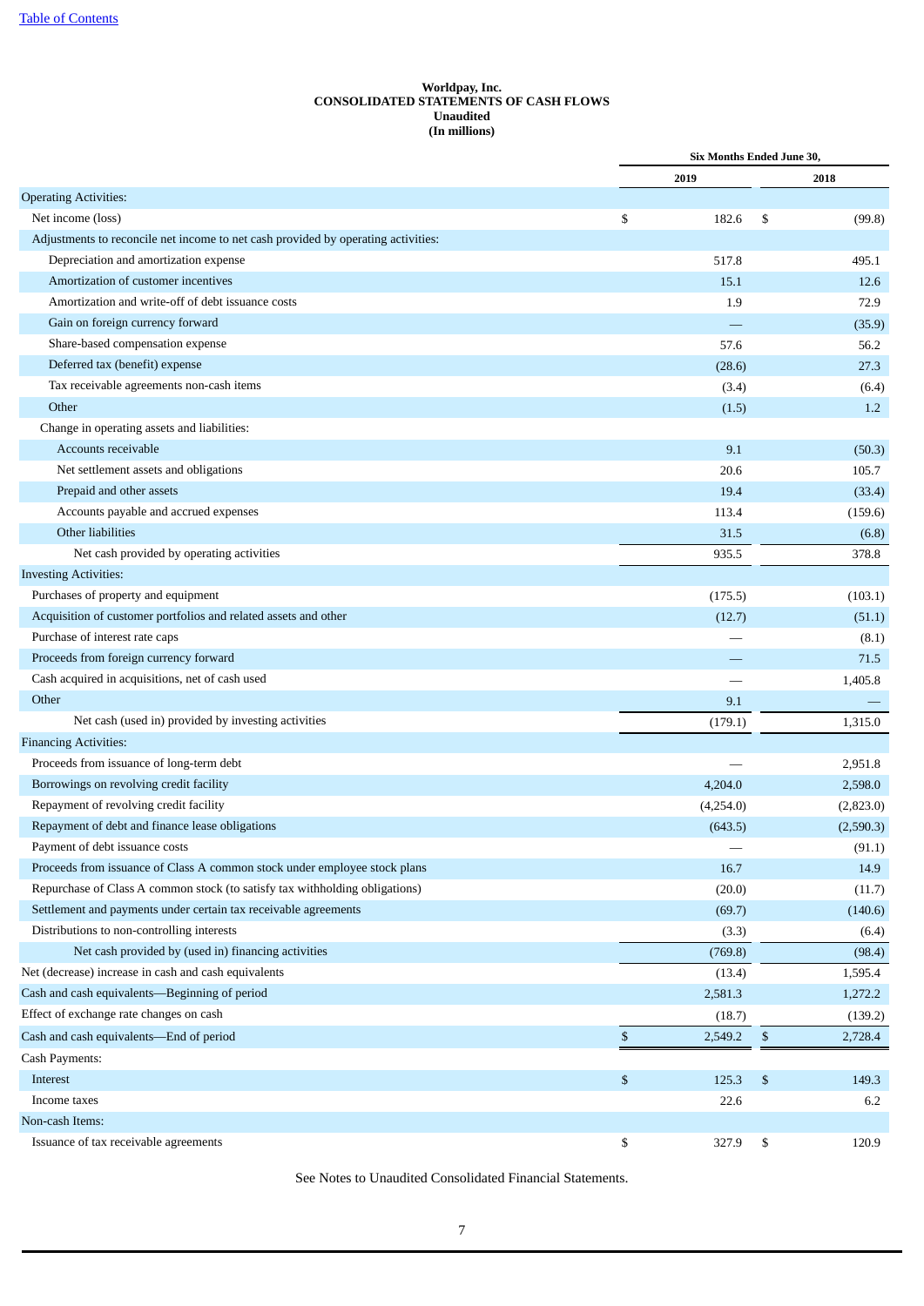[Table of Contents]

**Worldpay, Inc.**
**CONSOLIDATED STATEMENTS OF CASH FLOWS**
**Unaudited**
**(In millions)**

| | Six Months Ended June 30, | |
|---|---|---|
| | 2019 | 2018 |
| Operating Activities: | | |
| Net income (loss) | $ 182.6 | $ (99.8) |
| Adjustments to reconcile net income to net cash provided by operating activities: | | |
| Depreciation and amortization expense | 517.8 | 495.1 |
| Amortization of customer incentives | 15.1 | 12.6 |
| Amortization and write-off of debt issuance costs | 1.9 | 72.9 |
| Gain on foreign currency forward | — | (35.9) |
| Share-based compensation expense | 57.6 | 56.2 |
| Deferred tax (benefit) expense | (28.6) | 27.3 |
| Tax receivable agreements non-cash items | (3.4) | (6.4) |
| Other | (1.5) | 1.2 |
| Change in operating assets and liabilities: | | |
| Accounts receivable | 9.1 | (50.3) |
| Net settlement assets and obligations | 20.6 | 105.7 |
| Prepaid and other assets | 19.4 | (33.4) |
| Accounts payable and accrued expenses | 113.4 | (159.6) |
| Other liabilities | 31.5 | (6.8) |
| Net cash provided by operating activities | 935.5 | 378.8 |
| Investing Activities: | | |
| Purchases of property and equipment | (175.5) | (103.1) |
| Acquisition of customer portfolios and related assets and other | (12.7) | (51.1) |
| Purchase of interest rate caps | — | (8.1) |
| Proceeds from foreign currency forward | — | 71.5 |
| Cash acquired in acquisitions, net of cash used | — | 1,405.8 |
| Other | 9.1 | — |
| Net cash (used in) provided by investing activities | (179.1) | 1,315.0 |
| Financing Activities: | | |
| Proceeds from issuance of long-term debt | — | 2,951.8 |
| Borrowings on revolving credit facility | 4,204.0 | 2,598.0 |
| Repayment of revolving credit facility | (4,254.0) | (2,823.0) |
| Repayment of debt and finance lease obligations | (643.5) | (2,590.3) |
| Payment of debt issuance costs | — | (91.1) |
| Proceeds from issuance of Class A common stock under employee stock plans | 16.7 | 14.9 |
| Repurchase of Class A common stock (to satisfy tax withholding obligations) | (20.0) | (11.7) |
| Settlement and payments under certain tax receivable agreements | (69.7) | (140.6) |
| Distributions to non-controlling interests | (3.3) | (6.4) |
| Net cash provided by (used in) financing activities | (769.8) | (98.4) |
| Net (decrease) increase in cash and cash equivalents | (13.4) | 1,595.4 |
| Cash and cash equivalents—Beginning of period | 2,581.3 | 1,272.2 |
| Effect of exchange rate changes on cash | (18.7) | (139.2) |
| Cash and cash equivalents—End of period | $ 2,549.2 | $ 2,728.4 |
| Cash Payments: | | |
| Interest | $ 125.3 | $ 149.3 |
| Income taxes | 22.6 | 6.2 |
| Non-cash Items: | | |
| Issuance of tax receivable agreements | $ 327.9 | $ 120.9 |

See Notes to Unaudited Consolidated Financial Statements.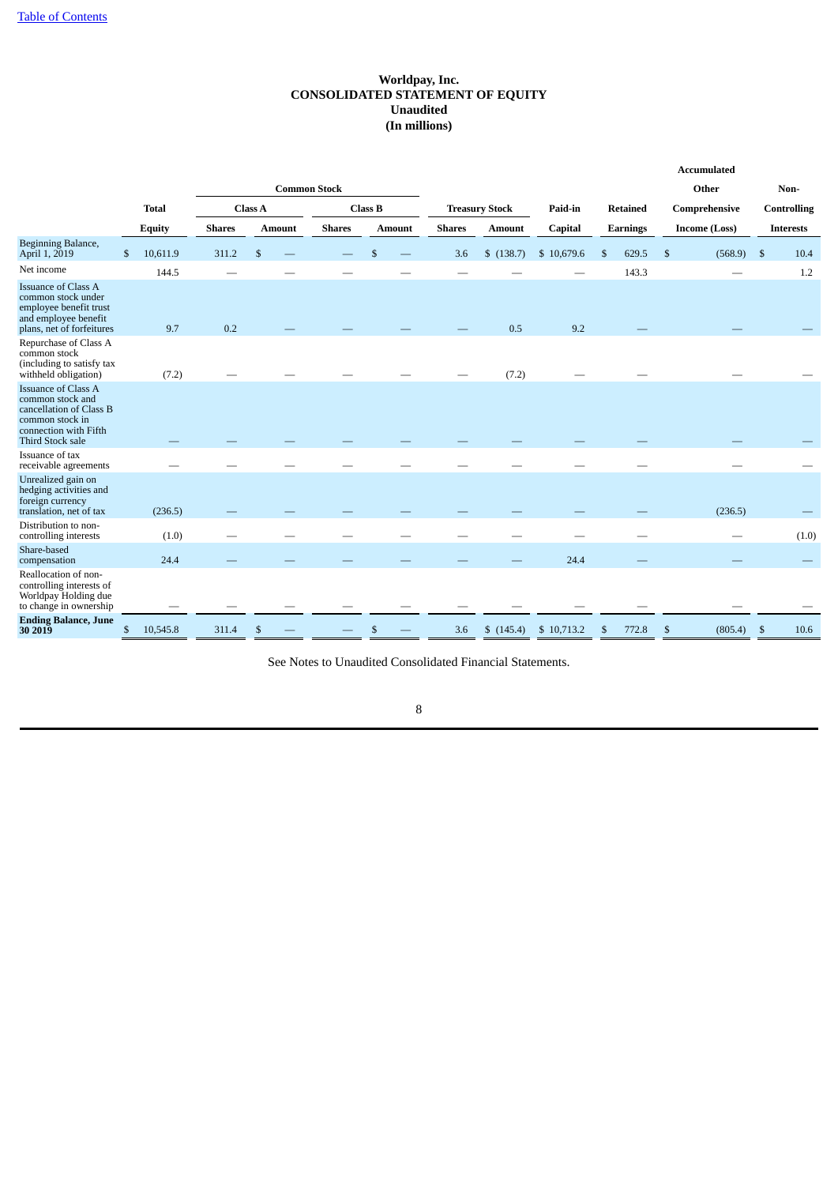Table of Contents

# Worldpay, Inc.
## CONSOLIDATED STATEMENT OF EQUITY
### Unaudited
### (In millions)

| | Total Equity | Common Stock | | | | Treasury Stock | | Paid-in Capital | Retained Earnings | Accumulated Other Comprehensive Income (Loss) | Non-Controlling Interests |
|---|---|---|---|---|---|---|---|---|---|---|---|
| | | Class A | | Class B | | | | | | | |
| | | Shares | Amount | Shares | Amount | Shares | Amount | | | | |
| Beginning Balance, April 1, 2019 | $ 10,611.9 | 311.2 | $ — | — | $ — | 3.6 | $ (138.7) | $ 10,679.6 | $ 629.5 | $ (568.9) | $ 10.4 |
| Net income | 144.5 | — | — | — | — | — | — | — | 143.3 | — | 1.2 |
| Issuance of Class A common stock under employee benefit trust and employee benefit plans, net of forfeitures | 9.7 | 0.2 | — | — | — | — | 0.5 | 9.2 | — | — | — |
| Repurchase of Class A common stock (including to satisfy tax withheld obligation) | (7.2) | — | — | — | — | — | (7.2) | — | — | — | — |
| Issuance of Class A common stock and cancellation of Class B common stock in connection with Fifth Third Stock sale | — | — | — | — | — | — | — | — | — | — | — |
| Issuance of tax receivable agreements | — | — | — | — | — | — | — | — | — | — | — |
| Unrealized gain on hedging activities and foreign currency translation, net of tax | (236.5) | — | — | — | — | — | — | — | — | (236.5) | — |
| Distribution to non-controlling interests | (1.0) | — | — | — | — | — | — | — | — | — | (1.0) |
| Share-based compensation | 24.4 | — | — | — | — | — | — | 24.4 | — | — | — |
| Reallocation of non-controlling interests of Worldpay Holding due to change in ownership | — | — | — | — | — | — | — | — | — | — | — |
| **Ending Balance, June 30 2019** | $ 10,545.8 | 311.4 | $ — | — | $ — | 3.6 | $ (145.4) | $ 10,713.2 | $ 772.8 | $ (805.4) | $ 10.6 |

See Notes to Unaudited Consolidated Financial Statements.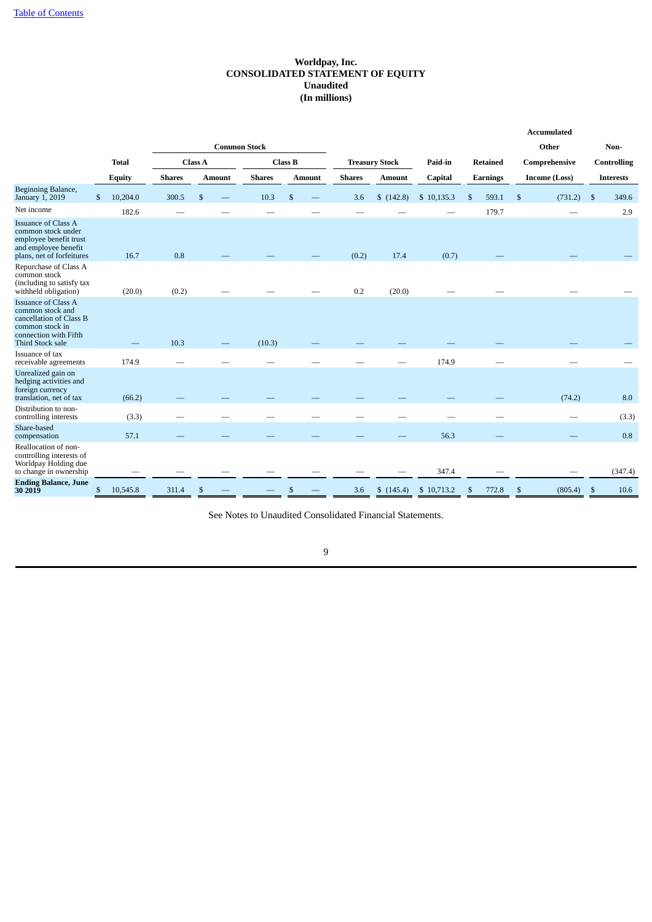# Worldpay, Inc.
## CONSOLIDATED STATEMENT OF EQUITY
### Unaudited
### (In millions)

| | Total Equity | Common Stock Class A Shares | Common Stock Class A Amount | Common Stock Class B Shares | Common Stock Class B Amount | Treasury Stock Shares | Treasury Stock Amount | Paid-in Capital | Retained Earnings | Accumulated Other Comprehensive Income (Loss) | Non-Controlling Interests |
|---|---|---|---|---|---|---|---|---|---|---|---|
| Beginning Balance, January 1, 2019 | $ 10,204.0 | 300.5 | $ — | 10.3 | $ — | 3.6 | $ (142.8) | $ 10,135.3 | $ 593.1 | $ (731.2) | $ 349.6 |
| Net income | 182.6 | — | — | — | — | — | — | — | 179.7 | — | 2.9 |
| Issuance of Class A common stock under employee benefit trust and employee benefit plans, net of forfeitures | 16.7 | 0.8 | — | — | — | (0.2) | 17.4 | (0.7) | — | — | — |
| Repurchase of Class A common stock (including to satisfy tax withheld obligation) | (20.0) | (0.2) | — | — | — | 0.2 | (20.0) | — | — | — | — |
| Issuance of Class A common stock and cancellation of Class B common stock in connection with Fifth Third Stock sale | — | 10.3 | — | (10.3) | — | — | — | — | — | — | — |
| Issuance of tax receivable agreements | 174.9 | — | — | — | — | — | — | 174.9 | — | — | — |
| Unrealized gain on hedging activities and foreign currency translation, net of tax | (66.2) | — | — | — | — | — | — | — | — | (74.2) | 8.0 |
| Distribution to non-controlling interests | (3.3) | — | — | — | — | — | — | — | — | — | (3.3) |
| Share-based compensation | 57.1 | — | — | — | — | — | — | 56.3 | — | — | 0.8 |
| Reallocation of non-controlling interests of Worldpay Holding due to change in ownership | — | — | — | — | — | — | — | 347.4 | — | — | (347.4) |
| **Ending Balance, June 30 2019** | $ 10,545.8 | 311.4 | $ — | — | $ — | 3.6 | $ (145.4) | $ 10,713.2 | $ 772.8 | $ (805.4) | $ 10.6 |

See Notes to Unaudited Consolidated Financial Statements.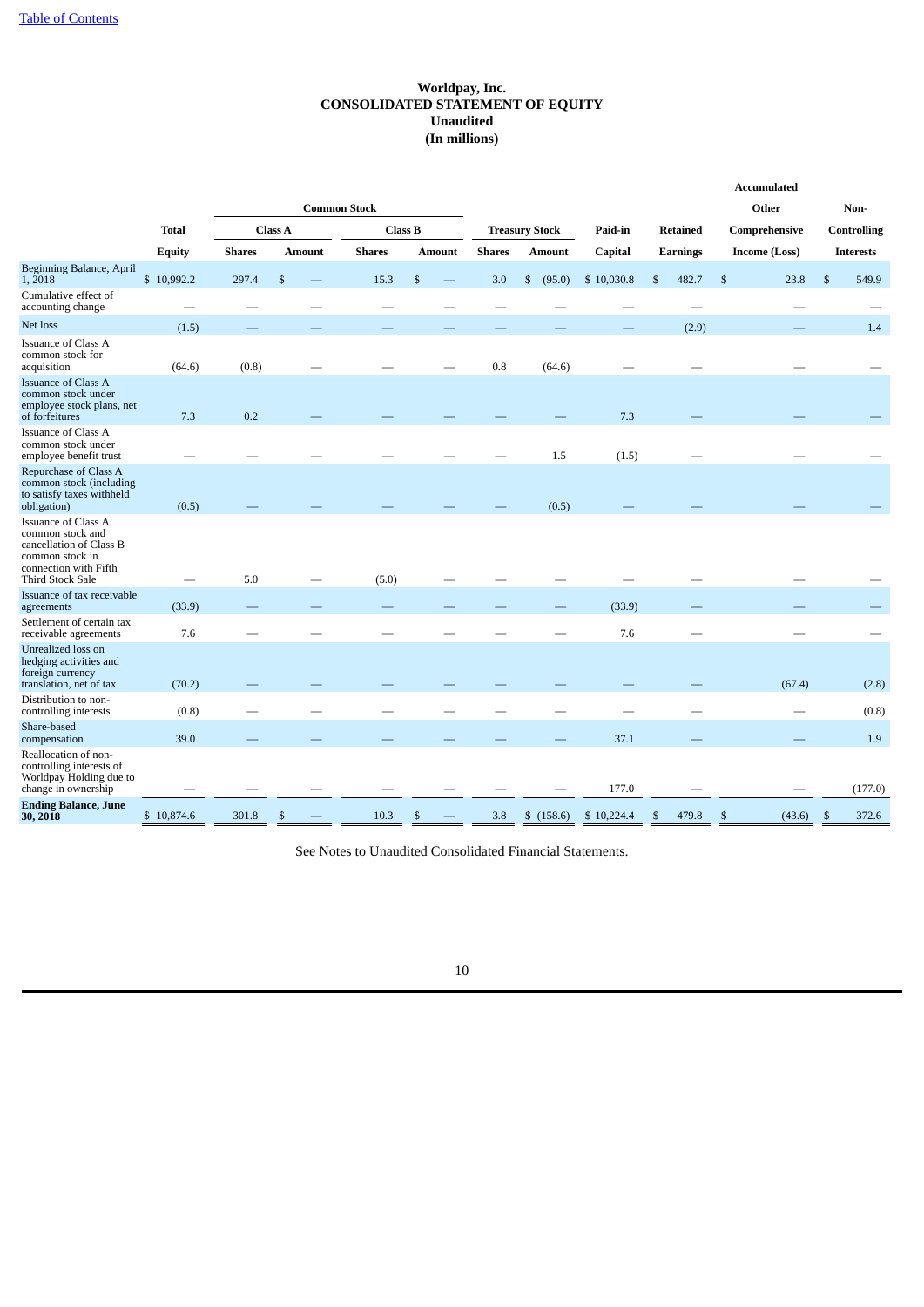# Worldpay, Inc.
# CONSOLIDATED STATEMENT OF EQUITY
# Unaudited
# (In millions)

| | Total | Common Stock | | | | Treasury Stock | | Paid-in | Retained | Accumulated Other | Non-Controlling |
|---|---|---|---|---|---|---|---|---|---|---|---|
| | | Class A | | Class B | | | | | | | |
| | Equity | Shares | Amount | Shares | Amount | Shares | Amount | Capital | Earnings | Comprehensive Income (Loss) | Interests |
| Beginning Balance, April 1, 2018 | $ 10,992.2 | 297.4 | $ — | 15.3 | $ — | 3.0 | $ (95.0) | $ 10,030.8 | $ 482.7 | $ 23.8 | $ 549.9 |
| Cumulative effect of accounting change | — | — | — | — | — | — | — | — | — | — | — |
| Net loss | (1.5) | — | — | — | — | — | — | — | (2.9) | — | 1.4 |
| Issuance of Class A common stock for acquisition | (64.6) | (0.8) | — | — | — | 0.8 | (64.6) | — | — | — | — |
| Issuance of Class A common stock under employee stock plans, net of forfeitures | 7.3 | 0.2 | — | — | — | — | — | 7.3 | — | — | — |
| Issuance of Class A common stock under employee benefit trust | — | — | — | — | — | — | 1.5 | (1.5) | — | — | — |
| Repurchase of Class A common stock (including to satisfy taxes withheld obligation) | (0.5) | — | — | — | — | — | (0.5) | — | — | — | — |
| Issuance of Class A common stock and cancellation of Class B common stock in connection with Fifth Third Stock Sale | — | 5.0 | — | (5.0) | — | — | — | — | — | — | — |
| Issuance of tax receivable agreements | (33.9) | — | — | — | — | — | — | (33.9) | — | — | — |
| Settlement of certain tax receivable agreements | 7.6 | — | — | — | — | — | — | 7.6 | — | — | — |
| Unrealized loss on hedging activities and foreign currency translation, net of tax | (70.2) | — | — | — | — | — | — | — | — | (67.4) | (2.8) |
| Distribution to non-controlling interests | (0.8) | — | — | — | — | — | — | — | — | — | (0.8) |
| Share-based compensation | 39.0 | — | — | — | — | — | — | 37.1 | — | — | 1.9 |
| Reallocation of non-controlling interests of Worldpay Holding due to change in ownership | — | — | — | — | — | — | — | 177.0 | — | — | (177.0) |
| **Ending Balance, June 30, 2018** | $ 10,874.6 | 301.8 | $ — | 10.3 | $ — | 3.8 | $ (158.6) | $ 10,224.4 | $ 479.8 | $ (43.6) | $ 372.6 |

See Notes to Unaudited Consolidated Financial Statements.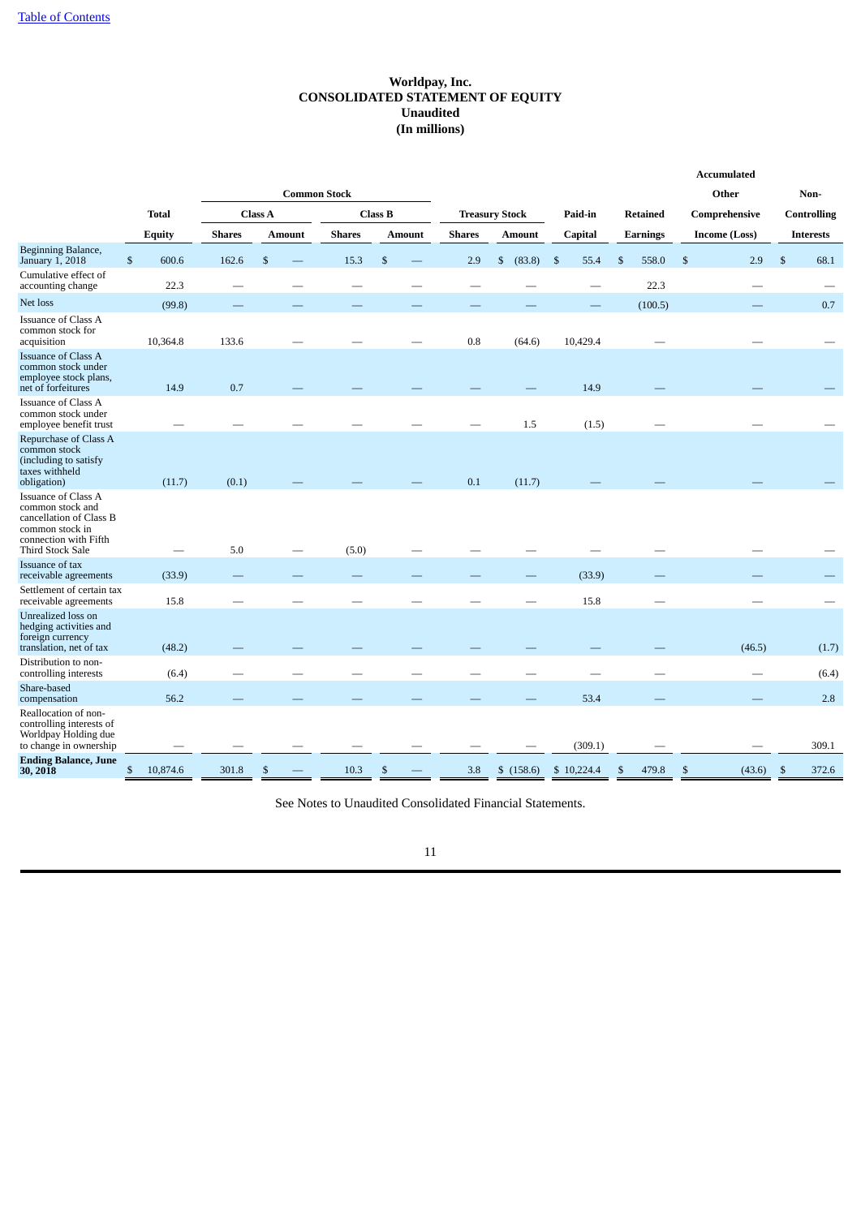Table of Contents

**Worldpay, Inc.**
**CONSOLIDATED STATEMENT OF EQUITY**
**Unaudited**
**(In millions)**

| | Total | Common Stock | | | | Treasury Stock | | Paid-in | Retained | Accumulated Other Comprehensive | Non-Controlling |
|---|---|---|---|---|---|---|---|---|---|---|---|
| | | Class A | | Class B | | | | | | | |
| | Equity | Shares | Amount | Shares | Amount | Shares | Amount | Capital | Earnings | Income (Loss) | Interests |
| Beginning Balance, January 1, 2018 | $ 600.6 | 162.6 | $ — | 15.3 | $ — | 2.9 | $ (83.8) | $ 55.4 | $ 558.0 | $ 2.9 | $ 68.1 |
| Cumulative effect of accounting change | 22.3 | — | — | — | — | — | — | — | 22.3 | — | — |
| Net loss | (99.8) | — | — | — | — | — | — | — | (100.5) | — | 0.7 |
| Issuance of Class A common stock for acquisition | 10,364.8 | 133.6 | — | — | — | 0.8 | (64.6) | 10,429.4 | — | — | — |
| Issuance of Class A common stock under employee stock plans, net of forfeitures | 14.9 | 0.7 | — | — | — | — | — | 14.9 | — | — | — |
| Issuance of Class A common stock under employee benefit trust | — | — | — | — | — | — | 1.5 | (1.5) | — | — | — |
| Repurchase of Class A common stock (including to satisfy taxes withheld obligation) | (11.7) | (0.1) | — | — | — | 0.1 | (11.7) | — | — | — | — |
| Issuance of Class A common stock and cancellation of Class B common stock in connection with Fifth Third Stock Sale | — | 5.0 | — | (5.0) | — | — | — | — | — | — | — |
| Issuance of tax receivable agreements | (33.9) | — | — | — | — | — | — | (33.9) | — | — | — |
| Settlement of certain tax receivable agreements | 15.8 | — | — | — | — | — | — | 15.8 | — | — | — |
| Unrealized loss on hedging activities and foreign currency translation, net of tax | (48.2) | — | — | — | — | — | — | — | — | (46.5) | (1.7) |
| Distribution to non-controlling interests | (6.4) | — | — | — | — | — | — | — | — | — | (6.4) |
| Share-based compensation | 56.2 | — | — | — | — | — | — | 53.4 | — | — | 2.8 |
| Reallocation of non-controlling interests of Worldpay Holding due to change in ownership | — | — | — | — | — | — | — | (309.1) | — | — | 309.1 |
| **Ending Balance, June 30, 2018** | $ 10,874.6 | 301.8 | $ — | 10.3 | $ — | 3.8 | $ (158.6) | $ 10,224.4 | $ 479.8 | $ (43.6) | $ 372.6 |

See Notes to Unaudited Consolidated Financial Statements.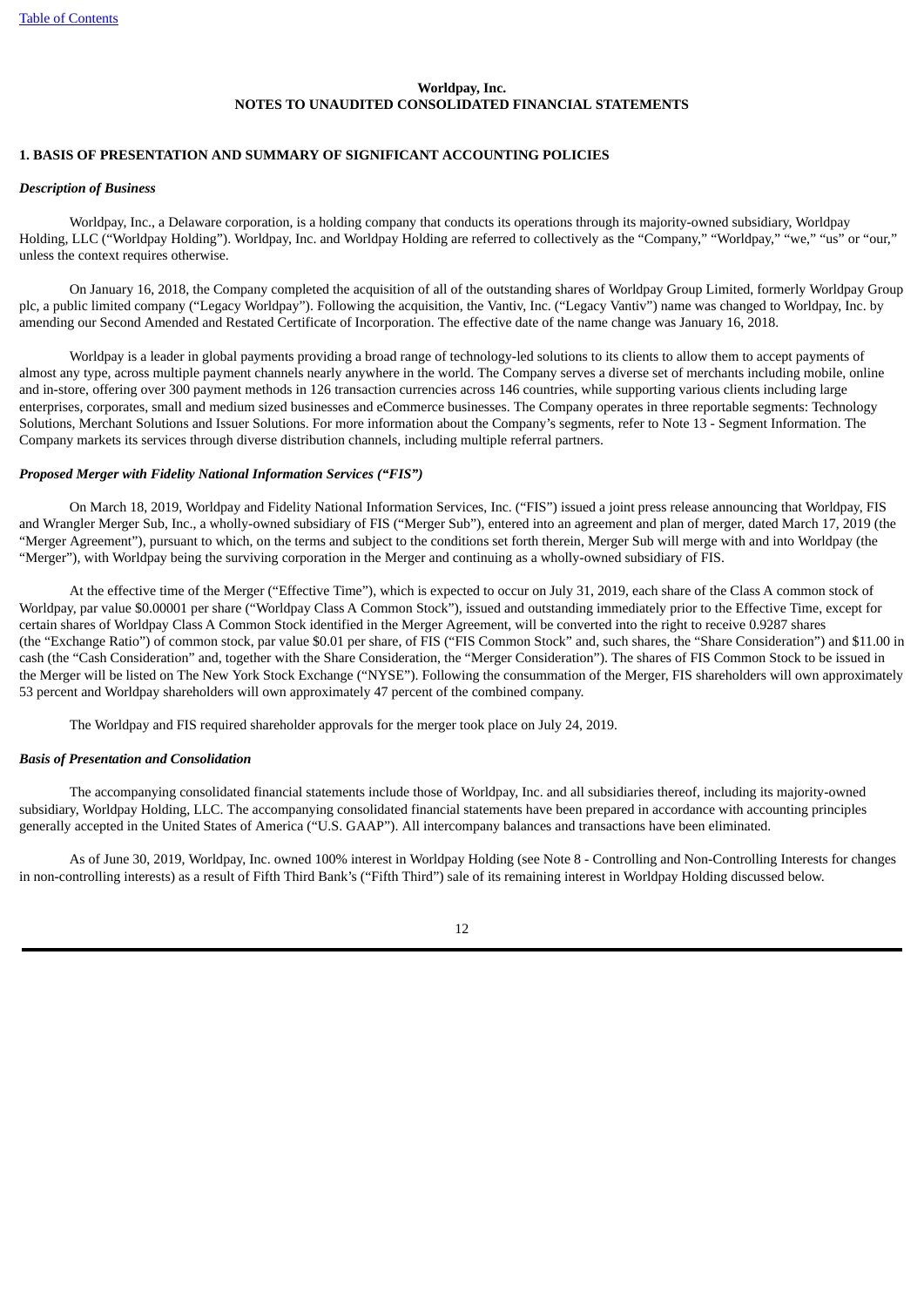**Worldpay, Inc.**
**NOTES TO UNAUDITED CONSOLIDATED FINANCIAL STATEMENTS**

## 1. BASIS OF PRESENTATION AND SUMMARY OF SIGNIFICANT ACCOUNTING POLICIES

### *Description of Business*

Worldpay, Inc., a Delaware corporation, is a holding company that conducts its operations through its majority-owned subsidiary, Worldpay Holding, LLC ("Worldpay Holding"). Worldpay, Inc. and Worldpay Holding are referred to collectively as the "Company," "Worldpay," "we," "us" or "our," unless the context requires otherwise.

On January 16, 2018, the Company completed the acquisition of all of the outstanding shares of Worldpay Group Limited, formerly Worldpay Group plc, a public limited company ("Legacy Worldpay"). Following the acquisition, the Vantiv, Inc. ("Legacy Vantiv") name was changed to Worldpay, Inc. by amending our Second Amended and Restated Certificate of Incorporation. The effective date of the name change was January 16, 2018.

Worldpay is a leader in global payments providing a broad range of technology-led solutions to its clients to allow them to accept payments of almost any type, across multiple payment channels nearly anywhere in the world. The Company serves a diverse set of merchants including mobile, online and in-store, offering over 300 payment methods in 126 transaction currencies across 146 countries, while supporting various clients including large enterprises, corporates, small and medium sized businesses and eCommerce businesses. The Company operates in three reportable segments: Technology Solutions, Merchant Solutions and Issuer Solutions. For more information about the Company's segments, refer to Note 13 - Segment Information. The Company markets its services through diverse distribution channels, including multiple referral partners.

### *Proposed Merger with Fidelity National Information Services ("FIS")*

On March 18, 2019, Worldpay and Fidelity National Information Services, Inc. ("FIS") issued a joint press release announcing that Worldpay, FIS and Wrangler Merger Sub, Inc., a wholly-owned subsidiary of FIS ("Merger Sub"), entered into an agreement and plan of merger, dated March 17, 2019 (the "Merger Agreement"), pursuant to which, on the terms and subject to the conditions set forth therein, Merger Sub will merge with and into Worldpay (the "Merger"), with Worldpay being the surviving corporation in the Merger and continuing as a wholly-owned subsidiary of FIS.

At the effective time of the Merger ("Effective Time"), which is expected to occur on July 31, 2019, each share of the Class A common stock of Worldpay, par value $0.00001 per share ("Worldpay Class A Common Stock"), issued and outstanding immediately prior to the Effective Time, except for certain shares of Worldpay Class A Common Stock identified in the Merger Agreement, will be converted into the right to receive 0.9287 shares (the "Exchange Ratio") of common stock, par value $0.01 per share, of FIS ("FIS Common Stock" and, such shares, the "Share Consideration") and $11.00 in cash (the "Cash Consideration" and, together with the Share Consideration, the "Merger Consideration"). The shares of FIS Common Stock to be issued in the Merger will be listed on The New York Stock Exchange ("NYSE"). Following the consummation of the Merger, FIS shareholders will own approximately 53 percent and Worldpay shareholders will own approximately 47 percent of the combined company.

The Worldpay and FIS required shareholder approvals for the merger took place on July 24, 2019.

### *Basis of Presentation and Consolidation*

The accompanying consolidated financial statements include those of Worldpay, Inc. and all subsidiaries thereof, including its majority-owned subsidiary, Worldpay Holding, LLC. The accompanying consolidated financial statements have been prepared in accordance with accounting principles generally accepted in the United States of America ("U.S. GAAP"). All intercompany balances and transactions have been eliminated.

As of June 30, 2019, Worldpay, Inc. owned 100% interest in Worldpay Holding (see Note 8 - Controlling and Non-Controlling Interests for changes in non-controlling interests) as a result of Fifth Third Bank's ("Fifth Third") sale of its remaining interest in Worldpay Holding discussed below.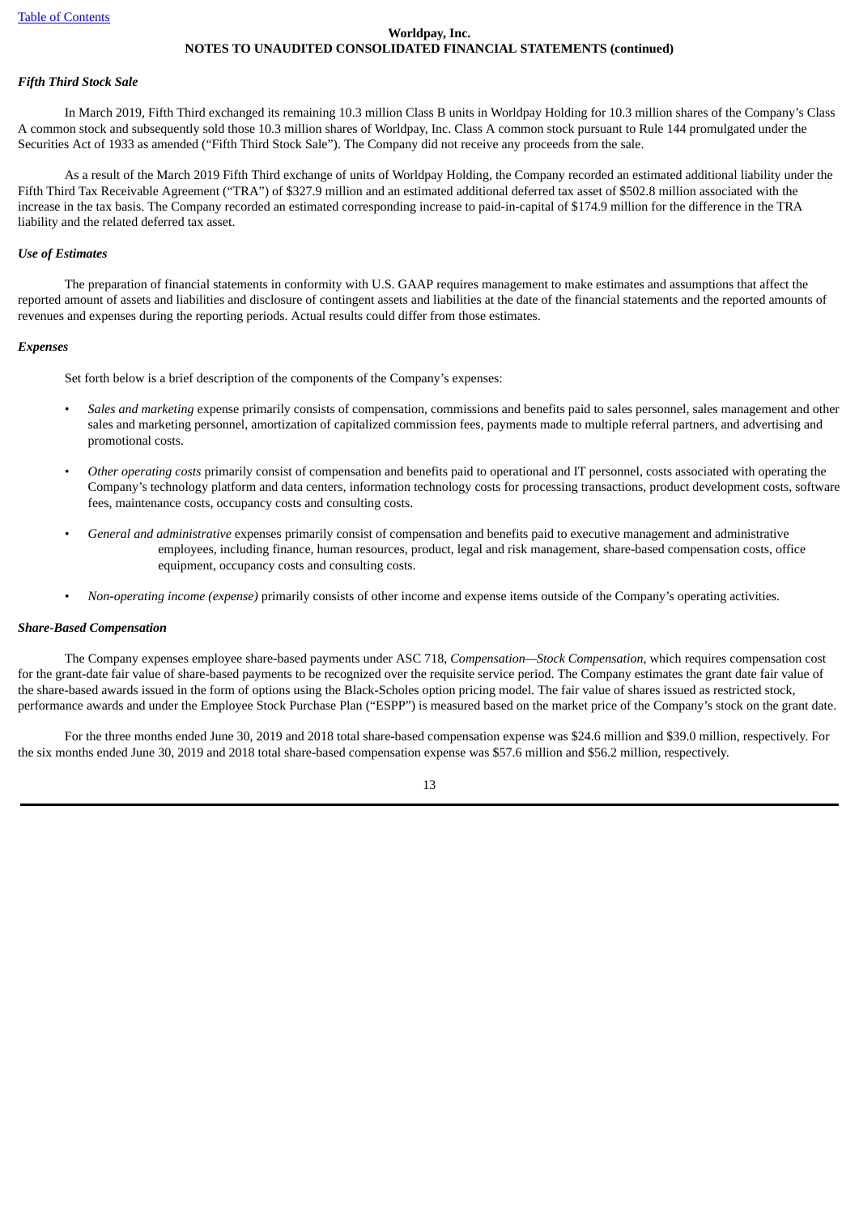*Fifth Third Stock Sale*

In March 2019, Fifth Third exchanged its remaining 10.3 million Class B units in Worldpay Holding for 10.3 million shares of the Company's Class A common stock and subsequently sold those 10.3 million shares of Worldpay, Inc. Class A common stock pursuant to Rule 144 promulgated under the Securities Act of 1933 as amended ("Fifth Third Stock Sale"). The Company did not receive any proceeds from the sale.

As a result of the March 2019 Fifth Third exchange of units of Worldpay Holding, the Company recorded an estimated additional liability under the Fifth Third Tax Receivable Agreement ("TRA") of $327.9 million and an estimated additional deferred tax asset of $502.8 million associated with the increase in the tax basis. The Company recorded an estimated corresponding increase to paid-in-capital of $174.9 million for the difference in the TRA liability and the related deferred tax asset.

*Use of Estimates*

The preparation of financial statements in conformity with U.S. GAAP requires management to make estimates and assumptions that affect the reported amount of assets and liabilities and disclosure of contingent assets and liabilities at the date of the financial statements and the reported amounts of revenues and expenses during the reporting periods. Actual results could differ from those estimates.

*Expenses*

Set forth below is a brief description of the components of the Company's expenses:

- *Sales and marketing* expense primarily consists of compensation, commissions and benefits paid to sales personnel, sales management and other sales and marketing personnel, amortization of capitalized commission fees, payments made to multiple referral partners, and advertising and promotional costs.
- *Other operating costs* primarily consist of compensation and benefits paid to operational and IT personnel, costs associated with operating the Company's technology platform and data centers, information technology costs for processing transactions, product development costs, software fees, maintenance costs, occupancy costs and consulting costs.
- *General and administrative* expenses primarily consist of compensation and benefits paid to executive management and administrative employees, including finance, human resources, product, legal and risk management, share-based compensation costs, office equipment, occupancy costs and consulting costs.
- *Non-operating income (expense)* primarily consists of other income and expense items outside of the Company's operating activities.

***Share-Based Compensation***

The Company expenses employee share-based payments under ASC 718, *Compensation—Stock Compensation,* which requires compensation cost for the grant-date fair value of share-based payments to be recognized over the requisite service period. The Company estimates the grant date fair value of the share-based awards issued in the form of options using the Black-Scholes option pricing model. The fair value of shares issued as restricted stock, performance awards and under the Employee Stock Purchase Plan ("ESPP") is measured based on the market price of the Company's stock on the grant date.

For the three months ended June 30, 2019 and 2018 total share-based compensation expense was $24.6 million and $39.0 million, respectively. For the six months ended June 30, 2019 and 2018 total share-based compensation expense was $57.6 million and $56.2 million, respectively.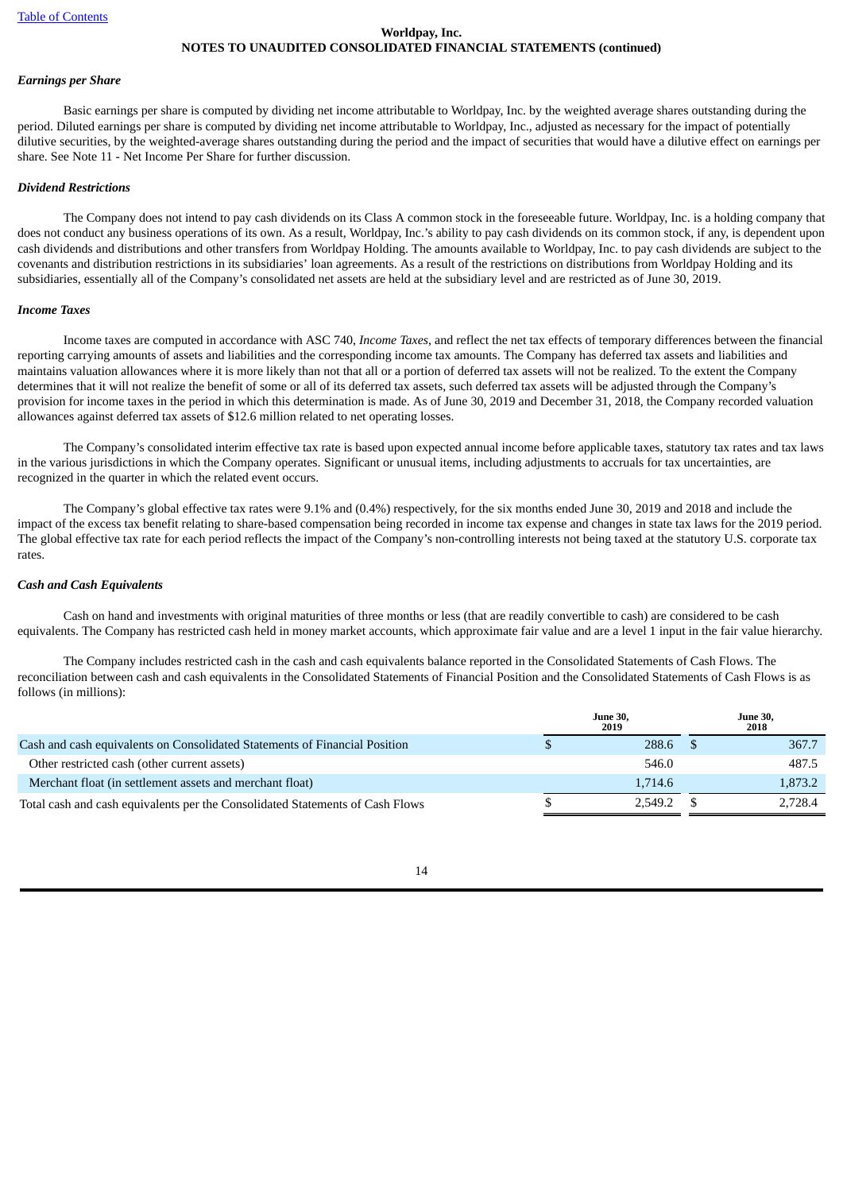**Worldpay, Inc.**
**NOTES TO UNAUDITED CONSOLIDATED FINANCIAL STATEMENTS (continued)**

***Earnings per Share***

Basic earnings per share is computed by dividing net income attributable to Worldpay, Inc. by the weighted average shares outstanding during the period. Diluted earnings per share is computed by dividing net income attributable to Worldpay, Inc., adjusted as necessary for the impact of potentially dilutive securities, by the weighted-average shares outstanding during the period and the impact of securities that would have a dilutive effect on earnings per share. See Note 11 - Net Income Per Share for further discussion.

***Dividend Restrictions***

The Company does not intend to pay cash dividends on its Class A common stock in the foreseeable future. Worldpay, Inc. is a holding company that does not conduct any business operations of its own. As a result, Worldpay, Inc.'s ability to pay cash dividends on its common stock, if any, is dependent upon cash dividends and distributions and other transfers from Worldpay Holding. The amounts available to Worldpay, Inc. to pay cash dividends are subject to the covenants and distribution restrictions in its subsidiaries' loan agreements. As a result of the restrictions on distributions from Worldpay Holding and its subsidiaries, essentially all of the Company's consolidated net assets are held at the subsidiary level and are restricted as of June 30, 2019.

***Income Taxes***

Income taxes are computed in accordance with ASC 740, *Income Taxes*, and reflect the net tax effects of temporary differences between the financial reporting carrying amounts of assets and liabilities and the corresponding income tax amounts. The Company has deferred tax assets and liabilities and maintains valuation allowances where it is more likely than not that all or a portion of deferred tax assets will not be realized. To the extent the Company determines that it will not realize the benefit of some or all of its deferred tax assets, such deferred tax assets will be adjusted through the Company's provision for income taxes in the period in which this determination is made. As of June 30, 2019 and December 31, 2018, the Company recorded valuation allowances against deferred tax assets of $12.6 million related to net operating losses.

The Company's consolidated interim effective tax rate is based upon expected annual income before applicable taxes, statutory tax rates and tax laws in the various jurisdictions in which the Company operates. Significant or unusual items, including adjustments to accruals for tax uncertainties, are recognized in the quarter in which the related event occurs.

The Company's global effective tax rates were 9.1% and (0.4%) respectively, for the six months ended June 30, 2019 and 2018 and include the impact of the excess tax benefit relating to share-based compensation being recorded in income tax expense and changes in state tax laws for the 2019 period. The global effective tax rate for each period reflects the impact of the Company's non-controlling interests not being taxed at the statutory U.S. corporate tax rates.

***Cash and Cash Equivalents***

Cash on hand and investments with original maturities of three months or less (that are readily convertible to cash) are considered to be cash equivalents. The Company has restricted cash held in money market accounts, which approximate fair value and are a level 1 input in the fair value hierarchy.

The Company includes restricted cash in the cash and cash equivalents balance reported in the Consolidated Statements of Cash Flows. The reconciliation between cash and cash equivalents in the Consolidated Statements of Financial Position and the Consolidated Statements of Cash Flows is as follows (in millions):

| | June 30, 2019 | June 30, 2018 |
|---|---|---|
| Cash and cash equivalents on Consolidated Statements of Financial Position | $ 288.6 | $ 367.7 |
| Other restricted cash (other current assets) | 546.0 | 487.5 |
| Merchant float (in settlement assets and merchant float) | 1,714.6 | 1,873.2 |
| Total cash and cash equivalents per the Consolidated Statements of Cash Flows | $ 2,549.2 | $ 2,728.4 |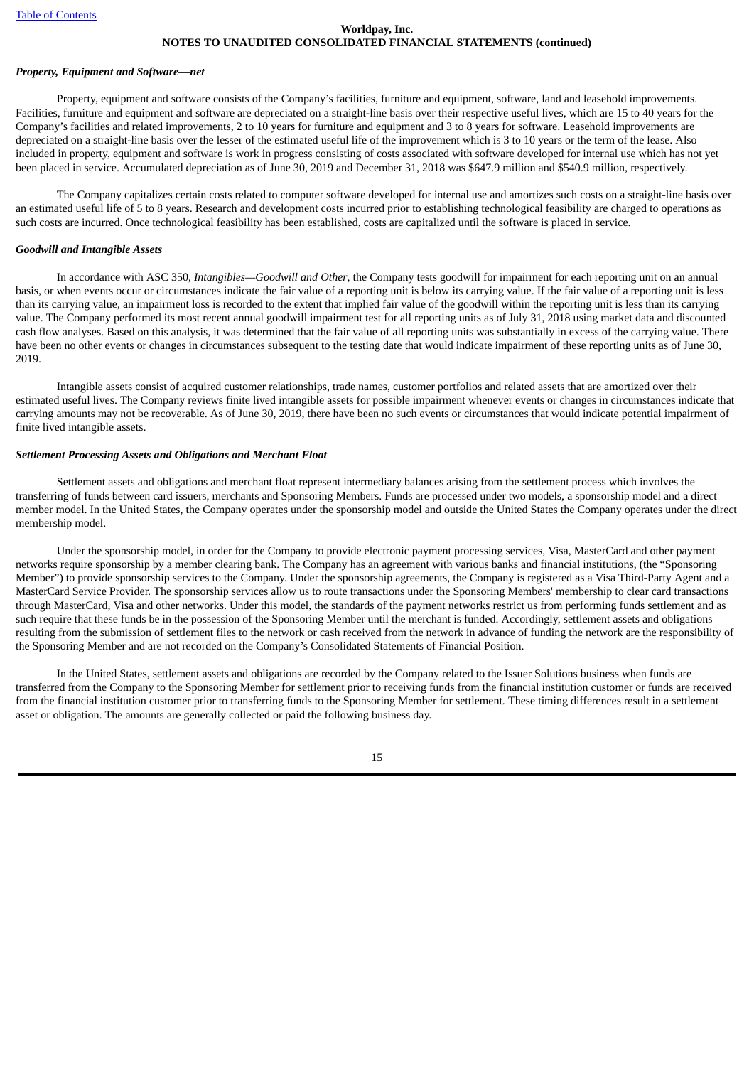### *Property, Equipment and Software—net*

Property, equipment and software consists of the Company's facilities, furniture and equipment, software, land and leasehold improvements. Facilities, furniture and equipment and software are depreciated on a straight-line basis over their respective useful lives, which are 15 to 40 years for the Company's facilities and related improvements, 2 to 10 years for furniture and equipment and 3 to 8 years for software. Leasehold improvements are depreciated on a straight-line basis over the lesser of the estimated useful life of the improvement which is 3 to 10 years or the term of the lease. Also included in property, equipment and software is work in progress consisting of costs associated with software developed for internal use which has not yet been placed in service. Accumulated depreciation as of June 30, 2019 and December 31, 2018 was $647.9 million and $540.9 million, respectively.

The Company capitalizes certain costs related to computer software developed for internal use and amortizes such costs on a straight-line basis over an estimated useful life of 5 to 8 years. Research and development costs incurred prior to establishing technological feasibility are charged to operations as such costs are incurred. Once technological feasibility has been established, costs are capitalized until the software is placed in service.

### *Goodwill and Intangible Assets*

In accordance with ASC 350, *Intangibles—Goodwill and Other*, the Company tests goodwill for impairment for each reporting unit on an annual basis, or when events occur or circumstances indicate the fair value of a reporting unit is below its carrying value. If the fair value of a reporting unit is less than its carrying value, an impairment loss is recorded to the extent that implied fair value of the goodwill within the reporting unit is less than its carrying value. The Company performed its most recent annual goodwill impairment test for all reporting units as of July 31, 2018 using market data and discounted cash flow analyses. Based on this analysis, it was determined that the fair value of all reporting units was substantially in excess of the carrying value. There have been no other events or changes in circumstances subsequent to the testing date that would indicate impairment of these reporting units as of June 30, 2019.

Intangible assets consist of acquired customer relationships, trade names, customer portfolios and related assets that are amortized over their estimated useful lives. The Company reviews finite lived intangible assets for possible impairment whenever events or changes in circumstances indicate that carrying amounts may not be recoverable. As of June 30, 2019, there have been no such events or circumstances that would indicate potential impairment of finite lived intangible assets.

### *Settlement Processing Assets and Obligations and Merchant Float*

Settlement assets and obligations and merchant float represent intermediary balances arising from the settlement process which involves the transferring of funds between card issuers, merchants and Sponsoring Members. Funds are processed under two models, a sponsorship model and a direct member model. In the United States, the Company operates under the sponsorship model and outside the United States the Company operates under the direct membership model.

Under the sponsorship model, in order for the Company to provide electronic payment processing services, Visa, MasterCard and other payment networks require sponsorship by a member clearing bank. The Company has an agreement with various banks and financial institutions, (the "Sponsoring Member") to provide sponsorship services to the Company. Under the sponsorship agreements, the Company is registered as a Visa Third-Party Agent and a MasterCard Service Provider. The sponsorship services allow us to route transactions under the Sponsoring Members' membership to clear card transactions through MasterCard, Visa and other networks. Under this model, the standards of the payment networks restrict us from performing funds settlement and as such require that these funds be in the possession of the Sponsoring Member until the merchant is funded. Accordingly, settlement assets and obligations resulting from the submission of settlement files to the network or cash received from the network in advance of funding the network are the responsibility of the Sponsoring Member and are not recorded on the Company's Consolidated Statements of Financial Position.

In the United States, settlement assets and obligations are recorded by the Company related to the Issuer Solutions business when funds are transferred from the Company to the Sponsoring Member for settlement prior to receiving funds from the financial institution customer or funds are received from the financial institution customer prior to transferring funds to the Sponsoring Member for settlement. These timing differences result in a settlement asset or obligation. The amounts are generally collected or paid the following business day.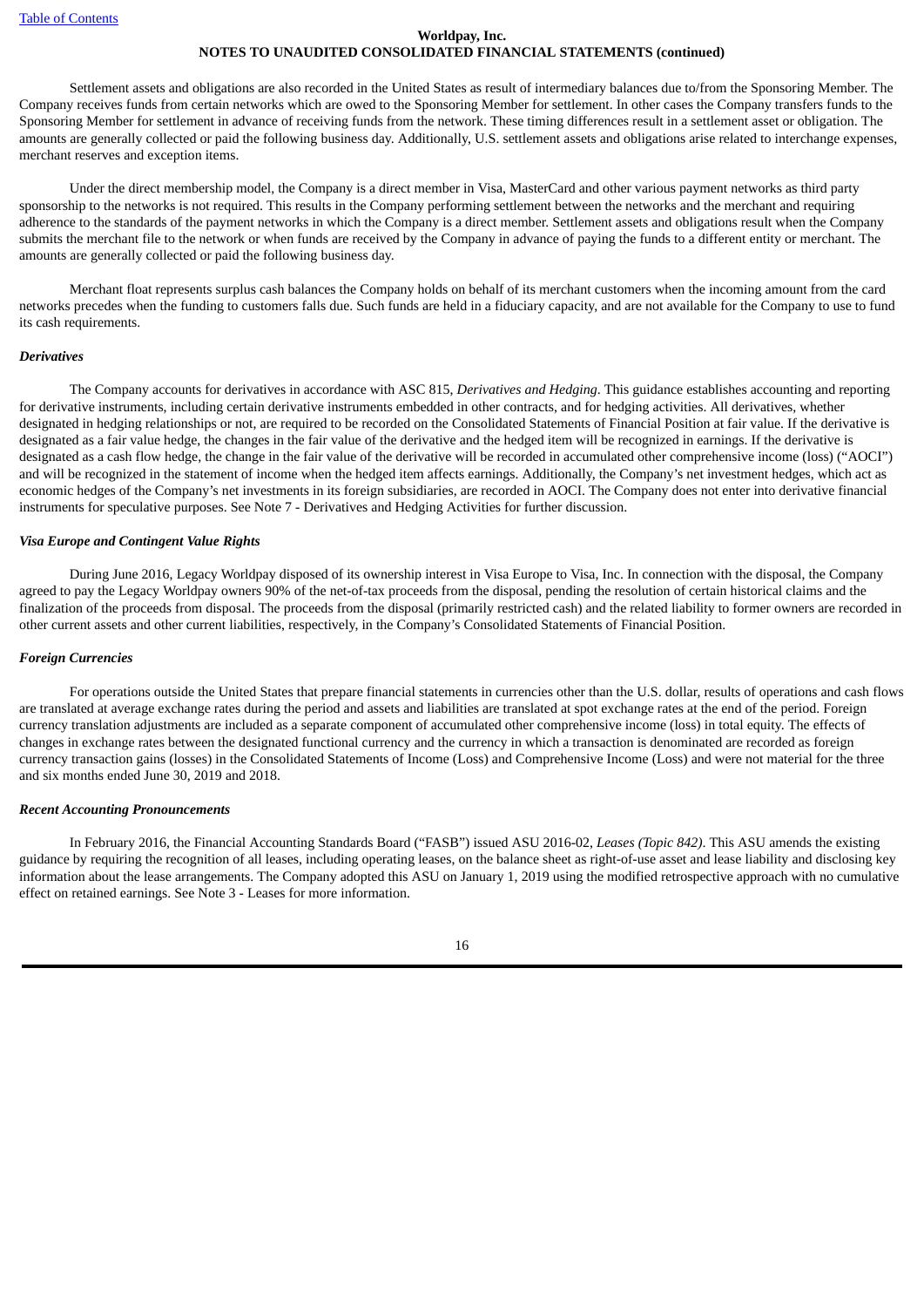Settlement assets and obligations are also recorded in the United States as result of intermediary balances due to/from the Sponsoring Member. The Company receives funds from certain networks which are owed to the Sponsoring Member for settlement. In other cases the Company transfers funds to the Sponsoring Member for settlement in advance of receiving funds from the network. These timing differences result in a settlement asset or obligation. The amounts are generally collected or paid the following business day. Additionally, U.S. settlement assets and obligations arise related to interchange expenses, merchant reserves and exception items.

Under the direct membership model, the Company is a direct member in Visa, MasterCard and other various payment networks as third party sponsorship to the networks is not required. This results in the Company performing settlement between the networks and the merchant and requiring adherence to the standards of the payment networks in which the Company is a direct member. Settlement assets and obligations result when the Company submits the merchant file to the network or when funds are received by the Company in advance of paying the funds to a different entity or merchant. The amounts are generally collected or paid the following business day.

Merchant float represents surplus cash balances the Company holds on behalf of its merchant customers when the incoming amount from the card networks precedes when the funding to customers falls due. Such funds are held in a fiduciary capacity, and are not available for the Company to use to fund its cash requirements.

***Derivatives***

The Company accounts for derivatives in accordance with ASC 815, *Derivatives and Hedging*. This guidance establishes accounting and reporting for derivative instruments, including certain derivative instruments embedded in other contracts, and for hedging activities. All derivatives, whether designated in hedging relationships or not, are required to be recorded on the Consolidated Statements of Financial Position at fair value. If the derivative is designated as a fair value hedge, the changes in the fair value of the derivative and the hedged item will be recognized in earnings. If the derivative is designated as a cash flow hedge, the change in the fair value of the derivative will be recorded in accumulated other comprehensive income (loss) ("AOCI") and will be recognized in the statement of income when the hedged item affects earnings. Additionally, the Company's net investment hedges, which act as economic hedges of the Company's net investments in its foreign subsidiaries, are recorded in AOCI. The Company does not enter into derivative financial instruments for speculative purposes. See Note 7 - Derivatives and Hedging Activities for further discussion.

***Visa Europe and Contingent Value Rights***

During June 2016, Legacy Worldpay disposed of its ownership interest in Visa Europe to Visa, Inc. In connection with the disposal, the Company agreed to pay the Legacy Worldpay owners 90% of the net-of-tax proceeds from the disposal, pending the resolution of certain historical claims and the finalization of the proceeds from disposal. The proceeds from the disposal (primarily restricted cash) and the related liability to former owners are recorded in other current assets and other current liabilities, respectively, in the Company's Consolidated Statements of Financial Position.

***Foreign Currencies***

For operations outside the United States that prepare financial statements in currencies other than the U.S. dollar, results of operations and cash flows are translated at average exchange rates during the period and assets and liabilities are translated at spot exchange rates at the end of the period. Foreign currency translation adjustments are included as a separate component of accumulated other comprehensive income (loss) in total equity. The effects of changes in exchange rates between the designated functional currency and the currency in which a transaction is denominated are recorded as foreign currency transaction gains (losses) in the Consolidated Statements of Income (Loss) and Comprehensive Income (Loss) and were not material for the three and six months ended June 30, 2019 and 2018.

***Recent Accounting Pronouncements***

In February 2016, the Financial Accounting Standards Board ("FASB") issued ASU 2016-02, *Leases (Topic 842)*. This ASU amends the existing guidance by requiring the recognition of all leases, including operating leases, on the balance sheet as right-of-use asset and lease liability and disclosing key information about the lease arrangements. The Company adopted this ASU on January 1, 2019 using the modified retrospective approach with no cumulative effect on retained earnings. See Note 3 - Leases for more information.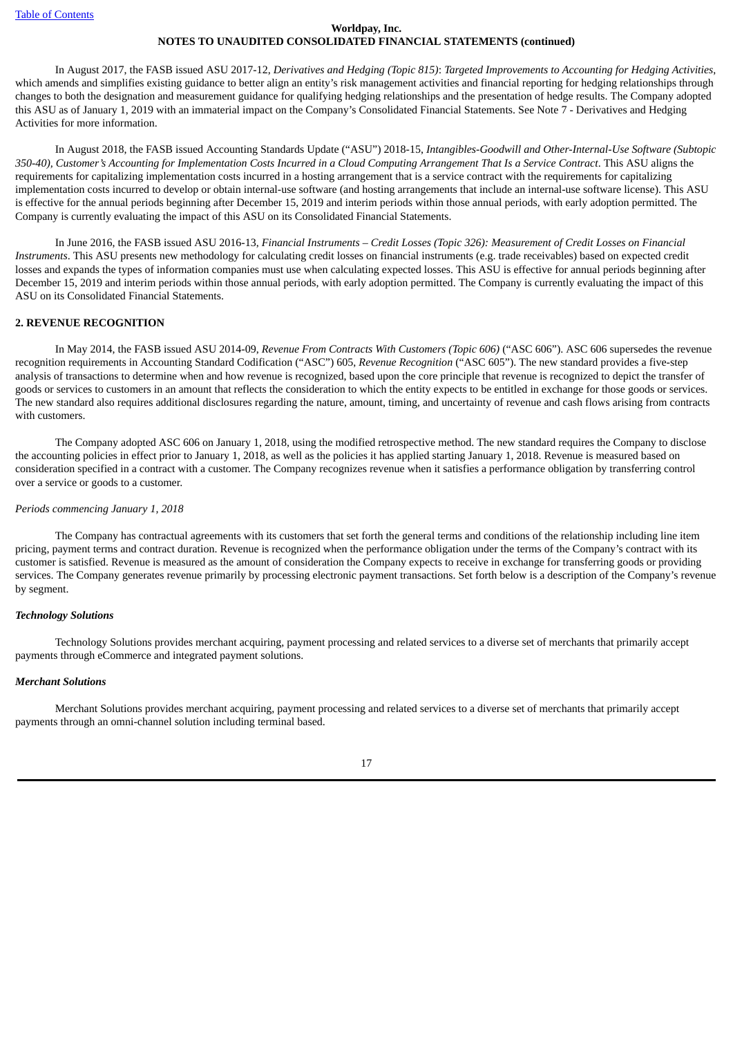In August 2017, the FASB issued ASU 2017-12, *Derivatives and Hedging (Topic 815)*: *Targeted Improvements to Accounting for Hedging Activities*, which amends and simplifies existing guidance to better align an entity's risk management activities and financial reporting for hedging relationships through changes to both the designation and measurement guidance for qualifying hedging relationships and the presentation of hedge results. The Company adopted this ASU as of January 1, 2019 with an immaterial impact on the Company's Consolidated Financial Statements. See Note 7 - Derivatives and Hedging Activities for more information.

In August 2018, the FASB issued Accounting Standards Update ("ASU") 2018-15, *Intangibles-Goodwill and Other-Internal-Use Software (Subtopic 350-40), Customer's Accounting for Implementation Costs Incurred in a Cloud Computing Arrangement That Is a Service Contract*. This ASU aligns the requirements for capitalizing implementation costs incurred in a hosting arrangement that is a service contract with the requirements for capitalizing implementation costs incurred to develop or obtain internal-use software (and hosting arrangements that include an internal-use software license). This ASU is effective for the annual periods beginning after December 15, 2019 and interim periods within those annual periods, with early adoption permitted. The Company is currently evaluating the impact of this ASU on its Consolidated Financial Statements.

In June 2016, the FASB issued ASU 2016-13, *Financial Instruments – Credit Losses (Topic 326): Measurement of Credit Losses on Financial Instruments*. This ASU presents new methodology for calculating credit losses on financial instruments (e.g. trade receivables) based on expected credit losses and expands the types of information companies must use when calculating expected losses. This ASU is effective for annual periods beginning after December 15, 2019 and interim periods within those annual periods, with early adoption permitted. The Company is currently evaluating the impact of this ASU on its Consolidated Financial Statements.

## 2. REVENUE RECOGNITION

In May 2014, the FASB issued ASU 2014-09, *Revenue From Contracts With Customers (Topic 606)* ("ASC 606"). ASC 606 supersedes the revenue recognition requirements in Accounting Standard Codification ("ASC") 605, *Revenue Recognition* ("ASC 605"). The new standard provides a five-step analysis of transactions to determine when and how revenue is recognized, based upon the core principle that revenue is recognized to depict the transfer of goods or services to customers in an amount that reflects the consideration to which the entity expects to be entitled in exchange for those goods or services. The new standard also requires additional disclosures regarding the nature, amount, timing, and uncertainty of revenue and cash flows arising from contracts with customers.

The Company adopted ASC 606 on January 1, 2018, using the modified retrospective method. The new standard requires the Company to disclose the accounting policies in effect prior to January 1, 2018, as well as the policies it has applied starting January 1, 2018. Revenue is measured based on consideration specified in a contract with a customer. The Company recognizes revenue when it satisfies a performance obligation by transferring control over a service or goods to a customer.

*Periods commencing January 1, 2018*

The Company has contractual agreements with its customers that set forth the general terms and conditions of the relationship including line item pricing, payment terms and contract duration. Revenue is recognized when the performance obligation under the terms of the Company's contract with its customer is satisfied. Revenue is measured as the amount of consideration the Company expects to receive in exchange for transferring goods or providing services. The Company generates revenue primarily by processing electronic payment transactions. Set forth below is a description of the Company's revenue by segment.

***Technology Solutions***

Technology Solutions provides merchant acquiring, payment processing and related services to a diverse set of merchants that primarily accept payments through eCommerce and integrated payment solutions.

***Merchant Solutions***

Merchant Solutions provides merchant acquiring, payment processing and related services to a diverse set of merchants that primarily accept payments through an omni-channel solution including terminal based.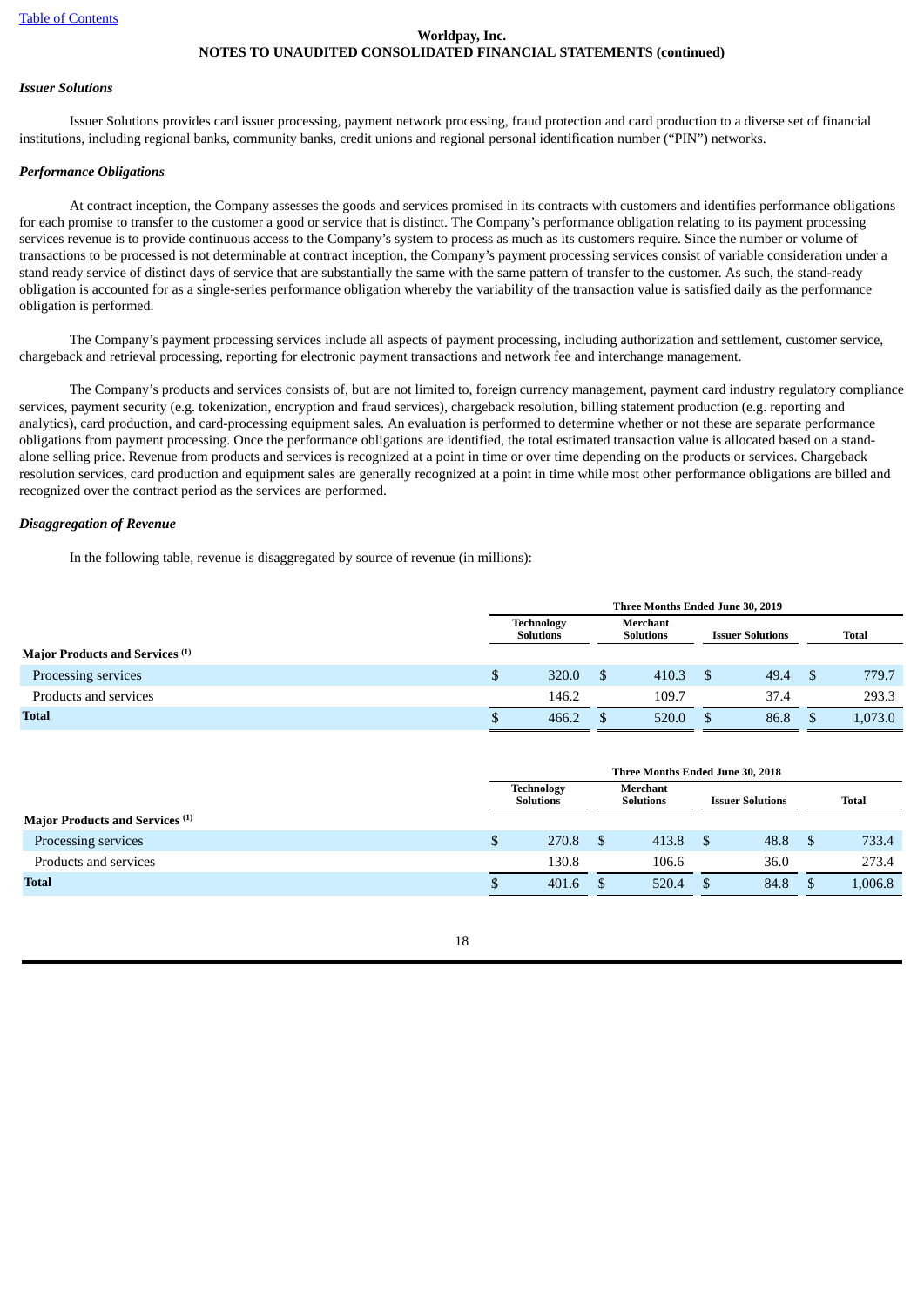### *Issuer Solutions*

Issuer Solutions provides card issuer processing, payment network processing, fraud protection and card production to a diverse set of financial institutions, including regional banks, community banks, credit unions and regional personal identification number ("PIN") networks.

### *Performance Obligations*

At contract inception, the Company assesses the goods and services promised in its contracts with customers and identifies performance obligations for each promise to transfer to the customer a good or service that is distinct. The Company's performance obligation relating to its payment processing services revenue is to provide continuous access to the Company's system to process as much as its customers require. Since the number or volume of transactions to be processed is not determinable at contract inception, the Company's payment processing services consist of variable consideration under a stand ready service of distinct days of service that are substantially the same with the same pattern of transfer to the customer. As such, the stand-ready obligation is accounted for as a single-series performance obligation whereby the variability of the transaction value is satisfied daily as the performance obligation is performed.

The Company's payment processing services include all aspects of payment processing, including authorization and settlement, customer service, chargeback and retrieval processing, reporting for electronic payment transactions and network fee and interchange management.

The Company's products and services consists of, but are not limited to, foreign currency management, payment card industry regulatory compliance services, payment security (e.g. tokenization, encryption and fraud services), chargeback resolution, billing statement production (e.g. reporting and analytics), card production, and card-processing equipment sales. An evaluation is performed to determine whether or not these are separate performance obligations from payment processing. Once the performance obligations are identified, the total estimated transaction value is allocated based on a stand-alone selling price. Revenue from products and services is recognized at a point in time or over time depending on the products or services. Chargeback resolution services, card production and equipment sales are generally recognized at a point in time while most other performance obligations are billed and recognized over the contract period as the services are performed.

### *Disaggregation of Revenue*

In the following table, revenue is disaggregated by source of revenue (in millions):

| | Three Months Ended June 30, 2019 | | | |
|---|---|---|---|---|
| | Technology Solutions | Merchant Solutions | Issuer Solutions | Total |
| **Major Products and Services [(1)]** | | | | |
| Processing services | $ 320.0 | $ 410.3 | $ 49.4 | $ 779.7 |
| Products and services | 146.2 | 109.7 | 37.4 | 293.3 |
| **Total** | $ 466.2 | $ 520.0 | $ 86.8 | $ 1,073.0 |

| | Three Months Ended June 30, 2018 | | | |
|---|---|---|---|---|
| | Technology Solutions | Merchant Solutions | Issuer Solutions | Total |
| **Major Products and Services [(1)]** | | | | |
| Processing services | $ 270.8 | $ 413.8 | $ 48.8 | $ 733.4 |
| Products and services | 130.8 | 106.6 | 36.0 | 273.4 |
| **Total** | $ 401.6 | $ 520.4 | $ 84.8 | $ 1,006.8 |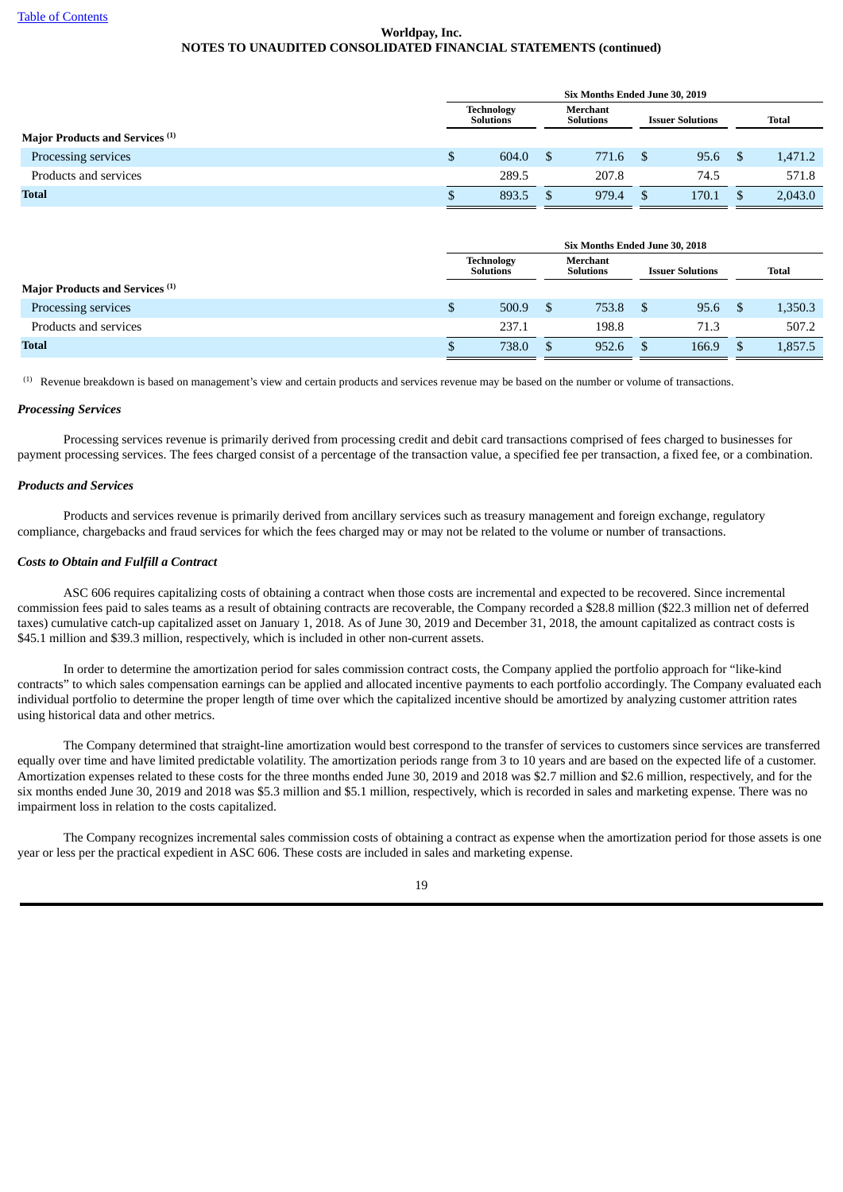| | Six Months Ended June 30, 2019 | | | |
|---|---|---|---|---|
| | Technology Solutions | Merchant Solutions | Issuer Solutions | Total |
| **Major Products and Services [(1)]** | | | | |
| Processing services | $ 604.0 | $ 771.6 | $ 95.6 | $ 1,471.2 |
| Products and services | 289.5 | 207.8 | 74.5 | 571.8 |
| **Total** | $ 893.5 | $ 979.4 | $ 170.1 | $ 2,043.0 |

| | Six Months Ended June 30, 2018 | | | |
|---|---|---|---|---|
| | Technology Solutions | Merchant Solutions | Issuer Solutions | Total |
| **Major Products and Services [(1)]** | | | | |
| Processing services | $ 500.9 | $ 753.8 | $ 95.6 | $ 1,350.3 |
| Products and services | 237.1 | 198.8 | 71.3 | 507.2 |
| **Total** | $ 738.0 | $ 952.6 | $ 166.9 | $ 1,857.5 |

[(1)] Revenue breakdown is based on management's view and certain products and services revenue may be based on the number or volume of transactions.

***Processing Services***

Processing services revenue is primarily derived from processing credit and debit card transactions comprised of fees charged to businesses for payment processing services. The fees charged consist of a percentage of the transaction value, a specified fee per transaction, a fixed fee, or a combination.

***Products and Services***

Products and services revenue is primarily derived from ancillary services such as treasury management and foreign exchange, regulatory compliance, chargebacks and fraud services for which the fees charged may or may not be related to the volume or number of transactions.

***Costs to Obtain and Fulfill a Contract***

ASC 606 requires capitalizing costs of obtaining a contract when those costs are incremental and expected to be recovered. Since incremental commission fees paid to sales teams as a result of obtaining contracts are recoverable, the Company recorded a $28.8 million ($22.3 million net of deferred taxes) cumulative catch-up capitalized asset on January 1, 2018. As of June 30, 2019 and December 31, 2018, the amount capitalized as contract costs is $45.1 million and $39.3 million, respectively, which is included in other non-current assets.

In order to determine the amortization period for sales commission contract costs, the Company applied the portfolio approach for "like-kind contracts" to which sales compensation earnings can be applied and allocated incentive payments to each portfolio accordingly. The Company evaluated each individual portfolio to determine the proper length of time over which the capitalized incentive should be amortized by analyzing customer attrition rates using historical data and other metrics.

The Company determined that straight-line amortization would best correspond to the transfer of services to customers since services are transferred equally over time and have limited predictable volatility. The amortization periods range from 3 to 10 years and are based on the expected life of a customer. Amortization expenses related to these costs for the three months ended June 30, 2019 and 2018 was $2.7 million and $2.6 million, respectively, and for the six months ended June 30, 2019 and 2018 was $5.3 million and $5.1 million, respectively, which is recorded in sales and marketing expense. There was no impairment loss in relation to the costs capitalized.

The Company recognizes incremental sales commission costs of obtaining a contract as expense when the amortization period for those assets is one year or less per the practical expedient in ASC 606. These costs are included in sales and marketing expense.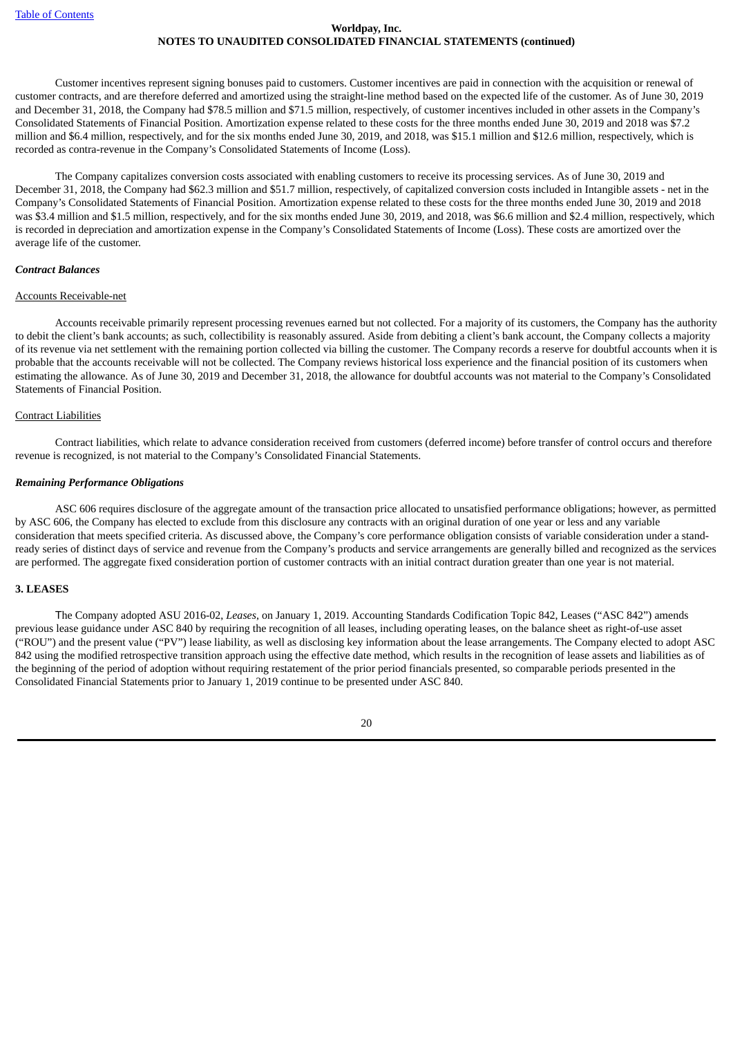Customer incentives represent signing bonuses paid to customers. Customer incentives are paid in connection with the acquisition or renewal of customer contracts, and are therefore deferred and amortized using the straight-line method based on the expected life of the customer. As of June 30, 2019 and December 31, 2018, the Company had $78.5 million and $71.5 million, respectively, of customer incentives included in other assets in the Company's Consolidated Statements of Financial Position. Amortization expense related to these costs for the three months ended June 30, 2019 and 2018 was $7.2 million and $6.4 million, respectively, and for the six months ended June 30, 2019, and 2018, was $15.1 million and $12.6 million, respectively, which is recorded as contra-revenue in the Company's Consolidated Statements of Income (Loss).

The Company capitalizes conversion costs associated with enabling customers to receive its processing services. As of June 30, 2019 and December 31, 2018, the Company had $62.3 million and $51.7 million, respectively, of capitalized conversion costs included in Intangible assets - net in the Company's Consolidated Statements of Financial Position. Amortization expense related to these costs for the three months ended June 30, 2019 and 2018 was $3.4 million and $1.5 million, respectively, and for the six months ended June 30, 2019, and 2018, was $6.6 million and $2.4 million, respectively, which is recorded in depreciation and amortization expense in the Company's Consolidated Statements of Income (Loss). These costs are amortized over the average life of the customer.

***Contract Balances***

Accounts Receivable-net

Accounts receivable primarily represent processing revenues earned but not collected. For a majority of its customers, the Company has the authority to debit the client's bank accounts; as such, collectibility is reasonably assured. Aside from debiting a client's bank account, the Company collects a majority of its revenue via net settlement with the remaining portion collected via billing the customer. The Company records a reserve for doubtful accounts when it is probable that the accounts receivable will not be collected. The Company reviews historical loss experience and the financial position of its customers when estimating the allowance. As of June 30, 2019 and December 31, 2018, the allowance for doubtful accounts was not material to the Company's Consolidated Statements of Financial Position.

Contract Liabilities

Contract liabilities, which relate to advance consideration received from customers (deferred income) before transfer of control occurs and therefore revenue is recognized, is not material to the Company's Consolidated Financial Statements.

***Remaining Performance Obligations***

ASC 606 requires disclosure of the aggregate amount of the transaction price allocated to unsatisfied performance obligations; however, as permitted by ASC 606, the Company has elected to exclude from this disclosure any contracts with an original duration of one year or less and any variable consideration that meets specified criteria. As discussed above, the Company's core performance obligation consists of variable consideration under a stand-ready series of distinct days of service and revenue from the Company's products and service arrangements are generally billed and recognized as the services are performed. The aggregate fixed consideration portion of customer contracts with an initial contract duration greater than one year is not material.

**3. LEASES**

The Company adopted ASU 2016-02, *Leases*, on January 1, 2019. Accounting Standards Codification Topic 842, Leases ("ASC 842") amends previous lease guidance under ASC 840 by requiring the recognition of all leases, including operating leases, on the balance sheet as right-of-use asset ("ROU") and the present value ("PV") lease liability, as well as disclosing key information about the lease arrangements. The Company elected to adopt ASC 842 using the modified retrospective transition approach using the effective date method, which results in the recognition of lease assets and liabilities as of the beginning of the period of adoption without requiring restatement of the prior period financials presented, so comparable periods presented in the Consolidated Financial Statements prior to January 1, 2019 continue to be presented under ASC 840.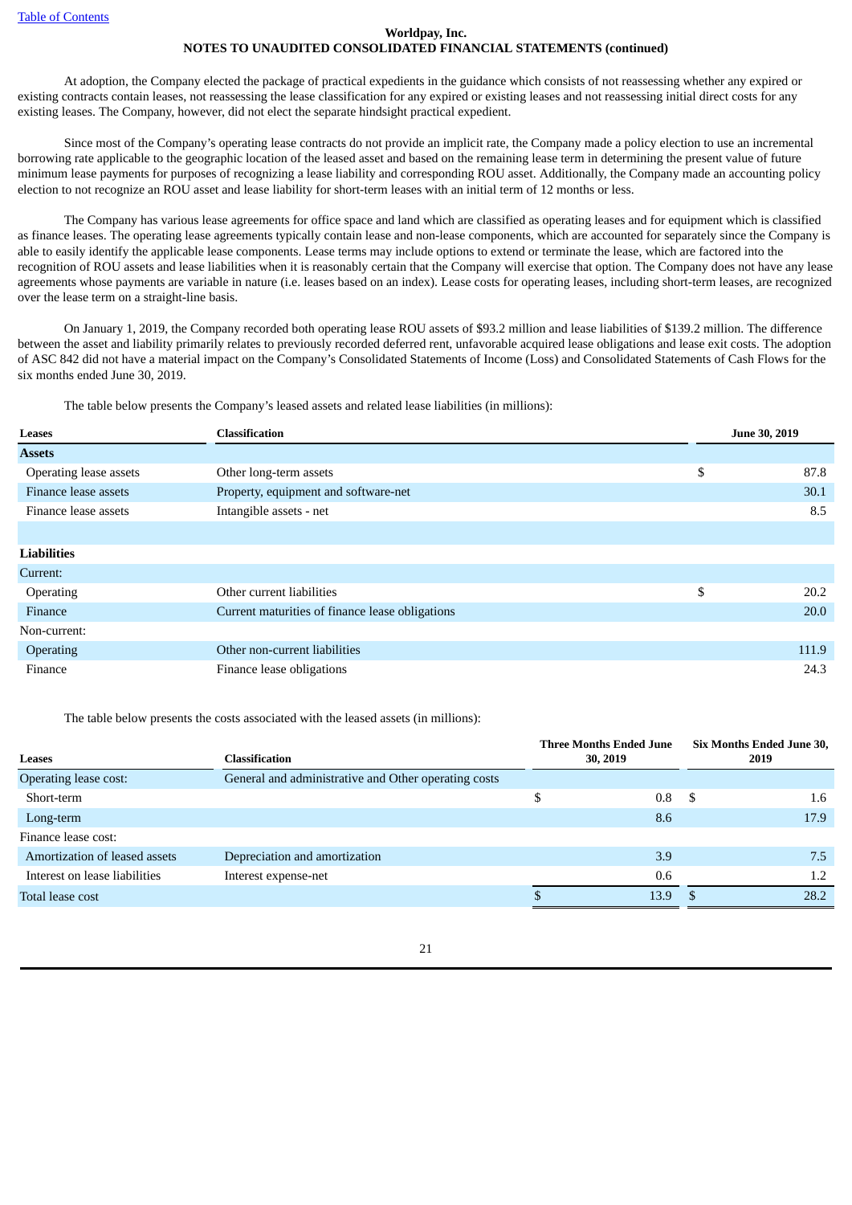At adoption, the Company elected the package of practical expedients in the guidance which consists of not reassessing whether any expired or existing contracts contain leases, not reassessing the lease classification for any expired or existing leases and not reassessing initial direct costs for any existing leases. The Company, however, did not elect the separate hindsight practical expedient.

Since most of the Company's operating lease contracts do not provide an implicit rate, the Company made a policy election to use an incremental borrowing rate applicable to the geographic location of the leased asset and based on the remaining lease term in determining the present value of future minimum lease payments for purposes of recognizing a lease liability and corresponding ROU asset. Additionally, the Company made an accounting policy election to not recognize an ROU asset and lease liability for short-term leases with an initial term of 12 months or less.

The Company has various lease agreements for office space and land which are classified as operating leases and for equipment which is classified as finance leases. The operating lease agreements typically contain lease and non-lease components, which are accounted for separately since the Company is able to easily identify the applicable lease components. Lease terms may include options to extend or terminate the lease, which are factored into the recognition of ROU assets and lease liabilities when it is reasonably certain that the Company will exercise that option. The Company does not have any lease agreements whose payments are variable in nature (i.e. leases based on an index). Lease costs for operating leases, including short-term leases, are recognized over the lease term on a straight-line basis.

On January 1, 2019, the Company recorded both operating lease ROU assets of $93.2 million and lease liabilities of $139.2 million. The difference between the asset and liability primarily relates to previously recorded deferred rent, unfavorable acquired lease obligations and lease exit costs. The adoption of ASC 842 did not have a material impact on the Company's Consolidated Statements of Income (Loss) and Consolidated Statements of Cash Flows for the six months ended June 30, 2019.

The table below presents the Company's leased assets and related lease liabilities (in millions):

| Leases | Classification | June 30, 2019 |
|---|---|---|
| **Assets** | | |
| Operating lease assets | Other long-term assets | $ 87.8 |
| Finance lease assets | Property, equipment and software-net | 30.1 |
| Finance lease assets | Intangible assets - net | 8.5 |
| | | |
| **Liabilities** | | |
| Current: | | |
| Operating | Other current liabilities | $ 20.2 |
| Finance | Current maturities of finance lease obligations | 20.0 |
| Non-current: | | |
| Operating | Other non-current liabilities | 111.9 |
| Finance | Finance lease obligations | 24.3 |

The table below presents the costs associated with the leased assets (in millions):

| Leases | Classification | Three Months Ended June 30, 2019 | Six Months Ended June 30, 2019 |
|---|---|---|---|
| Operating lease cost: | General and administrative and Other operating costs | | |
| Short-term | | $ 0.8 | $ 1.6 |
| Long-term | | 8.6 | 17.9 |
| Finance lease cost: | | | |
| Amortization of leased assets | Depreciation and amortization | 3.9 | 7.5 |
| Interest on lease liabilities | Interest expense-net | 0.6 | 1.2 |
| Total lease cost | | $ 13.9 | $ 28.2 |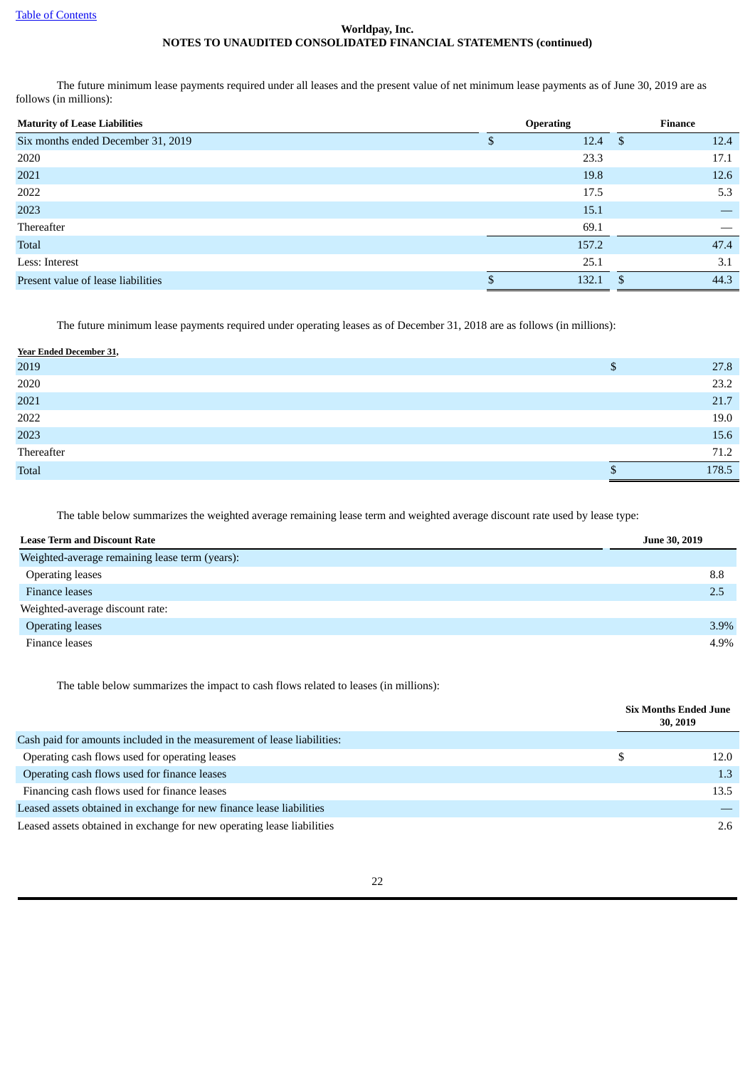The future minimum lease payments required under all leases and the present value of net minimum lease payments as of June 30, 2019 are as follows (in millions):

| Maturity of Lease Liabilities | Operating | Finance |
|---|---|---|
| Six months ended December 31, 2019 | $ 12.4 | $ 12.4 |
| 2020 | 23.3 | 17.1 |
| 2021 | 19.8 | 12.6 |
| 2022 | 17.5 | 5.3 |
| 2023 | 15.1 | — |
| Thereafter | 69.1 | — |
| Total | 157.2 | 47.4 |
| Less: Interest | 25.1 | 3.1 |
| Present value of lease liabilities | $ 132.1 | $ 44.3 |

The future minimum lease payments required under operating leases as of December 31, 2018 are as follows (in millions):

| Year Ended December 31, | |
|---|---|
| 2019 | $ 27.8 |
| 2020 | 23.2 |
| 2021 | 21.7 |
| 2022 | 19.0 |
| 2023 | 15.6 |
| Thereafter | 71.2 |
| Total | $ 178.5 |

The table below summarizes the weighted average remaining lease term and weighted average discount rate used by lease type:

| Lease Term and Discount Rate | June 30, 2019 |
|---|---|
| Weighted-average remaining lease term (years): | |
| Operating leases | 8.8 |
| Finance leases | 2.5 |
| Weighted-average discount rate: | |
| Operating leases | 3.9% |
| Finance leases | 4.9% |

The table below summarizes the impact to cash flows related to leases (in millions):

| | Six Months Ended June 30, 2019 |
|---|---|
| Cash paid for amounts included in the measurement of lease liabilities: | |
| Operating cash flows used for operating leases | $ 12.0 |
| Operating cash flows used for finance leases | 1.3 |
| Financing cash flows used for finance leases | 13.5 |
| Leased assets obtained in exchange for new finance lease liabilities | — |
| Leased assets obtained in exchange for new operating lease liabilities | 2.6 |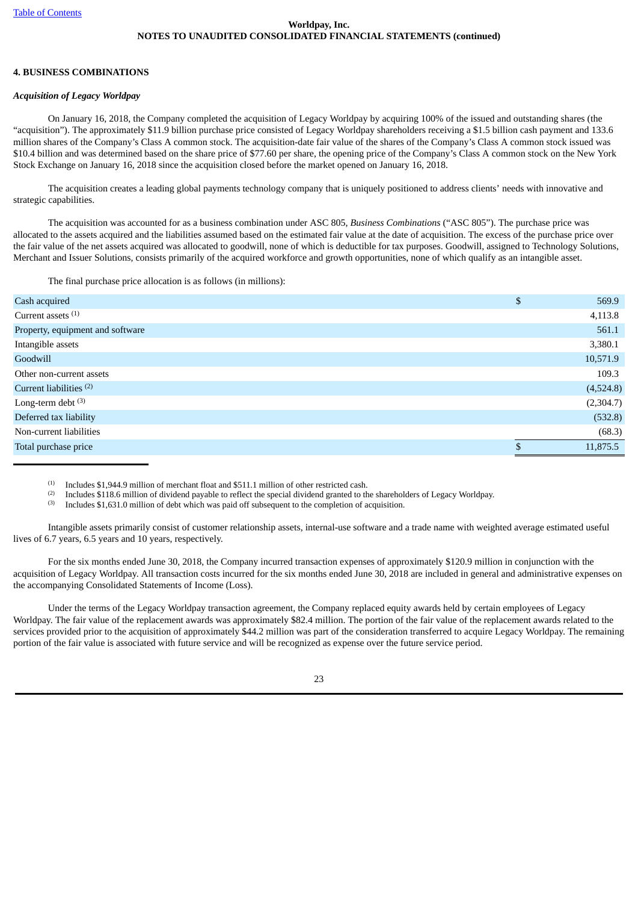**Worldpay, Inc.**
**NOTES TO UNAUDITED CONSOLIDATED FINANCIAL STATEMENTS (continued)**

## 4. BUSINESS COMBINATIONS

### *Acquisition of Legacy Worldpay*

On January 16, 2018, the Company completed the acquisition of Legacy Worldpay by acquiring 100% of the issued and outstanding shares (the "acquisition"). The approximately $11.9 billion purchase price consisted of Legacy Worldpay shareholders receiving a $1.5 billion cash payment and 133.6 million shares of the Company's Class A common stock. The acquisition-date fair value of the shares of the Company's Class A common stock issued was $10.4 billion and was determined based on the share price of $77.60 per share, the opening price of the Company's Class A common stock on the New York Stock Exchange on January 16, 2018 since the acquisition closed before the market opened on January 16, 2018.

The acquisition creates a leading global payments technology company that is uniquely positioned to address clients' needs with innovative and strategic capabilities.

The acquisition was accounted for as a business combination under ASC 805, *Business Combinations* ("ASC 805"). The purchase price was allocated to the assets acquired and the liabilities assumed based on the estimated fair value at the date of acquisition. The excess of the purchase price over the fair value of the net assets acquired was allocated to goodwill, none of which is deductible for tax purposes. Goodwill, assigned to Technology Solutions, Merchant and Issuer Solutions, consists primarily of the acquired workforce and growth opportunities, none of which qualify as an intangible asset.

The final purchase price allocation is as follows (in millions):

| | | |
|---|---|---|
| Cash acquired | $ | 569.9 |
| Current assets [1] | | 4,113.8 |
| Property, equipment and software | | 561.1 |
| Intangible assets | | 3,380.1 |
| Goodwill | | 10,571.9 |
| Other non-current assets | | 109.3 |
| Current liabilities [2] | | (4,524.8) |
| Long-term debt [3] | | (2,304.7) |
| Deferred tax liability | | (532.8) |
| Non-current liabilities | | (68.3) |
| Total purchase price | $ | 11,875.5 |

[1] Includes $1,944.9 million of merchant float and $511.1 million of other restricted cash.

[2] Includes $118.6 million of dividend payable to reflect the special dividend granted to the shareholders of Legacy Worldpay.

[3] Includes $1,631.0 million of debt which was paid off subsequent to the completion of acquisition.

Intangible assets primarily consist of customer relationship assets, internal-use software and a trade name with weighted average estimated useful lives of 6.7 years, 6.5 years and 10 years, respectively.

For the six months ended June 30, 2018, the Company incurred transaction expenses of approximately $120.9 million in conjunction with the acquisition of Legacy Worldpay. All transaction costs incurred for the six months ended June 30, 2018 are included in general and administrative expenses on the accompanying Consolidated Statements of Income (Loss).

Under the terms of the Legacy Worldpay transaction agreement, the Company replaced equity awards held by certain employees of Legacy Worldpay. The fair value of the replacement awards was approximately $82.4 million. The portion of the fair value of the replacement awards related to the services provided prior to the acquisition of approximately $44.2 million was part of the consideration transferred to acquire Legacy Worldpay. The remaining portion of the fair value is associated with future service and will be recognized as expense over the future service period.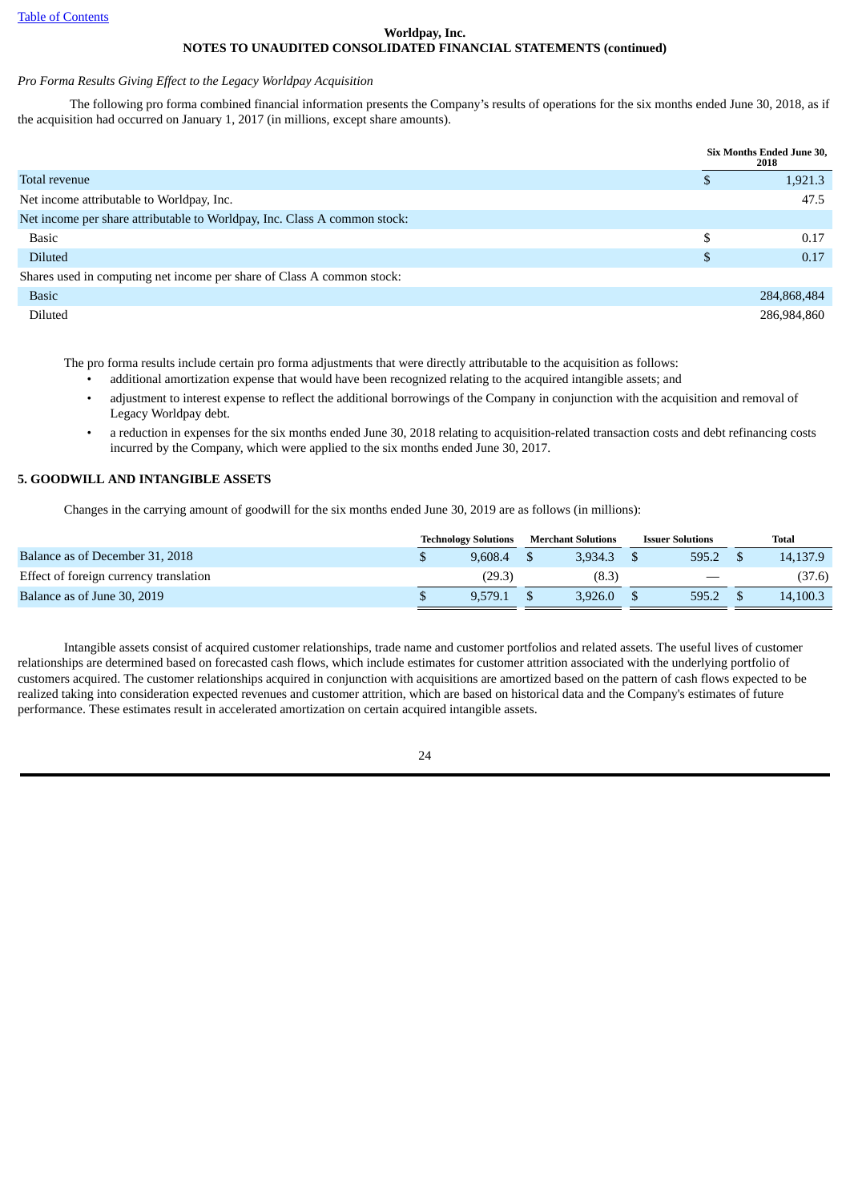**Worldpay, Inc.**
**NOTES TO UNAUDITED CONSOLIDATED FINANCIAL STATEMENTS (continued)**

*Pro Forma Results Giving Effect to the Legacy Worldpay Acquisition*

The following pro forma combined financial information presents the Company's results of operations for the six months ended June 30, 2018, as if the acquisition had occurred on January 1, 2017 (in millions, except share amounts).

| | Six Months Ended June 30, 2018 |
|---|---|
| Total revenue | $ 1,921.3 |
| Net income attributable to Worldpay, Inc. | 47.5 |
| Net income per share attributable to Worldpay, Inc. Class A common stock: | |
| Basic | $ 0.17 |
| Diluted | $ 0.17 |
| Shares used in computing net income per share of Class A common stock: | |
| Basic | 284,868,484 |
| Diluted | 286,984,860 |

The pro forma results include certain pro forma adjustments that were directly attributable to the acquisition as follows:

- additional amortization expense that would have been recognized relating to the acquired intangible assets; and
- adjustment to interest expense to reflect the additional borrowings of the Company in conjunction with the acquisition and removal of Legacy Worldpay debt.
- a reduction in expenses for the six months ended June 30, 2018 relating to acquisition-related transaction costs and debt refinancing costs incurred by the Company, which were applied to the six months ended June 30, 2017.

## 5. GOODWILL AND INTANGIBLE ASSETS

Changes in the carrying amount of goodwill for the six months ended June 30, 2019 are as follows (in millions):

| | Technology Solutions | Merchant Solutions | Issuer Solutions | Total |
|---|---|---|---|---|
| Balance as of December 31, 2018 | $ 9,608.4 | $ 3,934.3 | $ 595.2 | $ 14,137.9 |
| Effect of foreign currency translation | (29.3) | (8.3) | — | (37.6) |
| Balance as of June 30, 2019 | $ 9,579.1 | $ 3,926.0 | $ 595.2 | $ 14,100.3 |

Intangible assets consist of acquired customer relationships, trade name and customer portfolios and related assets. The useful lives of customer relationships are determined based on forecasted cash flows, which include estimates for customer attrition associated with the underlying portfolio of customers acquired. The customer relationships acquired in conjunction with acquisitions are amortized based on the pattern of cash flows expected to be realized taking into consideration expected revenues and customer attrition, which are based on historical data and the Company's estimates of future performance. These estimates result in accelerated amortization on certain acquired intangible assets.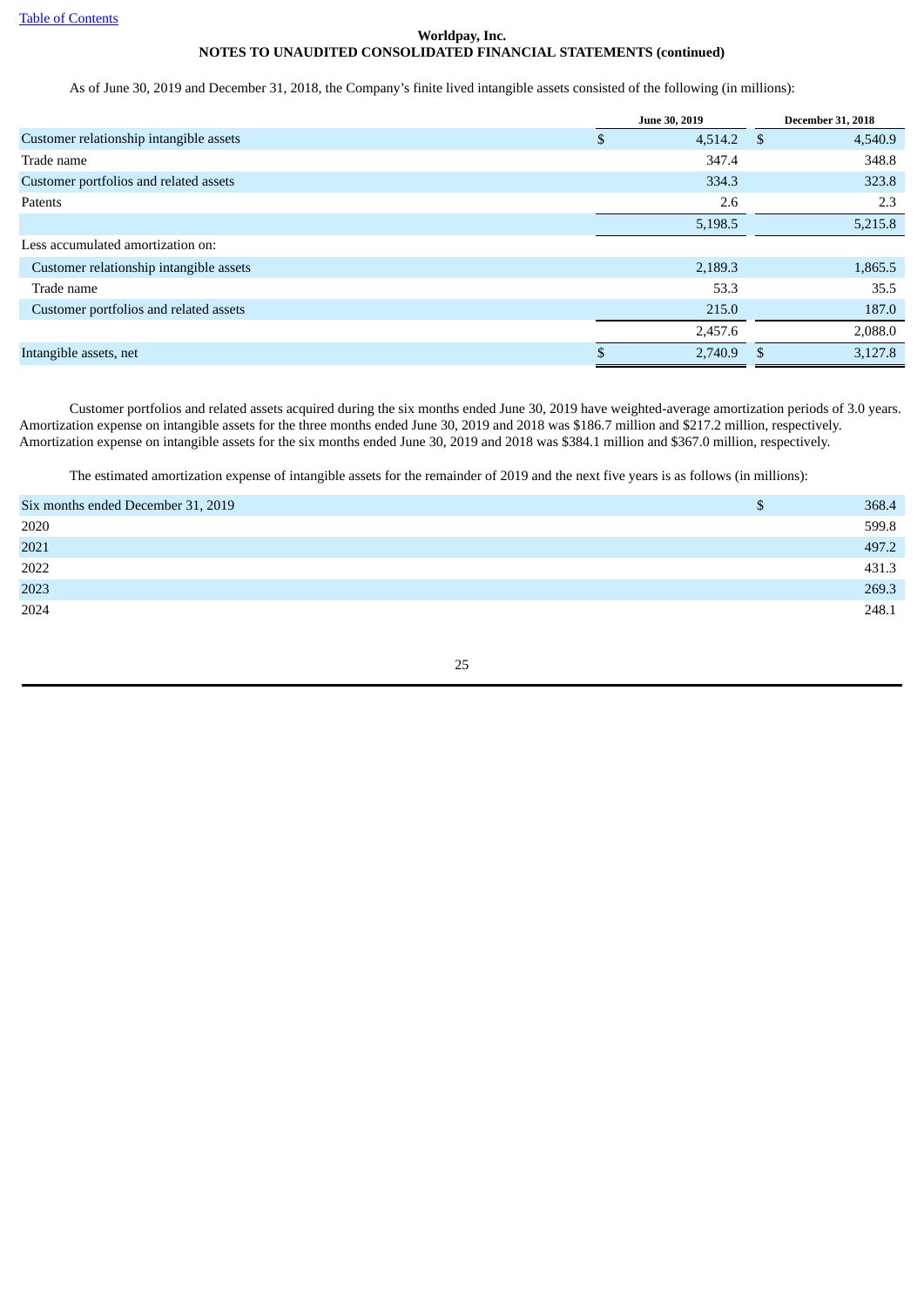**Worldpay, Inc.**
**NOTES TO UNAUDITED CONSOLIDATED FINANCIAL STATEMENTS (continued)**

As of June 30, 2019 and December 31, 2018, the Company's finite lived intangible assets consisted of the following (in millions):

| | June 30, 2019 | December 31, 2018 |
|---|---|---|
| Customer relationship intangible assets | $ 4,514.2 | $ 4,540.9 |
| Trade name | 347.4 | 348.8 |
| Customer portfolios and related assets | 334.3 | 323.8 |
| Patents | 2.6 | 2.3 |
| | 5,198.5 | 5,215.8 |
| Less accumulated amortization on: | | |
| Customer relationship intangible assets | 2,189.3 | 1,865.5 |
| Trade name | 53.3 | 35.5 |
| Customer portfolios and related assets | 215.0 | 187.0 |
| | 2,457.6 | 2,088.0 |
| Intangible assets, net | $ 2,740.9 | $ 3,127.8 |

Customer portfolios and related assets acquired during the six months ended June 30, 2019 have weighted-average amortization periods of 3.0 years. Amortization expense on intangible assets for the three months ended June 30, 2019 and 2018 was $186.7 million and $217.2 million, respectively. Amortization expense on intangible assets for the six months ended June 30, 2019 and 2018 was $384.1 million and $367.0 million, respectively.

The estimated amortization expense of intangible assets for the remainder of 2019 and the next five years is as follows (in millions):

| | |
|---|---|
| Six months ended December 31, 2019 | $ 368.4 |
| 2020 | 599.8 |
| 2021 | 497.2 |
| 2022 | 431.3 |
| 2023 | 269.3 |
| 2024 | 248.1 |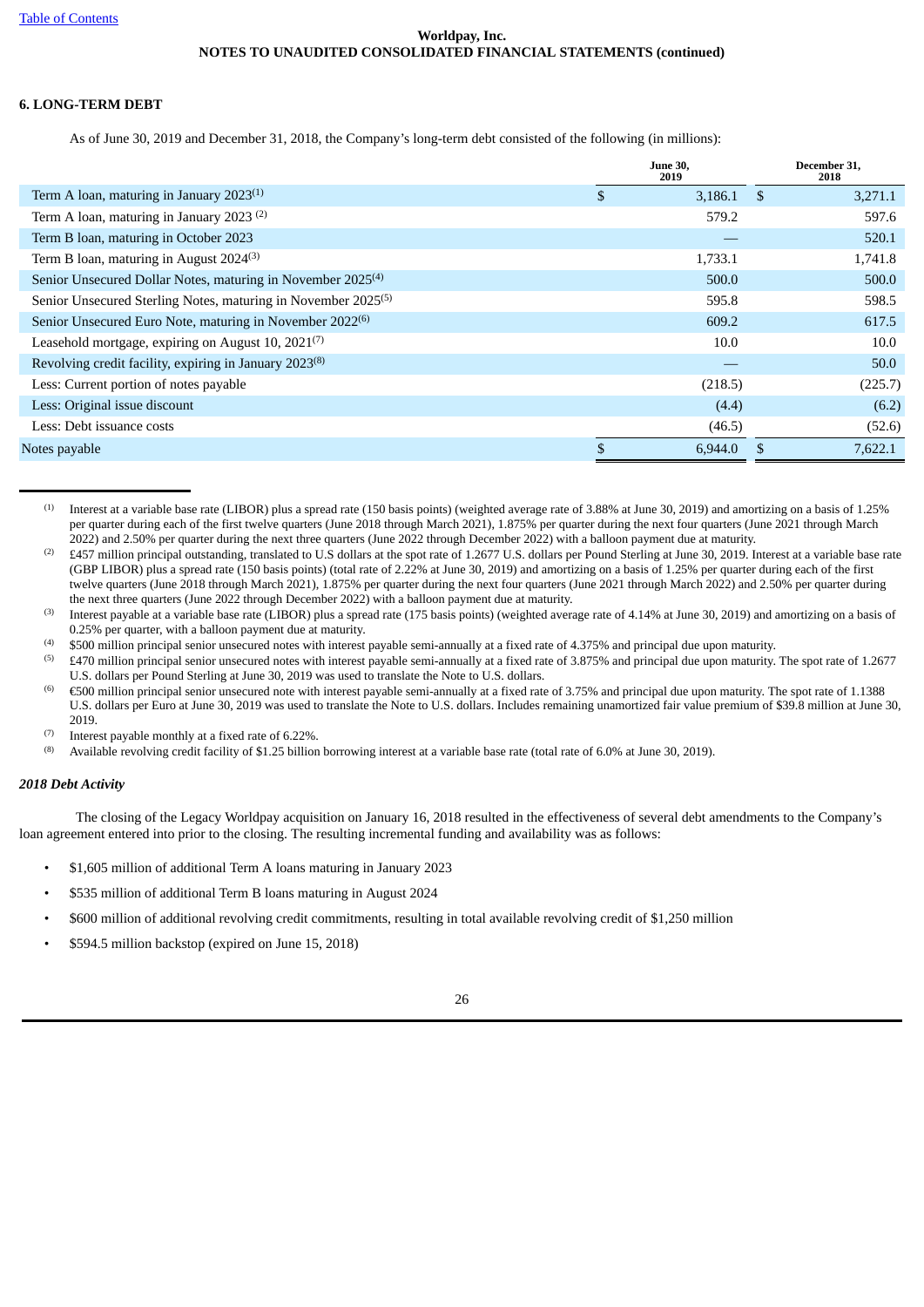Worldpay, Inc.
NOTES TO UNAUDITED CONSOLIDATED FINANCIAL STATEMENTS (continued)

## 6. LONG-TERM DEBT

As of June 30, 2019 and December 31, 2018, the Company's long-term debt consisted of the following (in millions):

| | June 30, 2019 | December 31, 2018 |
|---|---|---|
| Term A loan, maturing in January 2023[(1)] | $ 3,186.1 | $ 3,271.1 |
| Term A loan, maturing in January 2023 [(2)] | 579.2 | 597.6 |
| Term B loan, maturing in October 2023 | — | 520.1 |
| Term B loan, maturing in August 2024[(3)] | 1,733.1 | 1,741.8 |
| Senior Unsecured Dollar Notes, maturing in November 2025[(4)] | 500.0 | 500.0 |
| Senior Unsecured Sterling Notes, maturing in November 2025[(5)] | 595.8 | 598.5 |
| Senior Unsecured Euro Note, maturing in November 2022[(6)] | 609.2 | 617.5 |
| Leasehold mortgage, expiring on August 10, 2021[(7)] | 10.0 | 10.0 |
| Revolving credit facility, expiring in January 2023[(8)] | — | 50.0 |
| Less: Current portion of notes payable | (218.5) | (225.7) |
| Less: Original issue discount | (4.4) | (6.2) |
| Less: Debt issuance costs | (46.5) | (52.6) |
| Notes payable | $ 6,944.0 | $ 7,622.1 |

(1) Interest at a variable base rate (LIBOR) plus a spread rate (150 basis points) (weighted average rate of 3.88% at June 30, 2019) and amortizing on a basis of 1.25% per quarter during each of the first twelve quarters (June 2018 through March 2021), 1.875% per quarter during the next four quarters (June 2021 through March 2022) and 2.50% per quarter during the next three quarters (June 2022 through December 2022) with a balloon payment due at maturity.

(2) £457 million principal outstanding, translated to U.S dollars at the spot rate of 1.2677 U.S. dollars per Pound Sterling at June 30, 2019. Interest at a variable base rate (GBP LIBOR) plus a spread rate (150 basis points) (total rate of 2.22% at June 30, 2019) and amortizing on a basis of 1.25% per quarter during each of the first twelve quarters (June 2018 through March 2021), 1.875% per quarter during the next four quarters (June 2021 through March 2022) and 2.50% per quarter during the next three quarters (June 2022 through December 2022) with a balloon payment due at maturity.

(3) Interest payable at a variable base rate (LIBOR) plus a spread rate (175 basis points) (weighted average rate of 4.14% at June 30, 2019) and amortizing on a basis of 0.25% per quarter, with a balloon payment due at maturity.

(4) $500 million principal senior unsecured notes with interest payable semi-annually at a fixed rate of 4.375% and principal due upon maturity.

(5) £470 million principal senior unsecured notes with interest payable semi-annually at a fixed rate of 3.875% and principal due upon maturity. The spot rate of 1.2677 U.S. dollars per Pound Sterling at June 30, 2019 was used to translate the Note to U.S. dollars.

(6) €500 million principal senior unsecured note with interest payable semi-annually at a fixed rate of 3.75% and principal due upon maturity. The spot rate of 1.1388 U.S. dollars per Euro at June 30, 2019 was used to translate the Note to U.S. dollars. Includes remaining unamortized fair value premium of $39.8 million at June 30, 2019.

(7) Interest payable monthly at a fixed rate of 6.22%.

(8) Available revolving credit facility of $1.25 billion borrowing interest at a variable base rate (total rate of 6.0% at June 30, 2019).

### *2018 Debt Activity*

The closing of the Legacy Worldpay acquisition on January 16, 2018 resulted in the effectiveness of several debt amendments to the Company's loan agreement entered into prior to the closing. The resulting incremental funding and availability was as follows:

- $1,605 million of additional Term A loans maturing in January 2023
- $535 million of additional Term B loans maturing in August 2024
- $600 million of additional revolving credit commitments, resulting in total available revolving credit of $1,250 million
- $594.5 million backstop (expired on June 15, 2018)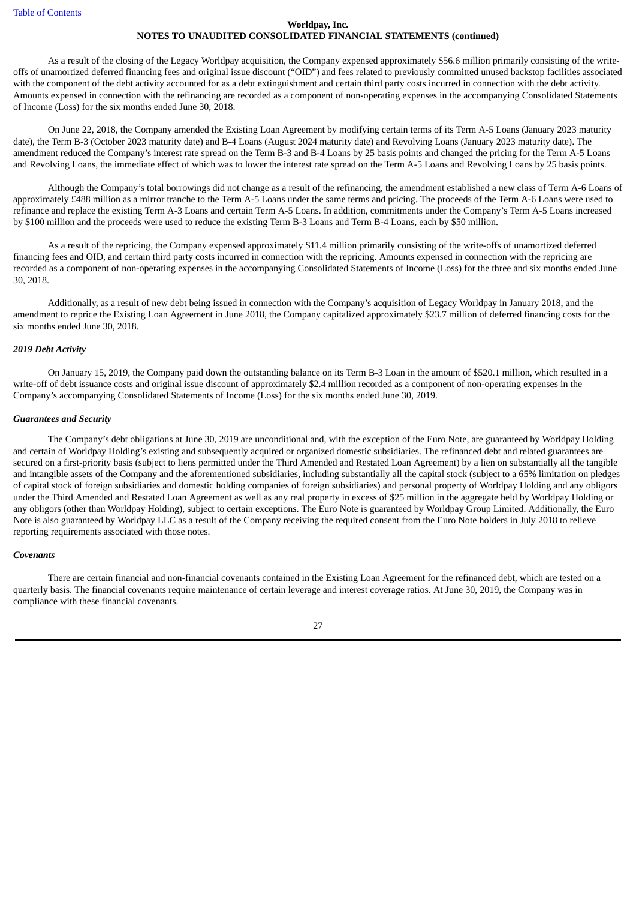As a result of the closing of the Legacy Worldpay acquisition, the Company expensed approximately $56.6 million primarily consisting of the write-offs of unamortized deferred financing fees and original issue discount ("OID") and fees related to previously committed unused backstop facilities associated with the component of the debt activity accounted for as a debt extinguishment and certain third party costs incurred in connection with the debt activity. Amounts expensed in connection with the refinancing are recorded as a component of non-operating expenses in the accompanying Consolidated Statements of Income (Loss) for the six months ended June 30, 2018.

On June 22, 2018, the Company amended the Existing Loan Agreement by modifying certain terms of its Term A-5 Loans (January 2023 maturity date), the Term B-3 (October 2023 maturity date) and B-4 Loans (August 2024 maturity date) and Revolving Loans (January 2023 maturity date). The amendment reduced the Company's interest rate spread on the Term B-3 and B-4 Loans by 25 basis points and changed the pricing for the Term A-5 Loans and Revolving Loans, the immediate effect of which was to lower the interest rate spread on the Term A-5 Loans and Revolving Loans by 25 basis points.

Although the Company's total borrowings did not change as a result of the refinancing, the amendment established a new class of Term A-6 Loans of approximately £488 million as a mirror tranche to the Term A-5 Loans under the same terms and pricing. The proceeds of the Term A-6 Loans were used to refinance and replace the existing Term A-3 Loans and certain Term A-5 Loans. In addition, commitments under the Company's Term A-5 Loans increased by $100 million and the proceeds were used to reduce the existing Term B-3 Loans and Term B-4 Loans, each by $50 million.

As a result of the repricing, the Company expensed approximately $11.4 million primarily consisting of the write-offs of unamortized deferred financing fees and OID, and certain third party costs incurred in connection with the repricing. Amounts expensed in connection with the repricing are recorded as a component of non-operating expenses in the accompanying Consolidated Statements of Income (Loss) for the three and six months ended June 30, 2018.

Additionally, as a result of new debt being issued in connection with the Company's acquisition of Legacy Worldpay in January 2018, and the amendment to reprice the Existing Loan Agreement in June 2018, the Company capitalized approximately $23.7 million of deferred financing costs for the six months ended June 30, 2018.

***2019 Debt Activity***

On January 15, 2019, the Company paid down the outstanding balance on its Term B-3 Loan in the amount of $520.1 million, which resulted in a write-off of debt issuance costs and original issue discount of approximately $2.4 million recorded as a component of non-operating expenses in the Company's accompanying Consolidated Statements of Income (Loss) for the six months ended June 30, 2019.

***Guarantees and Security***

The Company's debt obligations at June 30, 2019 are unconditional and, with the exception of the Euro Note, are guaranteed by Worldpay Holding and certain of Worldpay Holding's existing and subsequently acquired or organized domestic subsidiaries. The refinanced debt and related guarantees are secured on a first-priority basis (subject to liens permitted under the Third Amended and Restated Loan Agreement) by a lien on substantially all the tangible and intangible assets of the Company and the aforementioned subsidiaries, including substantially all the capital stock (subject to a 65% limitation on pledges of capital stock of foreign subsidiaries and domestic holding companies of foreign subsidiaries) and personal property of Worldpay Holding and any obligors under the Third Amended and Restated Loan Agreement as well as any real property in excess of $25 million in the aggregate held by Worldpay Holding or any obligors (other than Worldpay Holding), subject to certain exceptions. The Euro Note is guaranteed by Worldpay Group Limited. Additionally, the Euro Note is also guaranteed by Worldpay LLC as a result of the Company receiving the required consent from the Euro Note holders in July 2018 to relieve reporting requirements associated with those notes.

***Covenants***

There are certain financial and non-financial covenants contained in the Existing Loan Agreement for the refinanced debt, which are tested on a quarterly basis. The financial covenants require maintenance of certain leverage and interest coverage ratios. At June 30, 2019, the Company was in compliance with these financial covenants.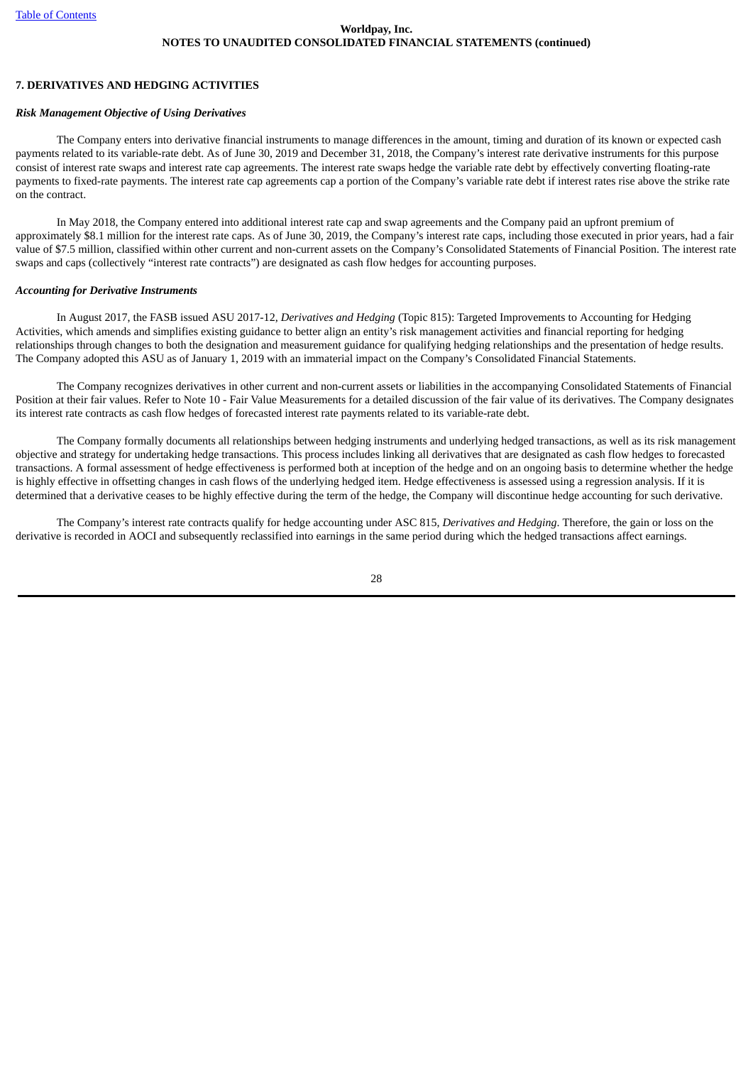## 7. DERIVATIVES AND HEDGING ACTIVITIES

### *Risk Management Objective of Using Derivatives*

The Company enters into derivative financial instruments to manage differences in the amount, timing and duration of its known or expected cash payments related to its variable-rate debt. As of June 30, 2019 and December 31, 2018, the Company's interest rate derivative instruments for this purpose consist of interest rate swaps and interest rate cap agreements. The interest rate swaps hedge the variable rate debt by effectively converting floating-rate payments to fixed-rate payments. The interest rate cap agreements cap a portion of the Company's variable rate debt if interest rates rise above the strike rate on the contract.

In May 2018, the Company entered into additional interest rate cap and swap agreements and the Company paid an upfront premium of approximately $8.1 million for the interest rate caps. As of June 30, 2019, the Company's interest rate caps, including those executed in prior years, had a fair value of $7.5 million, classified within other current and non-current assets on the Company's Consolidated Statements of Financial Position. The interest rate swaps and caps (collectively "interest rate contracts") are designated as cash flow hedges for accounting purposes.

### *Accounting for Derivative Instruments*

In August 2017, the FASB issued ASU 2017-12, *Derivatives and Hedging* (Topic 815): Targeted Improvements to Accounting for Hedging Activities, which amends and simplifies existing guidance to better align an entity's risk management activities and financial reporting for hedging relationships through changes to both the designation and measurement guidance for qualifying hedging relationships and the presentation of hedge results. The Company adopted this ASU as of January 1, 2019 with an immaterial impact on the Company's Consolidated Financial Statements.

The Company recognizes derivatives in other current and non-current assets or liabilities in the accompanying Consolidated Statements of Financial Position at their fair values. Refer to Note 10 - Fair Value Measurements for a detailed discussion of the fair value of its derivatives. The Company designates its interest rate contracts as cash flow hedges of forecasted interest rate payments related to its variable-rate debt.

The Company formally documents all relationships between hedging instruments and underlying hedged transactions, as well as its risk management objective and strategy for undertaking hedge transactions. This process includes linking all derivatives that are designated as cash flow hedges to forecasted transactions. A formal assessment of hedge effectiveness is performed both at inception of the hedge and on an ongoing basis to determine whether the hedge is highly effective in offsetting changes in cash flows of the underlying hedged item. Hedge effectiveness is assessed using a regression analysis. If it is determined that a derivative ceases to be highly effective during the term of the hedge, the Company will discontinue hedge accounting for such derivative.

The Company's interest rate contracts qualify for hedge accounting under ASC 815, *Derivatives and Hedging*. Therefore, the gain or loss on the derivative is recorded in AOCI and subsequently reclassified into earnings in the same period during which the hedged transactions affect earnings.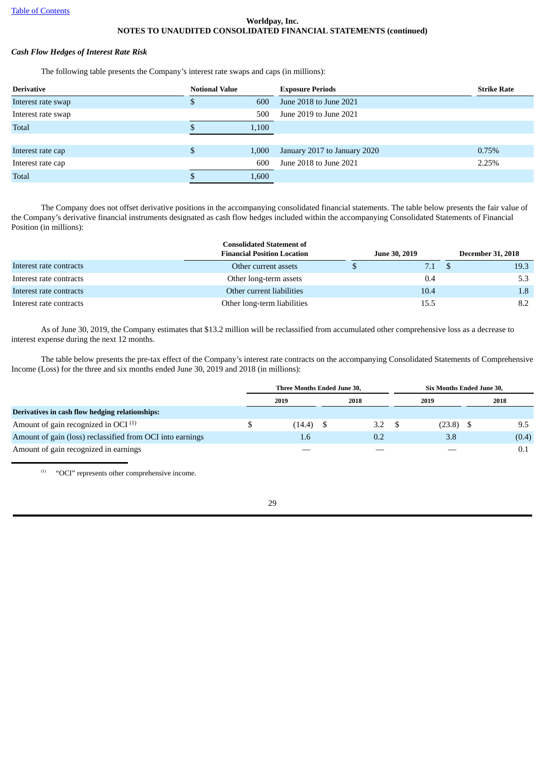Worldpay, Inc.
NOTES TO UNAUDITED CONSOLIDATED FINANCIAL STATEMENTS (continued)

*Cash Flow Hedges of Interest Rate Risk*

The following table presents the Company's interest rate swaps and caps (in millions):

| Derivative | Notional Value | Exposure Periods | Strike Rate |
|---|---|---|---|
| Interest rate swap | $ 600 | June 2018 to June 2021 | |
| Interest rate swap | 500 | June 2019 to June 2021 | |
| Total | $ 1,100 | | |
| | | | |
| Interest rate cap | $ 1,000 | January 2017 to January 2020 | 0.75% |
| Interest rate cap | 600 | June 2018 to June 2021 | 2.25% |
| Total | $ 1,600 | | |

The Company does not offset derivative positions in the accompanying consolidated financial statements. The table below presents the fair value of the Company's derivative financial instruments designated as cash flow hedges included within the accompanying Consolidated Statements of Financial Position (in millions):

| | Consolidated Statement of Financial Position Location | June 30, 2019 | December 31, 2018 |
|---|---|---|---|
| Interest rate contracts | Other current assets | $ 7.1 | $ 19.3 |
| Interest rate contracts | Other long-term assets | 0.4 | 5.3 |
| Interest rate contracts | Other current liabilities | 10.4 | 1.8 |
| Interest rate contracts | Other long-term liabilities | 15.5 | 8.2 |

As of June 30, 2019, the Company estimates that $13.2 million will be reclassified from accumulated other comprehensive loss as a decrease to interest expense during the next 12 months.

The table below presents the pre-tax effect of the Company's interest rate contracts on the accompanying Consolidated Statements of Comprehensive Income (Loss) for the three and six months ended June 30, 2019 and 2018 (in millions):

| | Three Months Ended June 30, | | Six Months Ended June 30, | |
|---|---|---|---|---|
| | 2019 | 2018 | 2019 | 2018 |
| **Derivatives in cash flow hedging relationships:** | | | | |
| Amount of gain recognized in OCI [1] | $ (14.4) | $ 3.2 | $ (23.8) | $ 9.5 |
| Amount of gain (loss) reclassified from OCI into earnings | 1.6 | 0.2 | 3.8 | (0.4) |
| Amount of gain recognized in earnings | — | — | — | 0.1 |

[1] "OCI" represents other comprehensive income.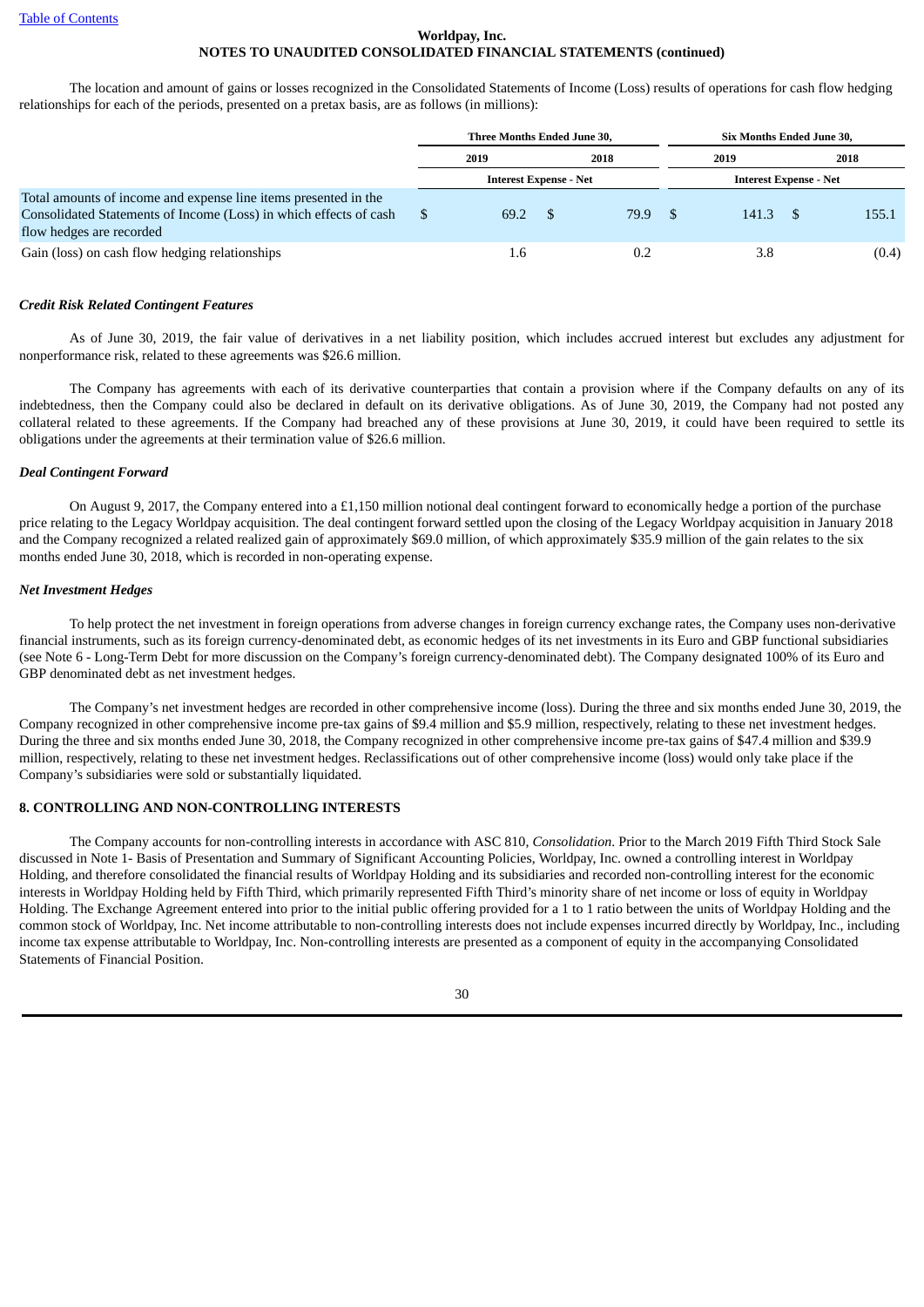The location and amount of gains or losses recognized in the Consolidated Statements of Income (Loss) results of operations for cash flow hedging relationships for each of the periods, presented on a pretax basis, are as follows (in millions):

| | Three Months Ended June 30, | | Six Months Ended June 30, | |
|---|---|---|---|---|
| | 2019 | 2018 | 2019 | 2018 |
| | Interest Expense - Net | | Interest Expense - Net | |
| Total amounts of income and expense line items presented in the Consolidated Statements of Income (Loss) in which effects of cash flow hedges are recorded | $ 69.2 | $ 79.9 | $ 141.3 | $ 155.1 |
| Gain (loss) on cash flow hedging relationships | 1.6 | 0.2 | 3.8 | (0.4) |

***Credit Risk Related Contingent Features***

As of June 30, 2019, the fair value of derivatives in a net liability position, which includes accrued interest but excludes any adjustment for nonperformance risk, related to these agreements was $26.6 million.

The Company has agreements with each of its derivative counterparties that contain a provision where if the Company defaults on any of its indebtedness, then the Company could also be declared in default on its derivative obligations. As of June 30, 2019, the Company had not posted any collateral related to these agreements. If the Company had breached any of these provisions at June 30, 2019, it could have been required to settle its obligations under the agreements at their termination value of $26.6 million.

***Deal Contingent Forward***

On August 9, 2017, the Company entered into a £1,150 million notional deal contingent forward to economically hedge a portion of the purchase price relating to the Legacy Worldpay acquisition. The deal contingent forward settled upon the closing of the Legacy Worldpay acquisition in January 2018 and the Company recognized a related realized gain of approximately $69.0 million, of which approximately $35.9 million of the gain relates to the six months ended June 30, 2018, which is recorded in non-operating expense.

***Net Investment Hedges***

To help protect the net investment in foreign operations from adverse changes in foreign currency exchange rates, the Company uses non-derivative financial instruments, such as its foreign currency-denominated debt, as economic hedges of its net investments in its Euro and GBP functional subsidiaries (see Note 6 - Long-Term Debt for more discussion on the Company's foreign currency-denominated debt). The Company designated 100% of its Euro and GBP denominated debt as net investment hedges.

The Company's net investment hedges are recorded in other comprehensive income (loss). During the three and six months ended June 30, 2019, the Company recognized in other comprehensive income pre-tax gains of $9.4 million and $5.9 million, respectively, relating to these net investment hedges. During the three and six months ended June 30, 2018, the Company recognized in other comprehensive income pre-tax gains of $47.4 million and $39.9 million, respectively, relating to these net investment hedges. Reclassifications out of other comprehensive income (loss) would only take place if the Company's subsidiaries were sold or substantially liquidated.

## 8. CONTROLLING AND NON-CONTROLLING INTERESTS

The Company accounts for non-controlling interests in accordance with ASC 810, *Consolidation*. Prior to the March 2019 Fifth Third Stock Sale discussed in Note 1- Basis of Presentation and Summary of Significant Accounting Policies, Worldpay, Inc. owned a controlling interest in Worldpay Holding, and therefore consolidated the financial results of Worldpay Holding and its subsidiaries and recorded non-controlling interest for the economic interests in Worldpay Holding held by Fifth Third, which primarily represented Fifth Third's minority share of net income or loss of equity in Worldpay Holding. The Exchange Agreement entered into prior to the initial public offering provided for a 1 to 1 ratio between the units of Worldpay Holding and the common stock of Worldpay, Inc. Net income attributable to non-controlling interests does not include expenses incurred directly by Worldpay, Inc., including income tax expense attributable to Worldpay, Inc. Non-controlling interests are presented as a component of equity in the accompanying Consolidated Statements of Financial Position.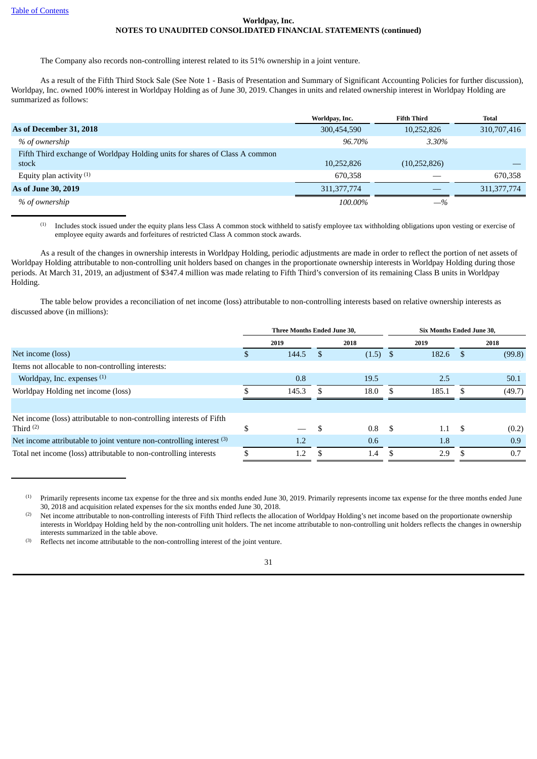The Company also records non-controlling interest related to its 51% ownership in a joint venture.

As a result of the Fifth Third Stock Sale (See Note 1 - Basis of Presentation and Summary of Significant Accounting Policies for further discussion), Worldpay, Inc. owned 100% interest in Worldpay Holding as of June 30, 2019. Changes in units and related ownership interest in Worldpay Holding are summarized as follows:

| | Worldpay, Inc. | Fifth Third | Total |
|---|---|---|---|
| **As of December 31, 2018** | 300,454,590 | 10,252,826 | 310,707,416 |
| *% of ownership* | *96.70%* | *3.30%* | |
| Fifth Third exchange of Worldpay Holding units for shares of Class A common stock | 10,252,826 | (10,252,826) | — |
| Equity plan activity [1] | 670,358 | — | 670,358 |
| **As of June 30, 2019** | 311,377,774 | — | 311,377,774 |
| *% of ownership* | *100.00%* | *—%* | |

[1] Includes stock issued under the equity plans less Class A common stock withheld to satisfy employee tax withholding obligations upon vesting or exercise of employee equity awards and forfeitures of restricted Class A common stock awards.

As a result of the changes in ownership interests in Worldpay Holding, periodic adjustments are made in order to reflect the portion of net assets of Worldpay Holding attributable to non-controlling unit holders based on changes in the proportionate ownership interests in Worldpay Holding during those periods. At March 31, 2019, an adjustment of $347.4 million was made relating to Fifth Third's conversion of its remaining Class B units in Worldpay Holding.

The table below provides a reconciliation of net income (loss) attributable to non-controlling interests based on relative ownership interests as discussed above (in millions):

| | Three Months Ended June 30, | | Six Months Ended June 30, | |
|---|---|---|---|---|
| | 2019 | 2018 | 2019 | 2018 |
| Net income (loss) | $ 144.5 | $ (1.5) | $ 182.6 | $ (99.8) |
| Items not allocable to non-controlling interests: | | | | |
| Worldpay, Inc. expenses [1] | 0.8 | 19.5 | 2.5 | 50.1 |
| Worldpay Holding net income (loss) | $ 145.3 | $ 18.0 | $ 185.1 | $ (49.7) |
| | | | | |
| Net income (loss) attributable to non-controlling interests of Fifth Third [2] | $ — | $ 0.8 | $ 1.1 | $ (0.2) |
| Net income attributable to joint venture non-controlling interest [3] | 1.2 | 0.6 | 1.8 | 0.9 |
| Total net income (loss) attributable to non-controlling interests | $ 1.2 | $ 1.4 | $ 2.9 | $ 0.7 |

[1] Primarily represents income tax expense for the three and six months ended June 30, 2019. Primarily represents income tax expense for the three months ended June 30, 2018 and acquisition related expenses for the six months ended June 30, 2018.

[2] Net income attributable to non-controlling interests of Fifth Third reflects the allocation of Worldpay Holding's net income based on the proportionate ownership interests in Worldpay Holding held by the non-controlling unit holders. The net income attributable to non-controlling unit holders reflects the changes in ownership interests summarized in the table above.

[3] Reflects net income attributable to the non-controlling interest of the joint venture.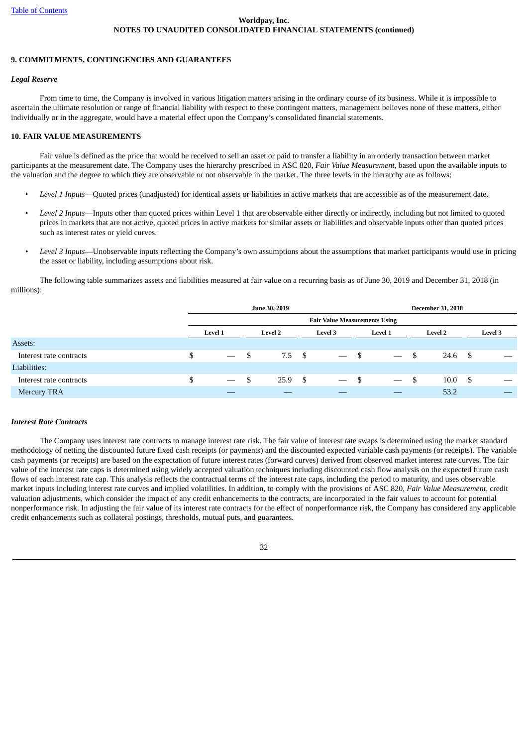Worldpay, Inc.
NOTES TO UNAUDITED CONSOLIDATED FINANCIAL STATEMENTS (continued)

## 9. COMMITMENTS, CONTINGENCIES AND GUARANTEES

### *Legal Reserve*

From time to time, the Company is involved in various litigation matters arising in the ordinary course of its business. While it is impossible to ascertain the ultimate resolution or range of financial liability with respect to these contingent matters, management believes none of these matters, either individually or in the aggregate, would have a material effect upon the Company's consolidated financial statements.

## 10. FAIR VALUE MEASUREMENTS

Fair value is defined as the price that would be received to sell an asset or paid to transfer a liability in an orderly transaction between market participants at the measurement date. The Company uses the hierarchy prescribed in ASC 820, *Fair Value Measurement*, based upon the available inputs to the valuation and the degree to which they are observable or not observable in the market. The three levels in the hierarchy are as follows:

- *Level 1 Inputs*—Quoted prices (unadjusted) for identical assets or liabilities in active markets that are accessible as of the measurement date.
- *Level 2 Inputs*—Inputs other than quoted prices within Level 1 that are observable either directly or indirectly, including but not limited to quoted prices in markets that are not active, quoted prices in active markets for similar assets or liabilities and observable inputs other than quoted prices such as interest rates or yield curves.
- *Level 3 Inputs*—Unobservable inputs reflecting the Company's own assumptions about the assumptions that market participants would use in pricing the asset or liability, including assumptions about risk.

The following table summarizes assets and liabilities measured at fair value on a recurring basis as of June 30, 2019 and December 31, 2018 (in millions):

| | June 30, 2019 | | | December 31, 2018 | | |
|---|---|---|---|---|---|---|
| | Fair Value Measurements Using | | | | | |
| | Level 1 | Level 2 | Level 3 | Level 1 | Level 2 | Level 3 |
| Assets: | | | | | | |
| Interest rate contracts | $ — | $ 7.5 | $ — | $ — | $ 24.6 | $ — |
| Liabilities: | | | | | | |
| Interest rate contracts | $ — | $ 25.9 | $ — | $ — | $ 10.0 | $ — |
| Mercury TRA | — | — | — | — | 53.2 | — |

### *Interest Rate Contracts*

The Company uses interest rate contracts to manage interest rate risk. The fair value of interest rate swaps is determined using the market standard methodology of netting the discounted future fixed cash receipts (or payments) and the discounted expected variable cash payments (or receipts). The variable cash payments (or receipts) are based on the expectation of future interest rates (forward curves) derived from observed market interest rate curves. The fair value of the interest rate caps is determined using widely accepted valuation techniques including discounted cash flow analysis on the expected future cash flows of each interest rate cap. This analysis reflects the contractual terms of the interest rate caps, including the period to maturity, and uses observable market inputs including interest rate curves and implied volatilities. In addition, to comply with the provisions of ASC 820, *Fair Value Measurement*, credit valuation adjustments, which consider the impact of any credit enhancements to the contracts, are incorporated in the fair values to account for potential nonperformance risk. In adjusting the fair value of its interest rate contracts for the effect of nonperformance risk, the Company has considered any applicable credit enhancements such as collateral postings, thresholds, mutual puts, and guarantees.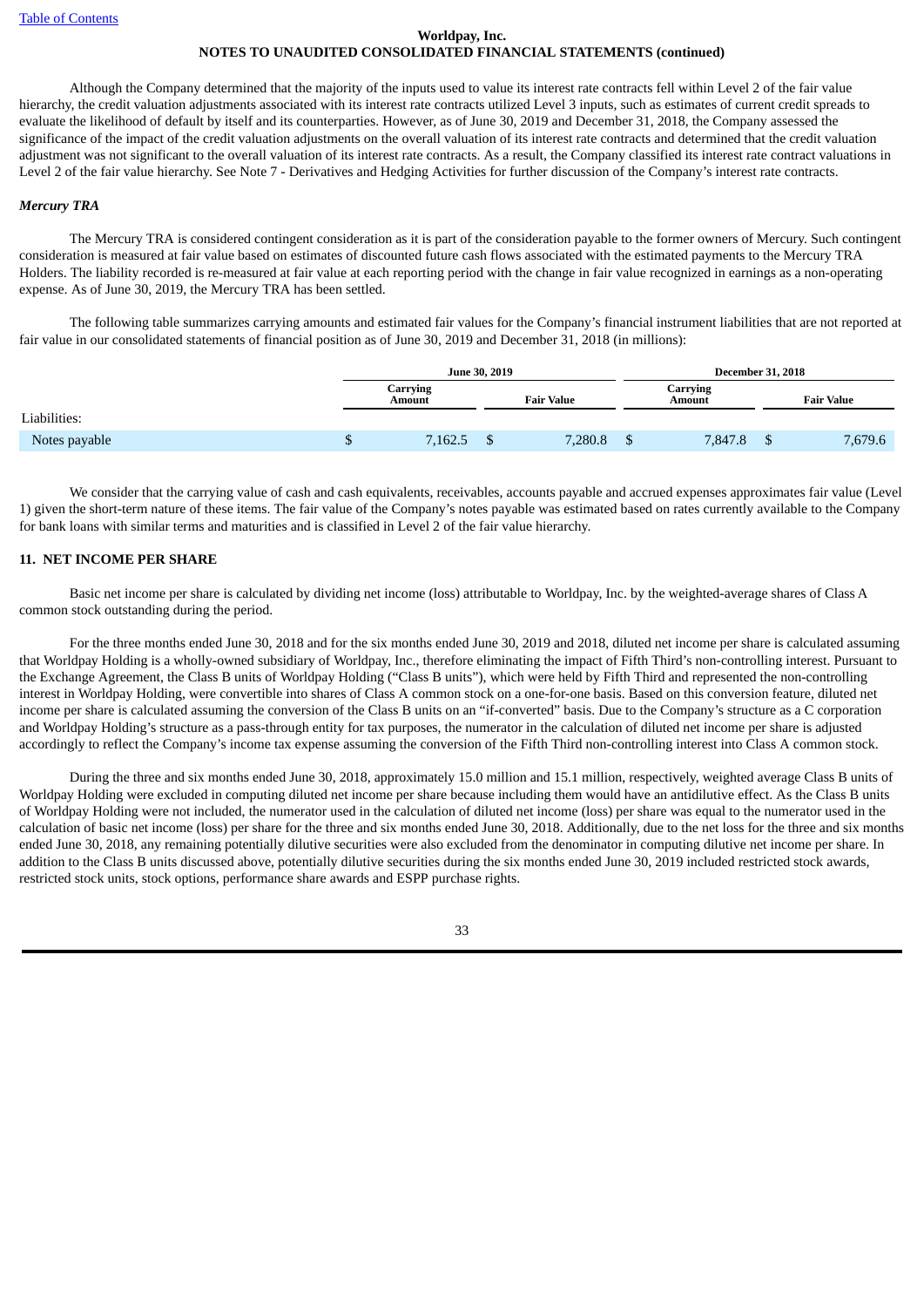Although the Company determined that the majority of the inputs used to value its interest rate contracts fell within Level 2 of the fair value hierarchy, the credit valuation adjustments associated with its interest rate contracts utilized Level 3 inputs, such as estimates of current credit spreads to evaluate the likelihood of default by itself and its counterparties. However, as of June 30, 2019 and December 31, 2018, the Company assessed the significance of the impact of the credit valuation adjustments on the overall valuation of its interest rate contracts and determined that the credit valuation adjustment was not significant to the overall valuation of its interest rate contracts. As a result, the Company classified its interest rate contract valuations in Level 2 of the fair value hierarchy. See Note 7 - Derivatives and Hedging Activities for further discussion of the Company's interest rate contracts.

***Mercury TRA***

The Mercury TRA is considered contingent consideration as it is part of the consideration payable to the former owners of Mercury. Such contingent consideration is measured at fair value based on estimates of discounted future cash flows associated with the estimated payments to the Mercury TRA Holders. The liability recorded is re-measured at fair value at each reporting period with the change in fair value recognized in earnings as a non-operating expense. As of June 30, 2019, the Mercury TRA has been settled.

The following table summarizes carrying amounts and estimated fair values for the Company's financial instrument liabilities that are not reported at fair value in our consolidated statements of financial position as of June 30, 2019 and December 31, 2018 (in millions):

| | June 30, 2019 | | December 31, 2018 | |
|---|---|---|---|---|
| | Carrying Amount | Fair Value | Carrying Amount | Fair Value |
| Liabilities: | | | | |
| Notes payable | $ 7,162.5 | $ 7,280.8 | $ 7,847.8 | $ 7,679.6 |

We consider that the carrying value of cash and cash equivalents, receivables, accounts payable and accrued expenses approximates fair value (Level 1) given the short-term nature of these items. The fair value of the Company's notes payable was estimated based on rates currently available to the Company for bank loans with similar terms and maturities and is classified in Level 2 of the fair value hierarchy.

## 11. NET INCOME PER SHARE

Basic net income per share is calculated by dividing net income (loss) attributable to Worldpay, Inc. by the weighted-average shares of Class A common stock outstanding during the period.

For the three months ended June 30, 2018 and for the six months ended June 30, 2019 and 2018, diluted net income per share is calculated assuming that Worldpay Holding is a wholly-owned subsidiary of Worldpay, Inc., therefore eliminating the impact of Fifth Third's non-controlling interest. Pursuant to the Exchange Agreement, the Class B units of Worldpay Holding ("Class B units"), which were held by Fifth Third and represented the non-controlling interest in Worldpay Holding, were convertible into shares of Class A common stock on a one-for-one basis. Based on this conversion feature, diluted net income per share is calculated assuming the conversion of the Class B units on an "if-converted" basis. Due to the Company's structure as a C corporation and Worldpay Holding's structure as a pass-through entity for tax purposes, the numerator in the calculation of diluted net income per share is adjusted accordingly to reflect the Company's income tax expense assuming the conversion of the Fifth Third non-controlling interest into Class A common stock.

During the three and six months ended June 30, 2018, approximately 15.0 million and 15.1 million, respectively, weighted average Class B units of Worldpay Holding were excluded in computing diluted net income per share because including them would have an antidilutive effect. As the Class B units of Worldpay Holding were not included, the numerator used in the calculation of diluted net income (loss) per share was equal to the numerator used in the calculation of basic net income (loss) per share for the three and six months ended June 30, 2018. Additionally, due to the net loss for the three and six months ended June 30, 2018, any remaining potentially dilutive securities were also excluded from the denominator in computing dilutive net income per share. In addition to the Class B units discussed above, potentially dilutive securities during the six months ended June 30, 2019 included restricted stock awards, restricted stock units, stock options, performance share awards and ESPP purchase rights.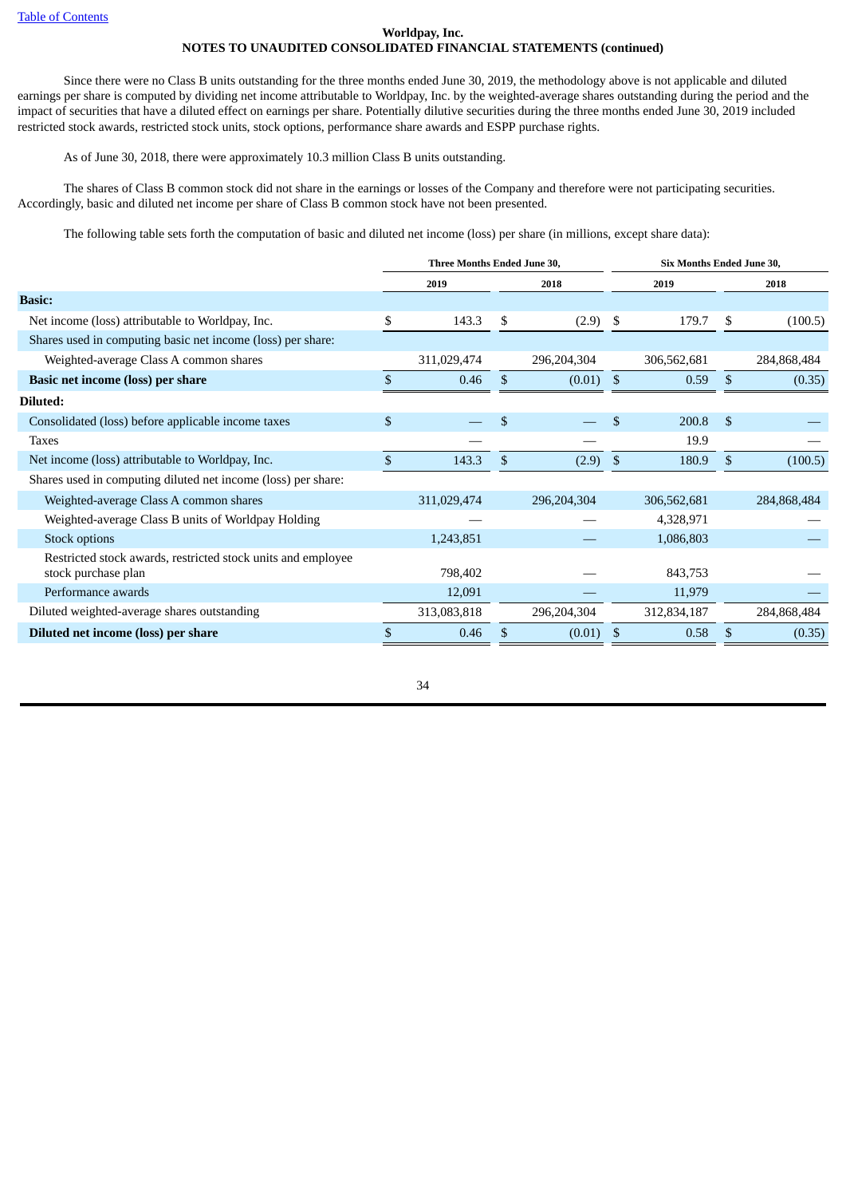Since there were no Class B units outstanding for the three months ended June 30, 2019, the methodology above is not applicable and diluted earnings per share is computed by dividing net income attributable to Worldpay, Inc. by the weighted-average shares outstanding during the period and the impact of securities that have a diluted effect on earnings per share. Potentially dilutive securities during the three months ended June 30, 2019 included restricted stock awards, restricted stock units, stock options, performance share awards and ESPP purchase rights.

As of June 30, 2018, there were approximately 10.3 million Class B units outstanding.

The shares of Class B common stock did not share in the earnings or losses of the Company and therefore were not participating securities. Accordingly, basic and diluted net income per share of Class B common stock have not been presented.

The following table sets forth the computation of basic and diluted net income (loss) per share (in millions, except share data):

| | Three Months Ended June 30, | | Six Months Ended June 30, | |
|---|---|---|---|---|
| | 2019 | 2018 | 2019 | 2018 |
| **Basic:** | | | | |
| Net income (loss) attributable to Worldpay, Inc. | $ 143.3 | $ (2.9) | $ 179.7 | $ (100.5) |
| Shares used in computing basic net income (loss) per share: | | | | |
| Weighted-average Class A common shares | 311,029,474 | 296,204,304 | 306,562,681 | 284,868,484 |
| **Basic net income (loss) per share** | $ 0.46 | $ (0.01) | $ 0.59 | $ (0.35) |
| **Diluted:** | | | | |
| Consolidated (loss) before applicable income taxes | $ — | $ — | $ 200.8 | $ — |
| Taxes | — | — | 19.9 | — |
| Net income (loss) attributable to Worldpay, Inc. | $ 143.3 | $ (2.9) | $ 180.9 | $ (100.5) |
| Shares used in computing diluted net income (loss) per share: | | | | |
| Weighted-average Class A common shares | 311,029,474 | 296,204,304 | 306,562,681 | 284,868,484 |
| Weighted-average Class B units of Worldpay Holding | — | — | 4,328,971 | — |
| Stock options | 1,243,851 | — | 1,086,803 | — |
| Restricted stock awards, restricted stock units and employee stock purchase plan | 798,402 | — | 843,753 | — |
| Performance awards | 12,091 | — | 11,979 | — |
| Diluted weighted-average shares outstanding | 313,083,818 | 296,204,304 | 312,834,187 | 284,868,484 |
| **Diluted net income (loss) per share** | $ 0.46 | $ (0.01) | $ 0.58 | $ (0.35) |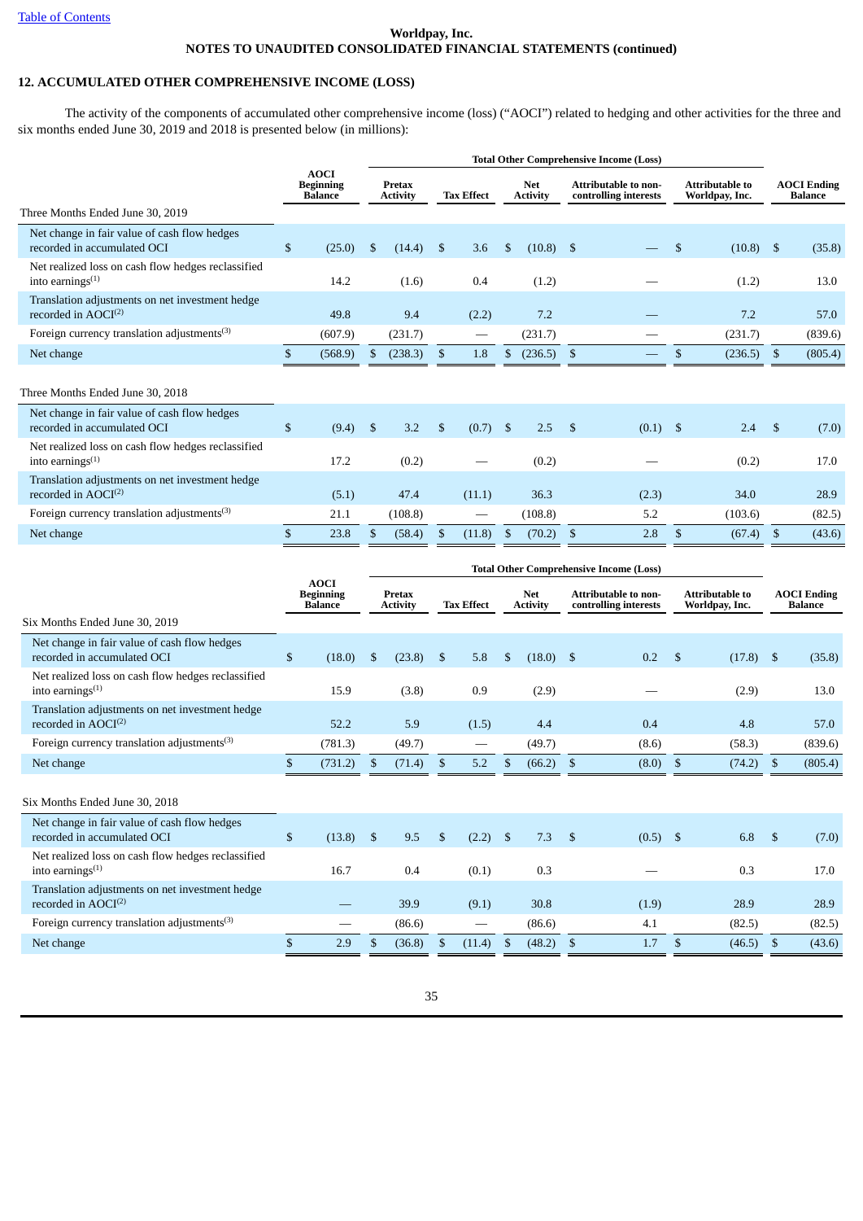Worldpay, Inc.
NOTES TO UNAUDITED CONSOLIDATED FINANCIAL STATEMENTS (continued)

## 12. ACCUMULATED OTHER COMPREHENSIVE INCOME (LOSS)

The activity of the components of accumulated other comprehensive income (loss) ("AOCI") related to hedging and other activities for the three and six months ended June 30, 2019 and 2018 is presented below (in millions):

| | | Total Other Comprehensive Income (Loss) | | | | | |
|---|---|---|---|---|---|---|---|
| | AOCI Beginning Balance | Pretax Activity | Tax Effect | Net Activity | Attributable to non-controlling interests | Attributable to Worldpay, Inc. | AOCI Ending Balance |
| **Three Months Ended June 30, 2019** | | | | | | | |
| Net change in fair value of cash flow hedges recorded in accumulated OCI | $ (25.0) | $ (14.4) | $ 3.6 | $ (10.8) | $ — | $ (10.8) | $ (35.8) |
| Net realized loss on cash flow hedges reclassified into earnings[(1)] | 14.2 | (1.6) | 0.4 | (1.2) | — | (1.2) | 13.0 |
| Translation adjustments on net investment hedge recorded in AOCI[(2)] | 49.8 | 9.4 | (2.2) | 7.2 | — | 7.2 | 57.0 |
| Foreign currency translation adjustments[(3)] | (607.9) | (231.7) | — | (231.7) | — | (231.7) | (839.6) |
| Net change | $ (568.9) | $ (238.3) | $ 1.8 | $ (236.5) | $ — | $ (236.5) | $ (805.4) |
| **Three Months Ended June 30, 2018** | | | | | | | |
| Net change in fair value of cash flow hedges recorded in accumulated OCI | $ (9.4) | $ 3.2 | $ (0.7) | $ 2.5 | $ (0.1) | $ 2.4 | $ (7.0) |
| Net realized loss on cash flow hedges reclassified into earnings[(1)] | 17.2 | (0.2) | — | (0.2) | — | (0.2) | 17.0 |
| Translation adjustments on net investment hedge recorded in AOCI[(2)] | (5.1) | 47.4 | (11.1) | 36.3 | (2.3) | 34.0 | 28.9 |
| Foreign currency translation adjustments[(3)] | 21.1 | (108.8) | — | (108.8) | 5.2 | (103.6) | (82.5) |
| Net change | $ 23.8 | $ (58.4) | $ (11.8) | $ (70.2) | $ 2.8 | $ (67.4) | $ (43.6) |

| | | Total Other Comprehensive Income (Loss) | | | | | |
|---|---|---|---|---|---|---|---|
| | AOCI Beginning Balance | Pretax Activity | Tax Effect | Net Activity | Attributable to non-controlling interests | Attributable to Worldpay, Inc. | AOCI Ending Balance |
| **Six Months Ended June 30, 2019** | | | | | | | |
| Net change in fair value of cash flow hedges recorded in accumulated OCI | $ (18.0) | $ (23.8) | $ 5.8 | $ (18.0) | $ 0.2 | $ (17.8) | $ (35.8) |
| Net realized loss on cash flow hedges reclassified into earnings[(1)] | 15.9 | (3.8) | 0.9 | (2.9) | — | (2.9) | 13.0 |
| Translation adjustments on net investment hedge recorded in AOCI[(2)] | 52.2 | 5.9 | (1.5) | 4.4 | 0.4 | 4.8 | 57.0 |
| Foreign currency translation adjustments[(3)] | (781.3) | (49.7) | — | (49.7) | (8.6) | (58.3) | (839.6) |
| Net change | $ (731.2) | $ (71.4) | $ 5.2 | $ (66.2) | $ (8.0) | $ (74.2) | $ (805.4) |
| **Six Months Ended June 30, 2018** | | | | | | | |
| Net change in fair value of cash flow hedges recorded in accumulated OCI | $ (13.8) | $ 9.5 | $ (2.2) | $ 7.3 | $ (0.5) | $ 6.8 | $ (7.0) |
| Net realized loss on cash flow hedges reclassified into earnings[(1)] | 16.7 | 0.4 | (0.1) | 0.3 | — | 0.3 | 17.0 |
| Translation adjustments on net investment hedge recorded in AOCI[(2)] | — | 39.9 | (9.1) | 30.8 | (1.9) | 28.9 | 28.9 |
| Foreign currency translation adjustments[(3)] | — | (86.6) | — | (86.6) | 4.1 | (82.5) | (82.5) |
| Net change | $ 2.9 | $ (36.8) | $ (11.4) | $ (48.2) | $ 1.7 | $ (46.5) | $ (43.6) |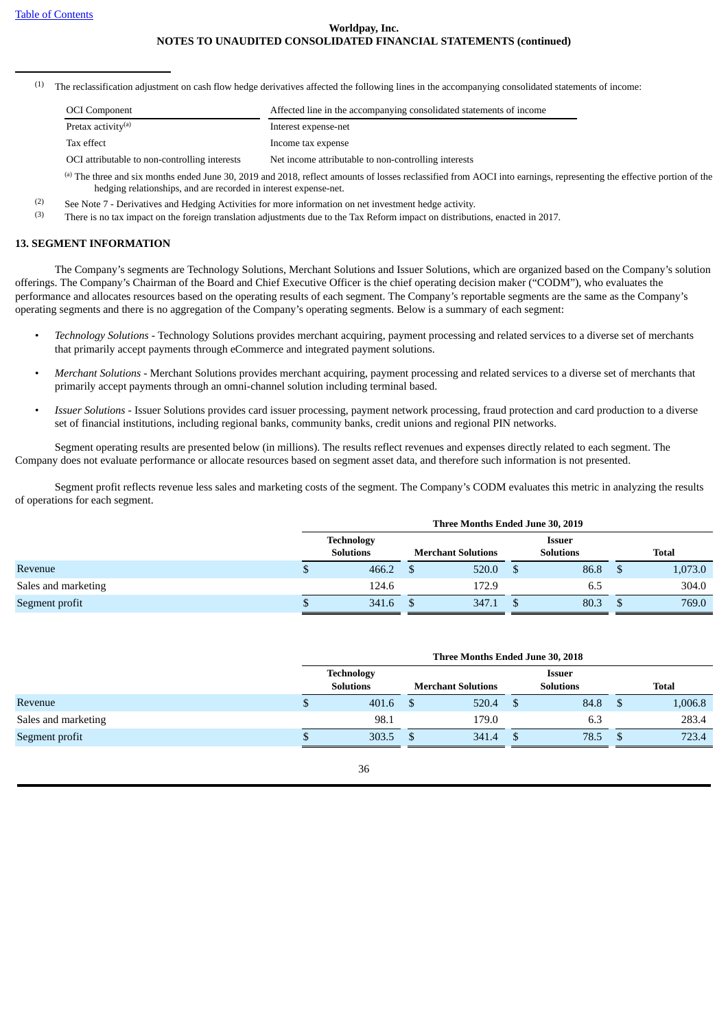(1) The reclassification adjustment on cash flow hedge derivatives affected the following lines in the accompanying consolidated statements of income:

| OCI Component | Affected line in the accompanying consolidated statements of income |
|---|---|
| Pretax activity[(a)] | Interest expense-net |
| Tax effect | Income tax expense |
| OCI attributable to non-controlling interests | Net income attributable to non-controlling interests |

(a) The three and six months ended June 30, 2019 and 2018, reflect amounts of losses reclassified from AOCI into earnings, representing the effective portion of the hedging relationships, and are recorded in interest expense-net.

(2) See Note 7 - Derivatives and Hedging Activities for more information on net investment hedge activity.

(3) There is no tax impact on the foreign translation adjustments due to the Tax Reform impact on distributions, enacted in 2017.

## 13. SEGMENT INFORMATION

The Company's segments are Technology Solutions, Merchant Solutions and Issuer Solutions, which are organized based on the Company's solution offerings. The Company's Chairman of the Board and Chief Executive Officer is the chief operating decision maker ("CODM"), who evaluates the performance and allocates resources based on the operating results of each segment. The Company's reportable segments are the same as the Company's operating segments and there is no aggregation of the Company's operating segments. Below is a summary of each segment:

- *Technology Solutions* - Technology Solutions provides merchant acquiring, payment processing and related services to a diverse set of merchants that primarily accept payments through eCommerce and integrated payment solutions.
- *Merchant Solutions* - Merchant Solutions provides merchant acquiring, payment processing and related services to a diverse set of merchants that primarily accept payments through an omni-channel solution including terminal based.
- *Issuer Solutions* - Issuer Solutions provides card issuer processing, payment network processing, fraud protection and card production to a diverse set of financial institutions, including regional banks, community banks, credit unions and regional PIN networks.

Segment operating results are presented below (in millions). The results reflect revenues and expenses directly related to each segment. The Company does not evaluate performance or allocate resources based on segment asset data, and therefore such information is not presented.

Segment profit reflects revenue less sales and marketing costs of the segment. The Company's CODM evaluates this metric in analyzing the results of operations for each segment.

| | Three Months Ended June 30, 2019 | | | |
|---|---|---|---|---|
| | Technology Solutions | Merchant Solutions | Issuer Solutions | Total |
| Revenue | $ 466.2 | $ 520.0 | $ 86.8 | $ 1,073.0 |
| Sales and marketing | 124.6 | 172.9 | 6.5 | 304.0 |
| Segment profit | $ 341.6 | $ 347.1 | $ 80.3 | $ 769.0 |

| | Three Months Ended June 30, 2018 | | | |
|---|---|---|---|---|
| | Technology Solutions | Merchant Solutions | Issuer Solutions | Total |
| Revenue | $ 401.6 | $ 520.4 | $ 84.8 | $ 1,006.8 |
| Sales and marketing | 98.1 | 179.0 | 6.3 | 283.4 |
| Segment profit | $ 303.5 | $ 341.4 | $ 78.5 | $ 723.4 |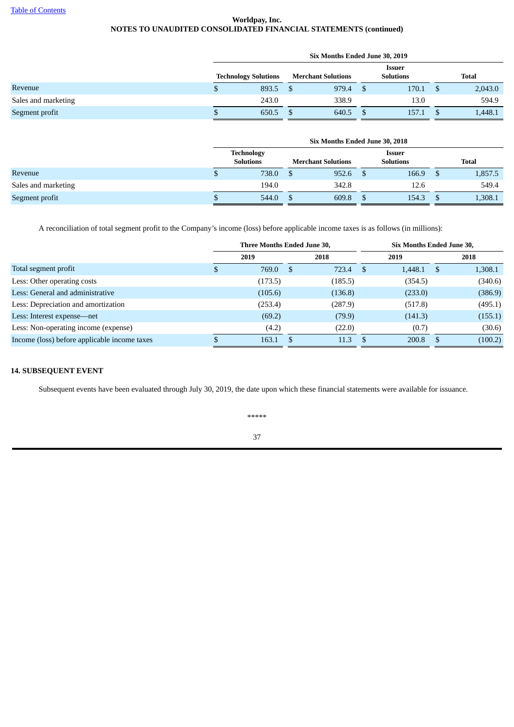| | Six Months Ended June 30, 2019 | | | |
|---|---|---|---|---|
| | Technology Solutions | Merchant Solutions | Issuer Solutions | Total |
| Revenue | $ 893.5 | $ 979.4 | $ 170.1 | $ 2,043.0 |
| Sales and marketing | 243.0 | 338.9 | 13.0 | 594.9 |
| Segment profit | $ 650.5 | $ 640.5 | $ 157.1 | $ 1,448.1 |

| | Six Months Ended June 30, 2018 | | | |
|---|---|---|---|---|
| | Technology Solutions | Merchant Solutions | Issuer Solutions | Total |
| Revenue | $ 738.0 | $ 952.6 | $ 166.9 | $ 1,857.5 |
| Sales and marketing | 194.0 | 342.8 | 12.6 | 549.4 |
| Segment profit | $ 544.0 | $ 609.8 | $ 154.3 | $ 1,308.1 |

A reconciliation of total segment profit to the Company's income (loss) before applicable income taxes is as follows (in millions):

| | Three Months Ended June 30, | | Six Months Ended June 30, | |
|---|---|---|---|---|
| | 2019 | 2018 | 2019 | 2018 |
| Total segment profit | $ 769.0 | $ 723.4 | $ 1,448.1 | $ 1,308.1 |
| Less: Other operating costs | (173.5) | (185.5) | (354.5) | (340.6) |
| Less: General and administrative | (105.6) | (136.8) | (233.0) | (386.9) |
| Less: Depreciation and amortization | (253.4) | (287.9) | (517.8) | (495.1) |
| Less: Interest expense—net | (69.2) | (79.9) | (141.3) | (155.1) |
| Less: Non-operating income (expense) | (4.2) | (22.0) | (0.7) | (30.6) |
| Income (loss) before applicable income taxes | $ 163.1 | $ 11.3 | $ 200.8 | $ (100.2) |

## 14. SUBSEQUENT EVENT

Subsequent events have been evaluated through July 30, 2019, the date upon which these financial statements were available for issuance.

*****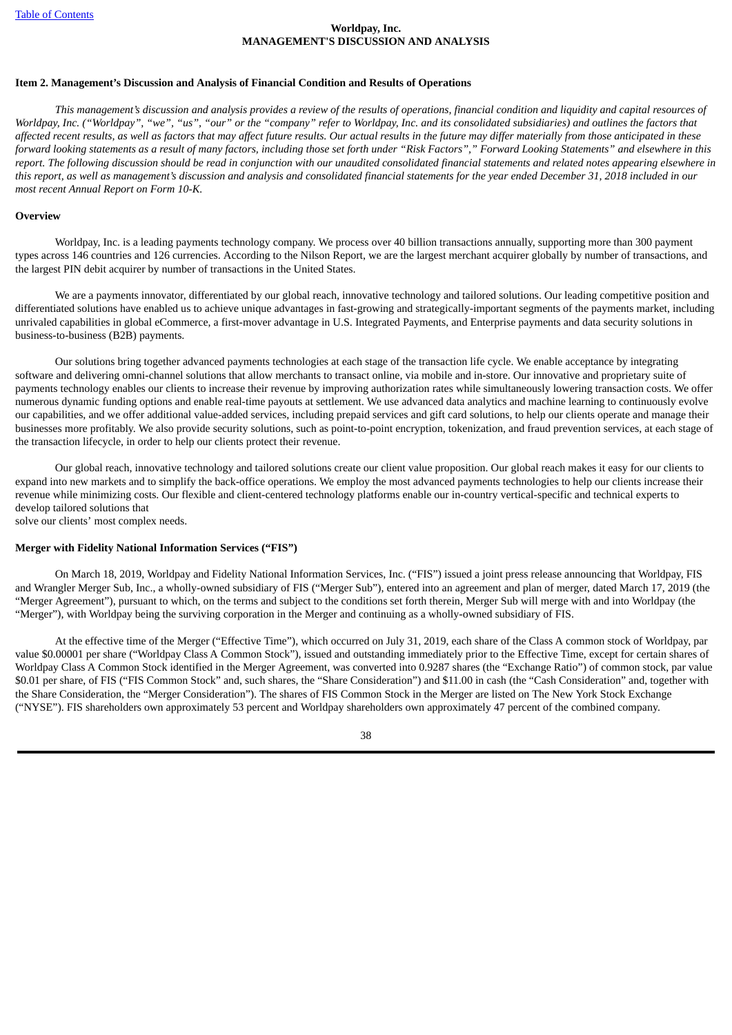**Item 2. Management's Discussion and Analysis of Financial Condition and Results of Operations**

*This management's discussion and analysis provides a review of the results of operations, financial condition and liquidity and capital resources of Worldpay, Inc. ("Worldpay", "we", "us", "our" or the "company" refer to Worldpay, Inc. and its consolidated subsidiaries) and outlines the factors that affected recent results, as well as factors that may affect future results. Our actual results in the future may differ materially from those anticipated in these forward looking statements as a result of many factors, including those set forth under "Risk Factors"," Forward Looking Statements" and elsewhere in this report. The following discussion should be read in conjunction with our unaudited consolidated financial statements and related notes appearing elsewhere in this report, as well as management's discussion and analysis and consolidated financial statements for the year ended December 31, 2018 included in our most recent Annual Report on Form 10-K.*

**Overview**

Worldpay, Inc. is a leading payments technology company. We process over 40 billion transactions annually, supporting more than 300 payment types across 146 countries and 126 currencies. According to the Nilson Report, we are the largest merchant acquirer globally by number of transactions, and the largest PIN debit acquirer by number of transactions in the United States.

We are a payments innovator, differentiated by our global reach, innovative technology and tailored solutions. Our leading competitive position and differentiated solutions have enabled us to achieve unique advantages in fast-growing and strategically-important segments of the payments market, including unrivaled capabilities in global eCommerce, a first-mover advantage in U.S. Integrated Payments, and Enterprise payments and data security solutions in business-to-business (B2B) payments.

Our solutions bring together advanced payments technologies at each stage of the transaction life cycle. We enable acceptance by integrating software and delivering omni-channel solutions that allow merchants to transact online, via mobile and in-store. Our innovative and proprietary suite of payments technology enables our clients to increase their revenue by improving authorization rates while simultaneously lowering transaction costs. We offer numerous dynamic funding options and enable real-time payouts at settlement. We use advanced data analytics and machine learning to continuously evolve our capabilities, and we offer additional value-added services, including prepaid services and gift card solutions, to help our clients operate and manage their businesses more profitably. We also provide security solutions, such as point-to-point encryption, tokenization, and fraud prevention services, at each stage of the transaction lifecycle, in order to help our clients protect their revenue.

Our global reach, innovative technology and tailored solutions create our client value proposition. Our global reach makes it easy for our clients to expand into new markets and to simplify the back-office operations. We employ the most advanced payments technologies to help our clients increase their revenue while minimizing costs. Our flexible and client-centered technology platforms enable our in-country vertical-specific and technical experts to develop tailored solutions that solve our clients' most complex needs.

**Merger with Fidelity National Information Services ("FIS")**

On March 18, 2019, Worldpay and Fidelity National Information Services, Inc. ("FIS") issued a joint press release announcing that Worldpay, FIS and Wrangler Merger Sub, Inc., a wholly-owned subsidiary of FIS ("Merger Sub"), entered into an agreement and plan of merger, dated March 17, 2019 (the "Merger Agreement"), pursuant to which, on the terms and subject to the conditions set forth therein, Merger Sub will merge with and into Worldpay (the "Merger"), with Worldpay being the surviving corporation in the Merger and continuing as a wholly-owned subsidiary of FIS.

At the effective time of the Merger ("Effective Time"), which occurred on July 31, 2019, each share of the Class A common stock of Worldpay, par value $0.00001 per share ("Worldpay Class A Common Stock"), issued and outstanding immediately prior to the Effective Time, except for certain shares of Worldpay Class A Common Stock identified in the Merger Agreement, was converted into 0.9287 shares (the "Exchange Ratio") of common stock, par value $0.01 per share, of FIS ("FIS Common Stock" and, such shares, the "Share Consideration") and $11.00 in cash (the "Cash Consideration" and, together with the Share Consideration, the "Merger Consideration"). The shares of FIS Common Stock in the Merger are listed on The New York Stock Exchange ("NYSE"). FIS shareholders own approximately 53 percent and Worldpay shareholders own approximately 47 percent of the combined company.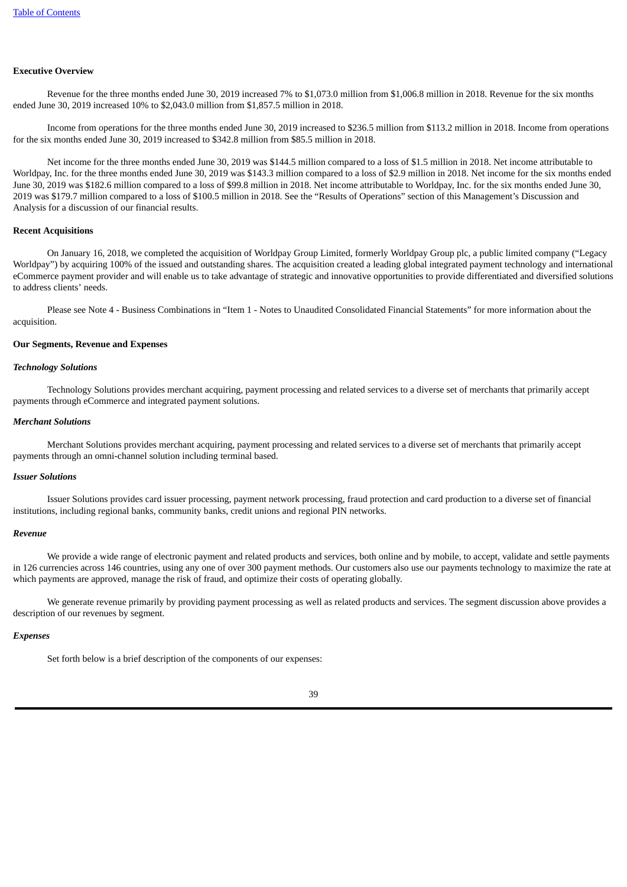**Executive Overview**

Revenue for the three months ended June 30, 2019 increased 7% to $1,073.0 million from $1,006.8 million in 2018. Revenue for the six months ended June 30, 2019 increased 10% to $2,043.0 million from $1,857.5 million in 2018.

Income from operations for the three months ended June 30, 2019 increased to $236.5 million from $113.2 million in 2018. Income from operations for the six months ended June 30, 2019 increased to $342.8 million from $85.5 million in 2018.

Net income for the three months ended June 30, 2019 was $144.5 million compared to a loss of $1.5 million in 2018. Net income attributable to Worldpay, Inc. for the three months ended June 30, 2019 was $143.3 million compared to a loss of $2.9 million in 2018. Net income for the six months ended June 30, 2019 was $182.6 million compared to a loss of $99.8 million in 2018. Net income attributable to Worldpay, Inc. for the six months ended June 30, 2019 was $179.7 million compared to a loss of $100.5 million in 2018. See the "Results of Operations" section of this Management's Discussion and Analysis for a discussion of our financial results.

**Recent Acquisitions**

On January 16, 2018, we completed the acquisition of Worldpay Group Limited, formerly Worldpay Group plc, a public limited company ("Legacy Worldpay") by acquiring 100% of the issued and outstanding shares. The acquisition created a leading global integrated payment technology and international eCommerce payment provider and will enable us to take advantage of strategic and innovative opportunities to provide differentiated and diversified solutions to address clients' needs.

Please see Note 4 - Business Combinations in "Item 1 - Notes to Unaudited Consolidated Financial Statements" for more information about the acquisition.

**Our Segments, Revenue and Expenses**

***Technology Solutions***

Technology Solutions provides merchant acquiring, payment processing and related services to a diverse set of merchants that primarily accept payments through eCommerce and integrated payment solutions.

***Merchant Solutions***

Merchant Solutions provides merchant acquiring, payment processing and related services to a diverse set of merchants that primarily accept payments through an omni-channel solution including terminal based.

***Issuer Solutions***

Issuer Solutions provides card issuer processing, payment network processing, fraud protection and card production to a diverse set of financial institutions, including regional banks, community banks, credit unions and regional PIN networks.

***Revenue***

We provide a wide range of electronic payment and related products and services, both online and by mobile, to accept, validate and settle payments in 126 currencies across 146 countries, using any one of over 300 payment methods. Our customers also use our payments technology to maximize the rate at which payments are approved, manage the risk of fraud, and optimize their costs of operating globally.

We generate revenue primarily by providing payment processing as well as related products and services. The segment discussion above provides a description of our revenues by segment.

***Expenses***

Set forth below is a brief description of the components of our expenses: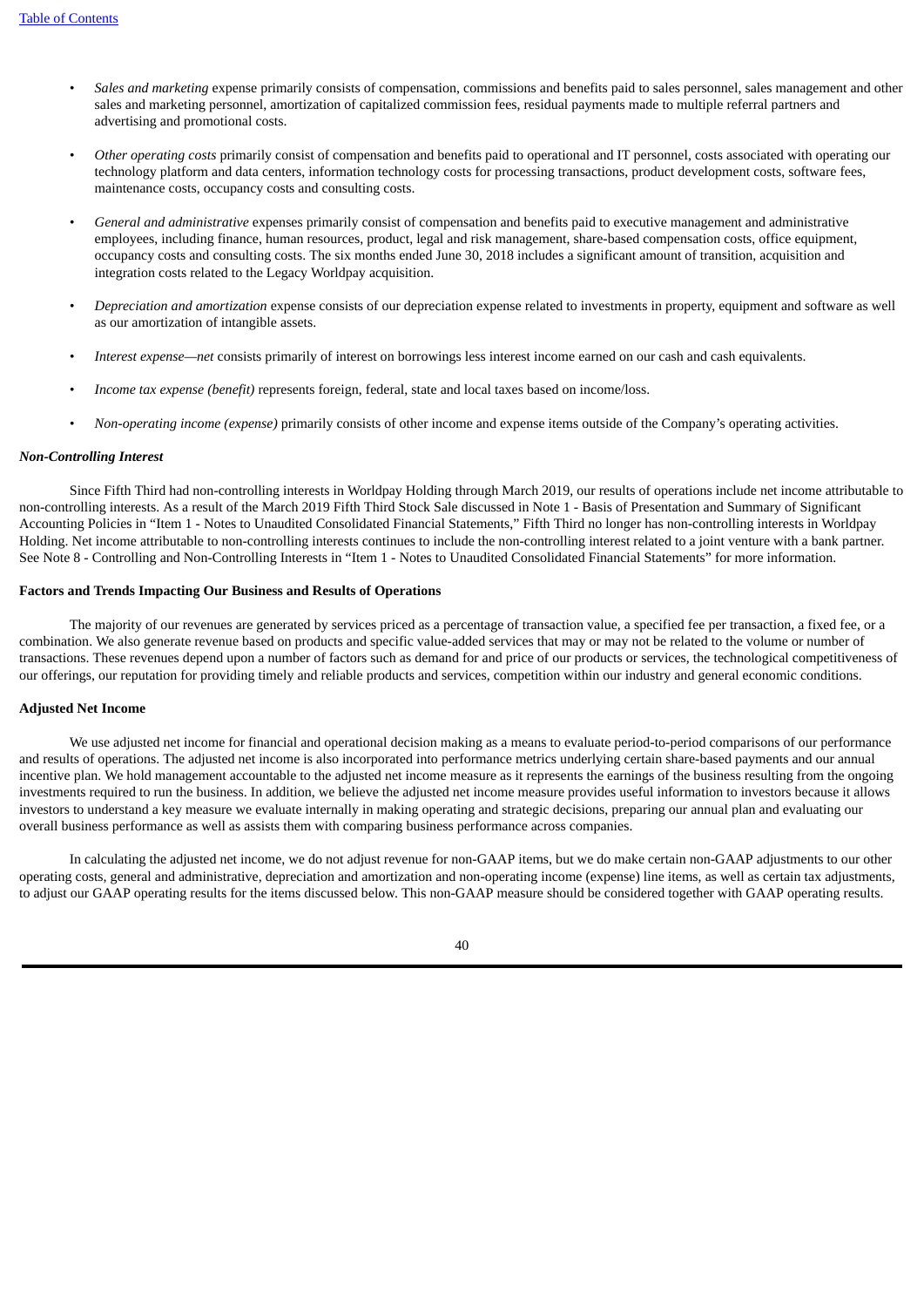- *Sales and marketing* expense primarily consists of compensation, commissions and benefits paid to sales personnel, sales management and other sales and marketing personnel, amortization of capitalized commission fees, residual payments made to multiple referral partners and advertising and promotional costs.

- *Other operating costs* primarily consist of compensation and benefits paid to operational and IT personnel, costs associated with operating our technology platform and data centers, information technology costs for processing transactions, product development costs, software fees, maintenance costs, occupancy costs and consulting costs.

- *General and administrative* expenses primarily consist of compensation and benefits paid to executive management and administrative employees, including finance, human resources, product, legal and risk management, share-based compensation costs, office equipment, occupancy costs and consulting costs. The six months ended June 30, 2018 includes a significant amount of transition, acquisition and integration costs related to the Legacy Worldpay acquisition.

- *Depreciation and amortization* expense consists of our depreciation expense related to investments in property, equipment and software as well as our amortization of intangible assets.

- *Interest expense—net* consists primarily of interest on borrowings less interest income earned on our cash and cash equivalents.

- *Income tax expense (benefit)* represents foreign, federal, state and local taxes based on income/loss.

- *Non-operating income (expense)* primarily consists of other income and expense items outside of the Company's operating activities.

***Non-Controlling Interest***

Since Fifth Third had non-controlling interests in Worldpay Holding through March 2019, our results of operations include net income attributable to non-controlling interests. As a result of the March 2019 Fifth Third Stock Sale discussed in Note 1 - Basis of Presentation and Summary of Significant Accounting Policies in "Item 1 - Notes to Unaudited Consolidated Financial Statements," Fifth Third no longer has non-controlling interests in Worldpay Holding. Net income attributable to non-controlling interests continues to include the non-controlling interest related to a joint venture with a bank partner. See Note 8 - Controlling and Non-Controlling Interests in "Item 1 - Notes to Unaudited Consolidated Financial Statements" for more information.

**Factors and Trends Impacting Our Business and Results of Operations**

The majority of our revenues are generated by services priced as a percentage of transaction value, a specified fee per transaction, a fixed fee, or a combination. We also generate revenue based on products and specific value-added services that may or may not be related to the volume or number of transactions. These revenues depend upon a number of factors such as demand for and price of our products or services, the technological competitiveness of our offerings, our reputation for providing timely and reliable products and services, competition within our industry and general economic conditions.

**Adjusted Net Income**

We use adjusted net income for financial and operational decision making as a means to evaluate period-to-period comparisons of our performance and results of operations. The adjusted net income is also incorporated into performance metrics underlying certain share-based payments and our annual incentive plan. We hold management accountable to the adjusted net income measure as it represents the earnings of the business resulting from the ongoing investments required to run the business. In addition, we believe the adjusted net income measure provides useful information to investors because it allows investors to understand a key measure we evaluate internally in making operating and strategic decisions, preparing our annual plan and evaluating our overall business performance as well as assists them with comparing business performance across companies.

In calculating the adjusted net income, we do not adjust revenue for non-GAAP items, but we do make certain non-GAAP adjustments to our other operating costs, general and administrative, depreciation and amortization and non-operating income (expense) line items, as well as certain tax adjustments, to adjust our GAAP operating results for the items discussed below. This non-GAAP measure should be considered together with GAAP operating results.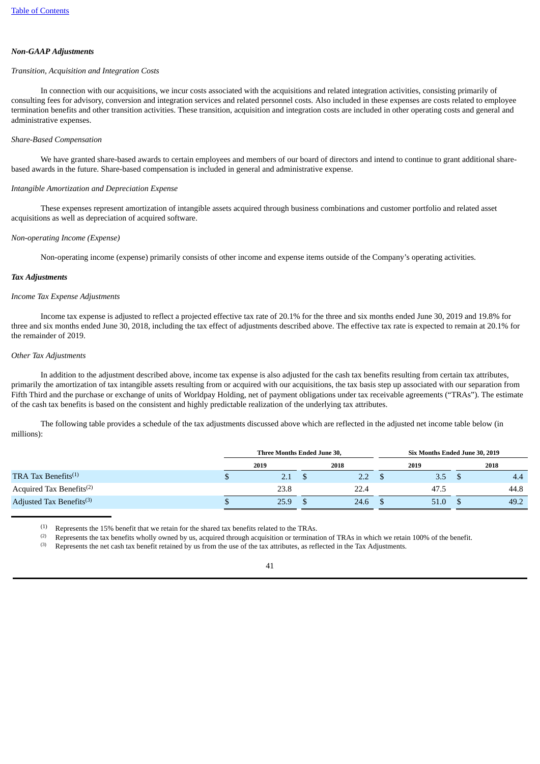### *Non-GAAP Adjustments*

*Transition, Acquisition and Integration Costs*

In connection with our acquisitions, we incur costs associated with the acquisitions and related integration activities, consisting primarily of consulting fees for advisory, conversion and integration services and related personnel costs. Also included in these expenses are costs related to employee termination benefits and other transition activities. These transition, acquisition and integration costs are included in other operating costs and general and administrative expenses.

*Share-Based Compensation*

We have granted share-based awards to certain employees and members of our board of directors and intend to continue to grant additional share-based awards in the future. Share-based compensation is included in general and administrative expense.

*Intangible Amortization and Depreciation Expense*

These expenses represent amortization of intangible assets acquired through business combinations and customer portfolio and related asset acquisitions as well as depreciation of acquired software.

*Non-operating Income (Expense)*

Non-operating income (expense) primarily consists of other income and expense items outside of the Company's operating activities.

### *Tax Adjustments*

*Income Tax Expense Adjustments*

Income tax expense is adjusted to reflect a projected effective tax rate of 20.1% for the three and six months ended June 30, 2019 and 19.8% for three and six months ended June 30, 2018, including the tax effect of adjustments described above. The effective tax rate is expected to remain at 20.1% for the remainder of 2019.

*Other Tax Adjustments*

In addition to the adjustment described above, income tax expense is also adjusted for the cash tax benefits resulting from certain tax attributes, primarily the amortization of tax intangible assets resulting from or acquired with our acquisitions, the tax basis step up associated with our separation from Fifth Third and the purchase or exchange of units of Worldpay Holding, net of payment obligations under tax receivable agreements ("TRAs"). The estimate of the cash tax benefits is based on the consistent and highly predictable realization of the underlying tax attributes.

The following table provides a schedule of the tax adjustments discussed above which are reflected in the adjusted net income table below (in millions):

| | Three Months Ended June 30, | | Six Months Ended June 30, 2019 | |
|---|---|---|---|---|
| | 2019 | 2018 | 2019 | 2018 |
| TRA Tax Benefits[1] | $ 2.1 | $ 2.2 | $ 3.5 | $ 4.4 |
| Acquired Tax Benefits[2] | 23.8 | 22.4 | 47.5 | 44.8 |
| Adjusted Tax Benefits[3] | $ 25.9 | $ 24.6 | $ 51.0 | $ 49.2 |

(1) Represents the 15% benefit that we retain for the shared tax benefits related to the TRAs.

(2) Represents the tax benefits wholly owned by us, acquired through acquisition or termination of TRAs in which we retain 100% of the benefit.

(3) Represents the net cash tax benefit retained by us from the use of the tax attributes, as reflected in the Tax Adjustments.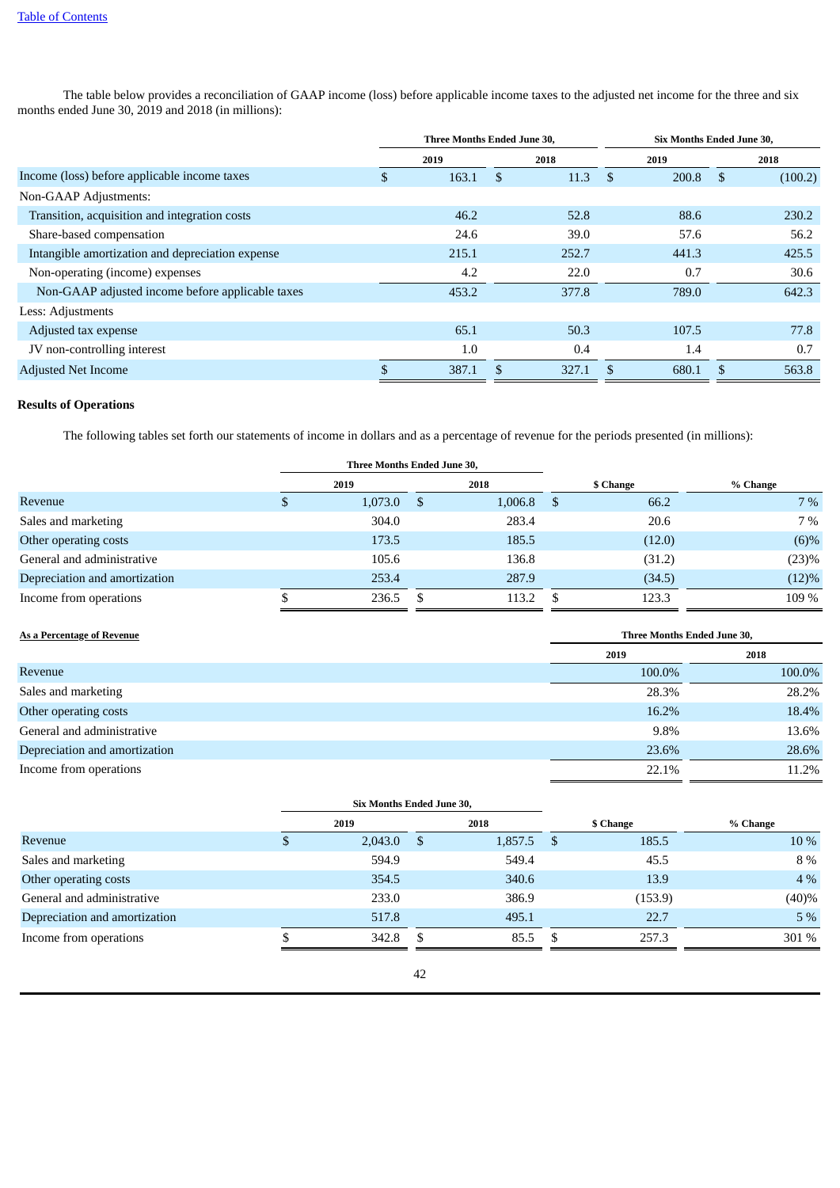The table below provides a reconciliation of GAAP income (loss) before applicable income taxes to the adjusted net income for the three and six months ended June 30, 2019 and 2018 (in millions):

| | Three Months Ended June 30, | | Six Months Ended June 30, | |
|---|---|---|---|---|
| | 2019 | 2018 | 2019 | 2018 |
| Income (loss) before applicable income taxes | $ 163.1 | $ 11.3 | $ 200.8 | $ (100.2) |
| Non-GAAP Adjustments: | | | | |
| Transition, acquisition and integration costs | 46.2 | 52.8 | 88.6 | 230.2 |
| Share-based compensation | 24.6 | 39.0 | 57.6 | 56.2 |
| Intangible amortization and depreciation expense | 215.1 | 252.7 | 441.3 | 425.5 |
| Non-operating (income) expenses | 4.2 | 22.0 | 0.7 | 30.6 |
| Non-GAAP adjusted income before applicable taxes | 453.2 | 377.8 | 789.0 | 642.3 |
| Less: Adjustments | | | | |
| Adjusted tax expense | 65.1 | 50.3 | 107.5 | 77.8 |
| JV non-controlling interest | 1.0 | 0.4 | 1.4 | 0.7 |
| Adjusted Net Income | $ 387.1 | $ 327.1 | $ 680.1 | $ 563.8 |

**Results of Operations**

The following tables set forth our statements of income in dollars and as a percentage of revenue for the periods presented (in millions):

| | Three Months Ended June 30, | | | |
|---|---|---|---|---|
| | 2019 | 2018 | $ Change | % Change |
| Revenue | $ 1,073.0 | $ 1,006.8 | $ 66.2 | 7 % |
| Sales and marketing | 304.0 | 283.4 | 20.6 | 7 % |
| Other operating costs | 173.5 | 185.5 | (12.0) | (6)% |
| General and administrative | 105.6 | 136.8 | (31.2) | (23)% |
| Depreciation and amortization | 253.4 | 287.9 | (34.5) | (12)% |
| Income from operations | $ 236.5 | $ 113.2 | $ 123.3 | 109 % |

| <u>As a Percentage of Revenue</u> | Three Months Ended June 30, | |
|---|---|---|
| | 2019 | 2018 |
| Revenue | 100.0% | 100.0% |
| Sales and marketing | 28.3% | 28.2% |
| Other operating costs | 16.2% | 18.4% |
| General and administrative | 9.8% | 13.6% |
| Depreciation and amortization | 23.6% | 28.6% |
| Income from operations | 22.1% | 11.2% |

| | Six Months Ended June 30, | | | |
|---|---|---|---|---|
| | 2019 | 2018 | $ Change | % Change |
| Revenue | $ 2,043.0 | $ 1,857.5 | $ 185.5 | 10 % |
| Sales and marketing | 594.9 | 549.4 | 45.5 | 8 % |
| Other operating costs | 354.5 | 340.6 | 13.9 | 4 % |
| General and administrative | 233.0 | 386.9 | (153.9) | (40)% |
| Depreciation and amortization | 517.8 | 495.1 | 22.7 | 5 % |
| Income from operations | $ 342.8 | $ 85.5 | $ 257.3 | 301 % |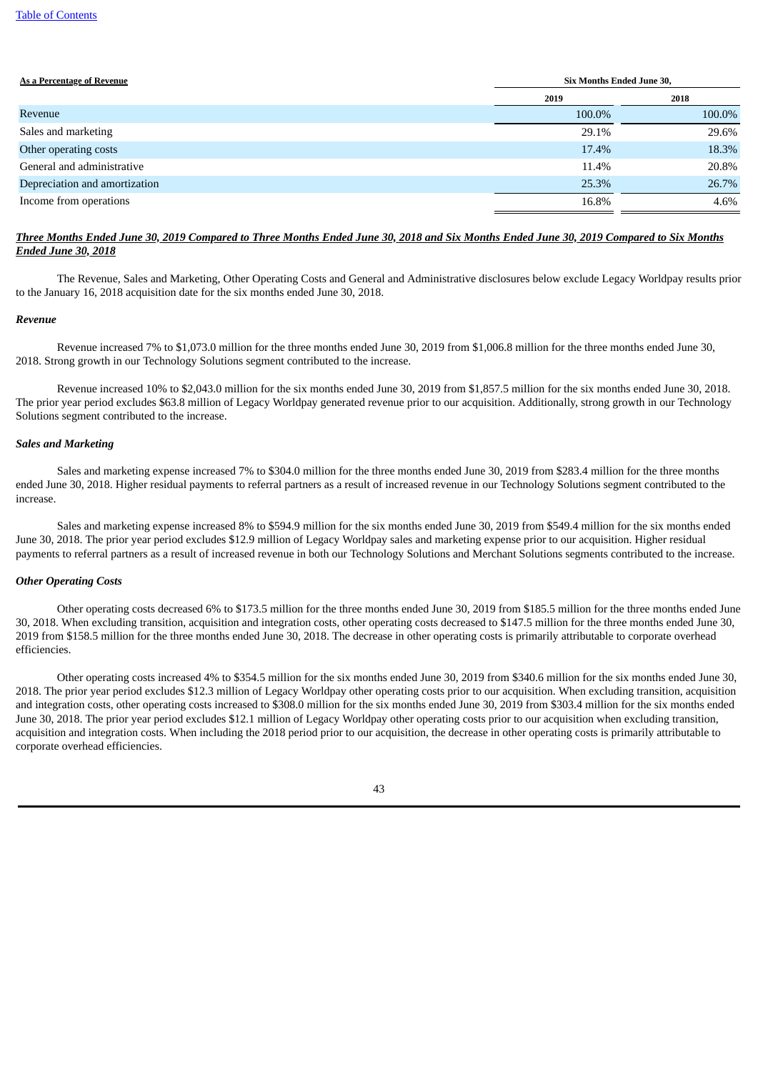| As a Percentage of Revenue | Six Months Ended June 30, | |
|---|---|---|
| | 2019 | 2018 |
| Revenue | 100.0% | 100.0% |
| Sales and marketing | 29.1% | 29.6% |
| Other operating costs | 17.4% | 18.3% |
| General and administrative | 11.4% | 20.8% |
| Depreciation and amortization | 25.3% | 26.7% |
| Income from operations | 16.8% | 4.6% |

***Three Months Ended June 30, 2019 Compared to Three Months Ended June 30, 2018 and Six Months Ended June 30, 2019 Compared to Six Months Ended June 30, 2018***

The Revenue, Sales and Marketing, Other Operating Costs and General and Administrative disclosures below exclude Legacy Worldpay results prior to the January 16, 2018 acquisition date for the six months ended June 30, 2018.

***Revenue***

Revenue increased 7% to $1,073.0 million for the three months ended June 30, 2019 from $1,006.8 million for the three months ended June 30, 2018. Strong growth in our Technology Solutions segment contributed to the increase.

Revenue increased 10% to $2,043.0 million for the six months ended June 30, 2019 from $1,857.5 million for the six months ended June 30, 2018. The prior year period excludes $63.8 million of Legacy Worldpay generated revenue prior to our acquisition. Additionally, strong growth in our Technology Solutions segment contributed to the increase.

***Sales and Marketing***

Sales and marketing expense increased 7% to $304.0 million for the three months ended June 30, 2019 from $283.4 million for the three months ended June 30, 2018. Higher residual payments to referral partners as a result of increased revenue in our Technology Solutions segment contributed to the increase.

Sales and marketing expense increased 8% to $594.9 million for the six months ended June 30, 2019 from $549.4 million for the six months ended June 30, 2018. The prior year period excludes $12.9 million of Legacy Worldpay sales and marketing expense prior to our acquisition. Higher residual payments to referral partners as a result of increased revenue in both our Technology Solutions and Merchant Solutions segments contributed to the increase.

***Other Operating Costs***

Other operating costs decreased 6% to $173.5 million for the three months ended June 30, 2019 from $185.5 million for the three months ended June 30, 2018. When excluding transition, acquisition and integration costs, other operating costs decreased to $147.5 million for the three months ended June 30, 2019 from $158.5 million for the three months ended June 30, 2018. The decrease in other operating costs is primarily attributable to corporate overhead efficiencies.

Other operating costs increased 4% to $354.5 million for the six months ended June 30, 2019 from $340.6 million for the six months ended June 30, 2018. The prior year period excludes $12.3 million of Legacy Worldpay other operating costs prior to our acquisition. When excluding transition, acquisition and integration costs, other operating costs increased to $308.0 million for the six months ended June 30, 2019 from $303.4 million for the six months ended June 30, 2018. The prior year period excludes $12.1 million of Legacy Worldpay other operating costs prior to our acquisition when excluding transition, acquisition and integration costs. When including the 2018 period prior to our acquisition, the decrease in other operating costs is primarily attributable to corporate overhead efficiencies.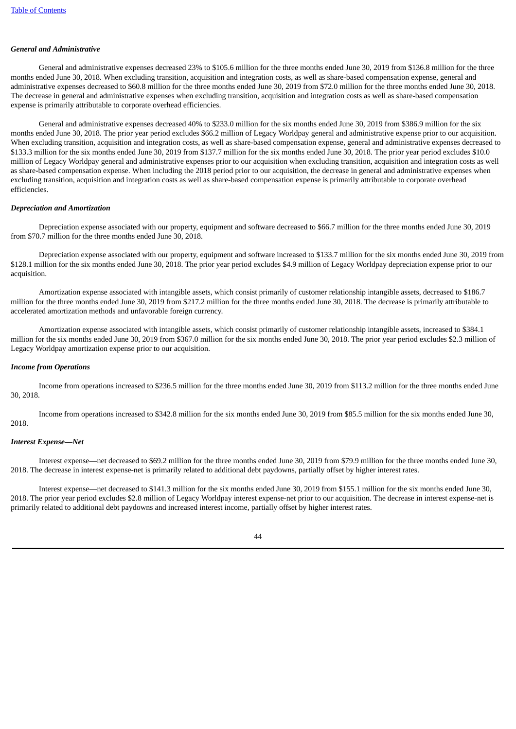### *General and Administrative*

General and administrative expenses decreased 23% to $105.6 million for the three months ended June 30, 2019 from $136.8 million for the three months ended June 30, 2018. When excluding transition, acquisition and integration costs, as well as share-based compensation expense, general and administrative expenses decreased to $60.8 million for the three months ended June 30, 2019 from $72.0 million for the three months ended June 30, 2018. The decrease in general and administrative expenses when excluding transition, acquisition and integration costs as well as share-based compensation expense is primarily attributable to corporate overhead efficiencies.

General and administrative expenses decreased 40% to $233.0 million for the six months ended June 30, 2019 from $386.9 million for the six months ended June 30, 2018. The prior year period excludes $66.2 million of Legacy Worldpay general and administrative expense prior to our acquisition. When excluding transition, acquisition and integration costs, as well as share-based compensation expense, general and administrative expenses decreased to $133.3 million for the six months ended June 30, 2019 from $137.7 million for the six months ended June 30, 2018. The prior year period excludes $10.0 million of Legacy Worldpay general and administrative expenses prior to our acquisition when excluding transition, acquisition and integration costs as well as share-based compensation expense. When including the 2018 period prior to our acquisition, the decrease in general and administrative expenses when excluding transition, acquisition and integration costs as well as share-based compensation expense is primarily attributable to corporate overhead efficiencies.

### *Depreciation and Amortization*

Depreciation expense associated with our property, equipment and software decreased to $66.7 million for the three months ended June 30, 2019 from $70.7 million for the three months ended June 30, 2018.

Depreciation expense associated with our property, equipment and software increased to $133.7 million for the six months ended June 30, 2019 from $128.1 million for the six months ended June 30, 2018. The prior year period excludes $4.9 million of Legacy Worldpay depreciation expense prior to our acquisition.

Amortization expense associated with intangible assets, which consist primarily of customer relationship intangible assets, decreased to $186.7 million for the three months ended June 30, 2019 from $217.2 million for the three months ended June 30, 2018. The decrease is primarily attributable to accelerated amortization methods and unfavorable foreign currency.

Amortization expense associated with intangible assets, which consist primarily of customer relationship intangible assets, increased to $384.1 million for the six months ended June 30, 2019 from $367.0 million for the six months ended June 30, 2018. The prior year period excludes $2.3 million of Legacy Worldpay amortization expense prior to our acquisition.

### *Income from Operations*

Income from operations increased to $236.5 million for the three months ended June 30, 2019 from $113.2 million for the three months ended June 30, 2018.

Income from operations increased to $342.8 million for the six months ended June 30, 2019 from $85.5 million for the six months ended June 30, 2018.

### *Interest Expense—Net*

Interest expense—net decreased to $69.2 million for the three months ended June 30, 2019 from $79.9 million for the three months ended June 30, 2018. The decrease in interest expense-net is primarily related to additional debt paydowns, partially offset by higher interest rates.

Interest expense—net decreased to $141.3 million for the six months ended June 30, 2019 from $155.1 million for the six months ended June 30, 2018. The prior year period excludes $2.8 million of Legacy Worldpay interest expense-net prior to our acquisition. The decrease in interest expense-net is primarily related to additional debt paydowns and increased interest income, partially offset by higher interest rates.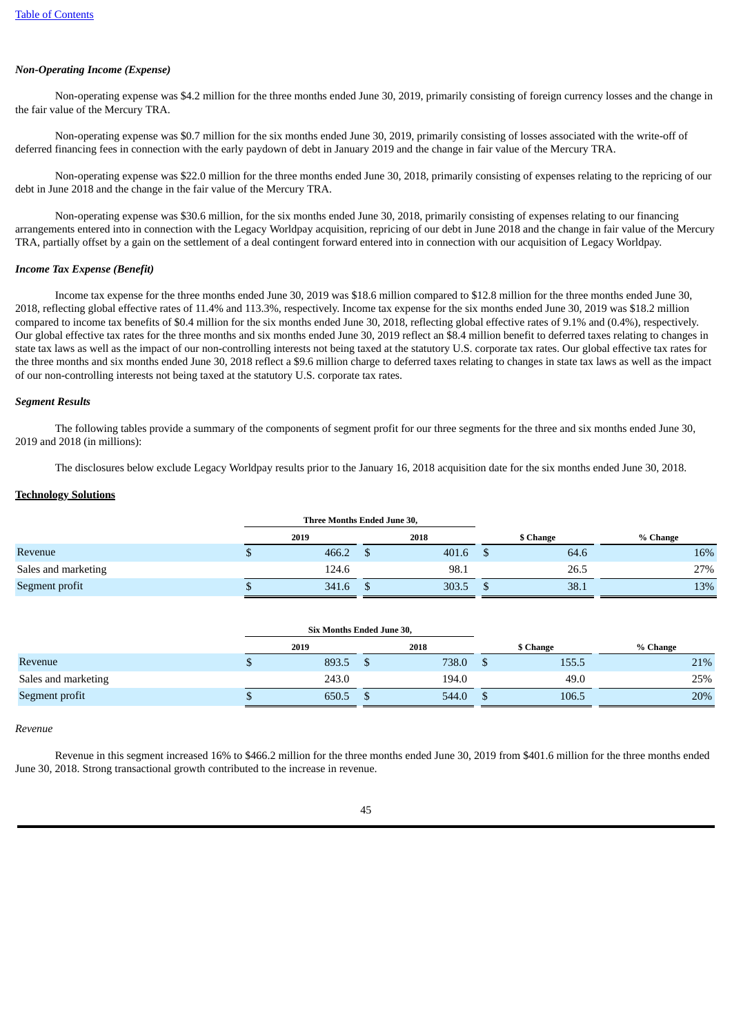*Non-Operating Income (Expense)*

Non-operating expense was $4.2 million for the three months ended June 30, 2019, primarily consisting of foreign currency losses and the change in the fair value of the Mercury TRA.

Non-operating expense was $0.7 million for the six months ended June 30, 2019, primarily consisting of losses associated with the write-off of deferred financing fees in connection with the early paydown of debt in January 2019 and the change in fair value of the Mercury TRA.

Non-operating expense was $22.0 million for the three months ended June 30, 2018, primarily consisting of expenses relating to the repricing of our debt in June 2018 and the change in the fair value of the Mercury TRA.

Non-operating expense was $30.6 million, for the six months ended June 30, 2018, primarily consisting of expenses relating to our financing arrangements entered into in connection with the Legacy Worldpay acquisition, repricing of our debt in June 2018 and the change in fair value of the Mercury TRA, partially offset by a gain on the settlement of a deal contingent forward entered into in connection with our acquisition of Legacy Worldpay.

*Income Tax Expense (Benefit)*

Income tax expense for the three months ended June 30, 2019 was $18.6 million compared to $12.8 million for the three months ended June 30, 2018, reflecting global effective rates of 11.4% and 113.3%, respectively. Income tax expense for the six months ended June 30, 2019 was $18.2 million compared to income tax benefits of $0.4 million for the six months ended June 30, 2018, reflecting global effective rates of 9.1% and (0.4%), respectively. Our global effective tax rates for the three months and six months ended June 30, 2019 reflect an $8.4 million benefit to deferred taxes relating to changes in state tax laws as well as the impact of our non-controlling interests not being taxed at the statutory U.S. corporate tax rates. Our global effective tax rates for the three months and six months ended June 30, 2018 reflect a $9.6 million charge to deferred taxes relating to changes in state tax laws as well as the impact of our non-controlling interests not being taxed at the statutory U.S. corporate tax rates.

*Segment Results*

The following tables provide a summary of the components of segment profit for our three segments for the three and six months ended June 30, 2019 and 2018 (in millions):

The disclosures below exclude Legacy Worldpay results prior to the January 16, 2018 acquisition date for the six months ended June 30, 2018.

**Technology Solutions**

| | Three Months Ended June 30, | | | |
|---|---|---|---|---|
| | 2019 | 2018 | $ Change | % Change |
| Revenue | $ 466.2 | $ 401.6 | $ 64.6 | 16% |
| Sales and marketing | 124.6 | 98.1 | 26.5 | 27% |
| Segment profit | $ 341.6 | $ 303.5 | $ 38.1 | 13% |

| | Six Months Ended June 30, | | | |
|---|---|---|---|---|
| | 2019 | 2018 | $ Change | % Change |
| Revenue | $ 893.5 | $ 738.0 | $ 155.5 | 21% |
| Sales and marketing | 243.0 | 194.0 | 49.0 | 25% |
| Segment profit | $ 650.5 | $ 544.0 | $ 106.5 | 20% |

*Revenue*

Revenue in this segment increased 16% to $466.2 million for the three months ended June 30, 2019 from $401.6 million for the three months ended June 30, 2018. Strong transactional growth contributed to the increase in revenue.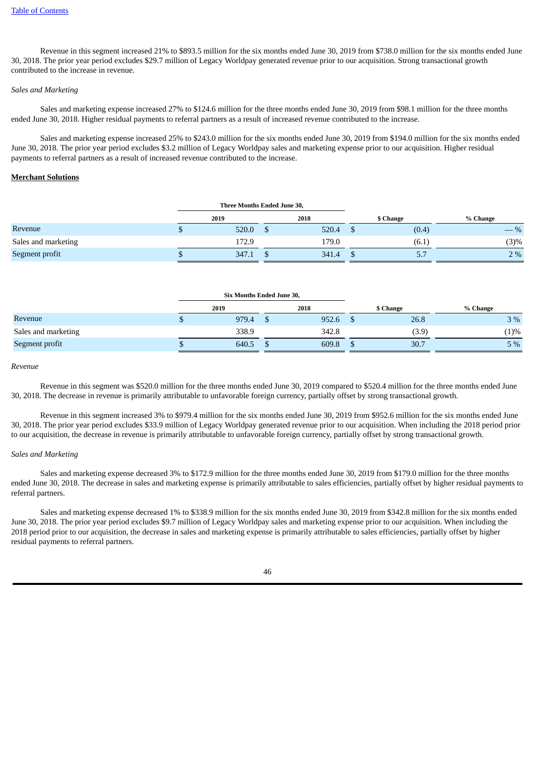Revenue in this segment increased 21% to $893.5 million for the six months ended June 30, 2019 from $738.0 million for the six months ended June 30, 2018. The prior year period excludes $29.7 million of Legacy Worldpay generated revenue prior to our acquisition. Strong transactional growth contributed to the increase in revenue.

*Sales and Marketing*

Sales and marketing expense increased 27% to $124.6 million for the three months ended June 30, 2019 from $98.1 million for the three months ended June 30, 2018. Higher residual payments to referral partners as a result of increased revenue contributed to the increase.

Sales and marketing expense increased 25% to $243.0 million for the six months ended June 30, 2019 from $194.0 million for the six months ended June 30, 2018. The prior year period excludes $3.2 million of Legacy Worldpay sales and marketing expense prior to our acquisition. Higher residual payments to referral partners as a result of increased revenue contributed to the increase.

**Merchant Solutions**

| | Three Months Ended June 30, | | | |
|---|---|---|---|---|
| | 2019 | 2018 | $ Change | % Change |
| Revenue | $ 520.0 | $ 520.4 | $ (0.4) | — % |
| Sales and marketing | 172.9 | 179.0 | (6.1) | (3)% |
| Segment profit | $ 347.1 | $ 341.4 | $ 5.7 | 2 % |

| | Six Months Ended June 30, | | | |
|---|---|---|---|---|
| | 2019 | 2018 | $ Change | % Change |
| Revenue | $ 979.4 | $ 952.6 | $ 26.8 | 3 % |
| Sales and marketing | 338.9 | 342.8 | (3.9) | (1)% |
| Segment profit | $ 640.5 | $ 609.8 | $ 30.7 | 5 % |

*Revenue*

Revenue in this segment was $520.0 million for the three months ended June 30, 2019 compared to $520.4 million for the three months ended June 30, 2018. The decrease in revenue is primarily attributable to unfavorable foreign currency, partially offset by strong transactional growth.

Revenue in this segment increased 3% to $979.4 million for the six months ended June 30, 2019 from $952.6 million for the six months ended June 30, 2018. The prior year period excludes $33.9 million of Legacy Worldpay generated revenue prior to our acquisition. When including the 2018 period prior to our acquisition, the decrease in revenue is primarily attributable to unfavorable foreign currency, partially offset by strong transactional growth.

*Sales and Marketing*

Sales and marketing expense decreased 3% to $172.9 million for the three months ended June 30, 2019 from $179.0 million for the three months ended June 30, 2018. The decrease in sales and marketing expense is primarily attributable to sales efficiencies, partially offset by higher residual payments to referral partners.

Sales and marketing expense decreased 1% to $338.9 million for the six months ended June 30, 2019 from $342.8 million for the six months ended June 30, 2018. The prior year period excludes $9.7 million of Legacy Worldpay sales and marketing expense prior to our acquisition. When including the 2018 period prior to our acquisition, the decrease in sales and marketing expense is primarily attributable to sales efficiencies, partially offset by higher residual payments to referral partners.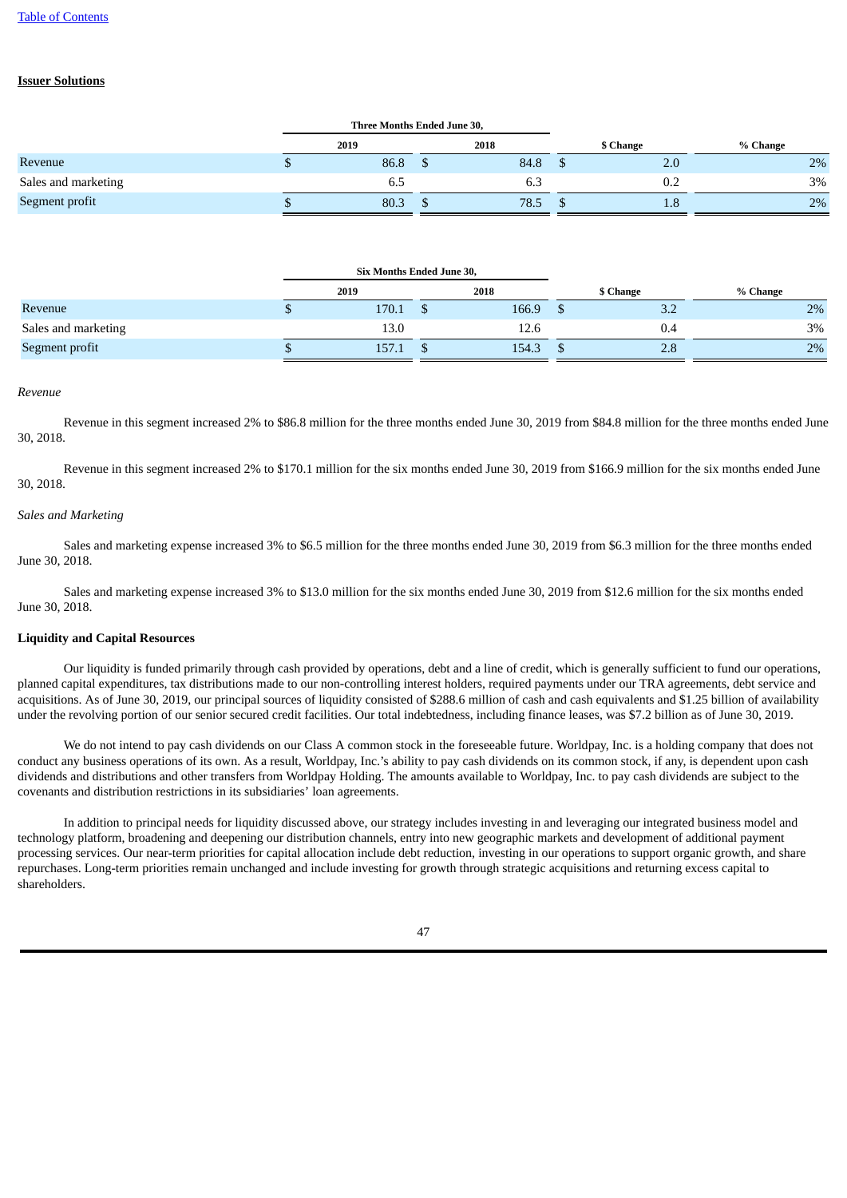**Issuer Solutions**

| | Three Months Ended June 30, | | | |
|---|---|---|---|---|
| | 2019 | 2018 | $ Change | % Change |
| Revenue | $ 86.8 | $ 84.8 | $ 2.0 | 2% |
| Sales and marketing | 6.5 | 6.3 | 0.2 | 3% |
| Segment profit | $ 80.3 | $ 78.5 | $ 1.8 | 2% |

| | Six Months Ended June 30, | | | |
|---|---|---|---|---|
| | 2019 | 2018 | $ Change | % Change |
| Revenue | $ 170.1 | $ 166.9 | $ 3.2 | 2% |
| Sales and marketing | 13.0 | 12.6 | 0.4 | 3% |
| Segment profit | $ 157.1 | $ 154.3 | $ 2.8 | 2% |

*Revenue*

Revenue in this segment increased 2% to $86.8 million for the three months ended June 30, 2019 from $84.8 million for the three months ended June 30, 2018.

Revenue in this segment increased 2% to $170.1 million for the six months ended June 30, 2019 from $166.9 million for the six months ended June 30, 2018.

*Sales and Marketing*

Sales and marketing expense increased 3% to $6.5 million for the three months ended June 30, 2019 from $6.3 million for the three months ended June 30, 2018.

Sales and marketing expense increased 3% to $13.0 million for the six months ended June 30, 2019 from $12.6 million for the six months ended June 30, 2018.

**Liquidity and Capital Resources**

Our liquidity is funded primarily through cash provided by operations, debt and a line of credit, which is generally sufficient to fund our operations, planned capital expenditures, tax distributions made to our non-controlling interest holders, required payments under our TRA agreements, debt service and acquisitions. As of June 30, 2019, our principal sources of liquidity consisted of $288.6 million of cash and cash equivalents and $1.25 billion of availability under the revolving portion of our senior secured credit facilities. Our total indebtedness, including finance leases, was $7.2 billion as of June 30, 2019.

We do not intend to pay cash dividends on our Class A common stock in the foreseeable future. Worldpay, Inc. is a holding company that does not conduct any business operations of its own. As a result, Worldpay, Inc.'s ability to pay cash dividends on its common stock, if any, is dependent upon cash dividends and distributions and other transfers from Worldpay Holding. The amounts available to Worldpay, Inc. to pay cash dividends are subject to the covenants and distribution restrictions in its subsidiaries' loan agreements.

In addition to principal needs for liquidity discussed above, our strategy includes investing in and leveraging our integrated business model and technology platform, broadening and deepening our distribution channels, entry into new geographic markets and development of additional payment processing services. Our near-term priorities for capital allocation include debt reduction, investing in our operations to support organic growth, and share repurchases. Long-term priorities remain unchanged and include investing for growth through strategic acquisitions and returning excess capital to shareholders.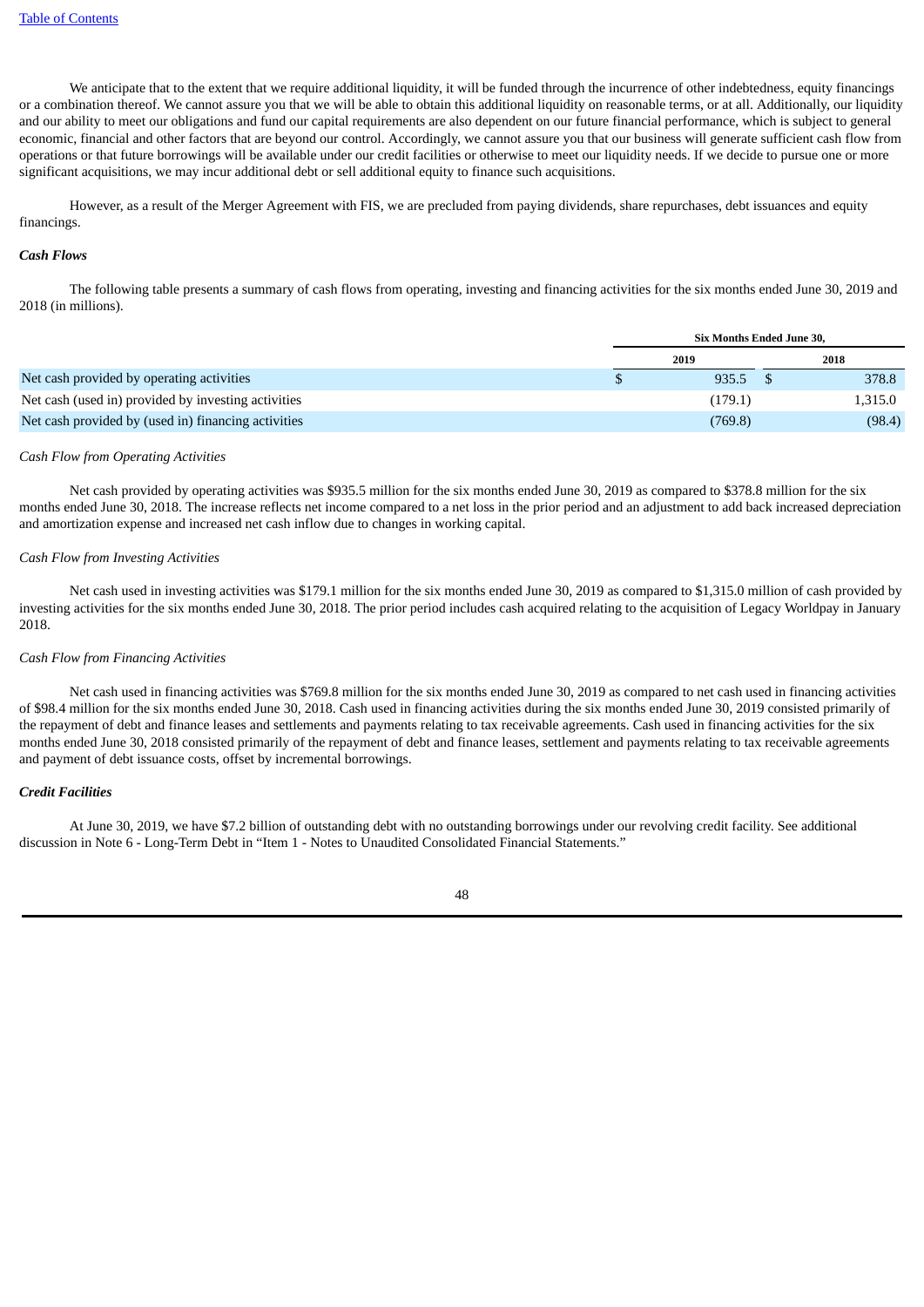We anticipate that to the extent that we require additional liquidity, it will be funded through the incurrence of other indebtedness, equity financings or a combination thereof. We cannot assure you that we will be able to obtain this additional liquidity on reasonable terms, or at all. Additionally, our liquidity and our ability to meet our obligations and fund our capital requirements are also dependent on our future financial performance, which is subject to general economic, financial and other factors that are beyond our control. Accordingly, we cannot assure you that our business will generate sufficient cash flow from operations or that future borrowings will be available under our credit facilities or otherwise to meet our liquidity needs. If we decide to pursue one or more significant acquisitions, we may incur additional debt or sell additional equity to finance such acquisitions.

However, as a result of the Merger Agreement with FIS, we are precluded from paying dividends, share repurchases, debt issuances and equity financings.

***Cash Flows***

The following table presents a summary of cash flows from operating, investing and financing activities for the six months ended June 30, 2019 and 2018 (in millions).

| | Six Months Ended June 30, | |
|---|---|---|
| | 2019 | 2018 |
| Net cash provided by operating activities | $ 935.5 | $ 378.8 |
| Net cash (used in) provided by investing activities | (179.1) | 1,315.0 |
| Net cash provided by (used in) financing activities | (769.8) | (98.4) |

*Cash Flow from Operating Activities*

Net cash provided by operating activities was $935.5 million for the six months ended June 30, 2019 as compared to $378.8 million for the six months ended June 30, 2018. The increase reflects net income compared to a net loss in the prior period and an adjustment to add back increased depreciation and amortization expense and increased net cash inflow due to changes in working capital.

*Cash Flow from Investing Activities*

Net cash used in investing activities was $179.1 million for the six months ended June 30, 2019 as compared to $1,315.0 million of cash provided by investing activities for the six months ended June 30, 2018. The prior period includes cash acquired relating to the acquisition of Legacy Worldpay in January 2018.

*Cash Flow from Financing Activities*

Net cash used in financing activities was $769.8 million for the six months ended June 30, 2019 as compared to net cash used in financing activities of $98.4 million for the six months ended June 30, 2018. Cash used in financing activities during the six months ended June 30, 2019 consisted primarily of the repayment of debt and finance leases and settlements and payments relating to tax receivable agreements. Cash used in financing activities for the six months ended June 30, 2018 consisted primarily of the repayment of debt and finance leases, settlement and payments relating to tax receivable agreements and payment of debt issuance costs, offset by incremental borrowings.

***Credit Facilities***

At June 30, 2019, we have $7.2 billion of outstanding debt with no outstanding borrowings under our revolving credit facility. See additional discussion in Note 6 - Long-Term Debt in "Item 1 - Notes to Unaudited Consolidated Financial Statements."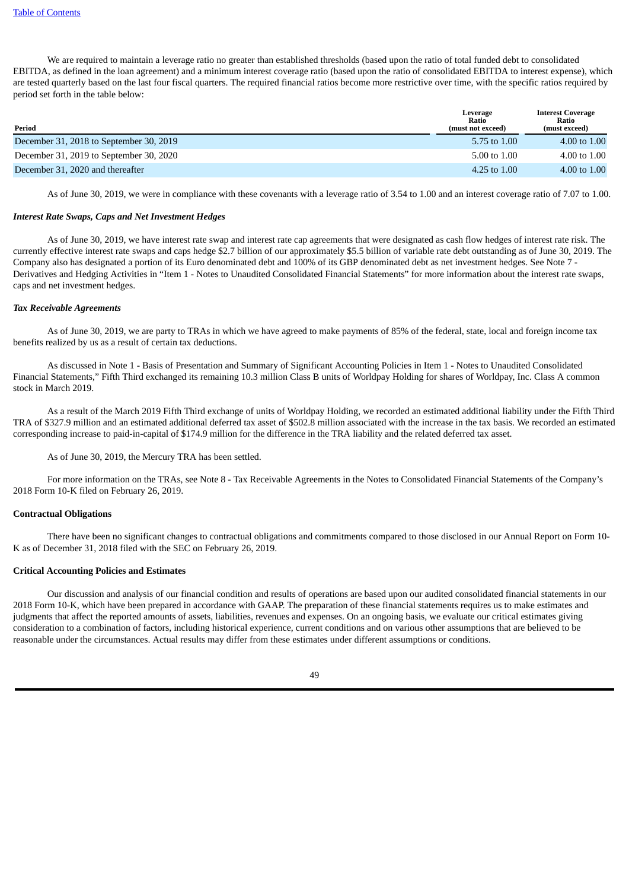We are required to maintain a leverage ratio no greater than established thresholds (based upon the ratio of total funded debt to consolidated EBITDA, as defined in the loan agreement) and a minimum interest coverage ratio (based upon the ratio of consolidated EBITDA to interest expense), which are tested quarterly based on the last four fiscal quarters. The required financial ratios become more restrictive over time, with the specific ratios required by period set forth in the table below:

| Period | Leverage Ratio (must not exceed) | Interest Coverage Ratio (must exceed) |
|---|---|---|
| December 31, 2018 to September 30, 2019 | 5.75 to 1.00 | 4.00 to 1.00 |
| December 31, 2019 to September 30, 2020 | 5.00 to 1.00 | 4.00 to 1.00 |
| December 31, 2020 and thereafter | 4.25 to 1.00 | 4.00 to 1.00 |

As of June 30, 2019, we were in compliance with these covenants with a leverage ratio of 3.54 to 1.00 and an interest coverage ratio of 7.07 to 1.00.

***Interest Rate Swaps, Caps and Net Investment Hedges***

As of June 30, 2019, we have interest rate swap and interest rate cap agreements that were designated as cash flow hedges of interest rate risk. The currently effective interest rate swaps and caps hedge $2.7 billion of our approximately $5.5 billion of variable rate debt outstanding as of June 30, 2019. The Company also has designated a portion of its Euro denominated debt and 100% of its GBP denominated debt as net investment hedges. See Note 7 - Derivatives and Hedging Activities in "Item 1 - Notes to Unaudited Consolidated Financial Statements" for more information about the interest rate swaps, caps and net investment hedges.

***Tax Receivable Agreements***

As of June 30, 2019, we are party to TRAs in which we have agreed to make payments of 85% of the federal, state, local and foreign income tax benefits realized by us as a result of certain tax deductions.

As discussed in Note 1 - Basis of Presentation and Summary of Significant Accounting Policies in Item 1 - Notes to Unaudited Consolidated Financial Statements," Fifth Third exchanged its remaining 10.3 million Class B units of Worldpay Holding for shares of Worldpay, Inc. Class A common stock in March 2019.

As a result of the March 2019 Fifth Third exchange of units of Worldpay Holding, we recorded an estimated additional liability under the Fifth Third TRA of $327.9 million and an estimated additional deferred tax asset of $502.8 million associated with the increase in the tax basis. We recorded an estimated corresponding increase to paid-in-capital of $174.9 million for the difference in the TRA liability and the related deferred tax asset.

As of June 30, 2019, the Mercury TRA has been settled.

For more information on the TRAs, see Note 8 - Tax Receivable Agreements in the Notes to Consolidated Financial Statements of the Company's 2018 Form 10-K filed on February 26, 2019.

**Contractual Obligations**

There have been no significant changes to contractual obligations and commitments compared to those disclosed in our Annual Report on Form 10-K as of December 31, 2018 filed with the SEC on February 26, 2019.

**Critical Accounting Policies and Estimates**

Our discussion and analysis of our financial condition and results of operations are based upon our audited consolidated financial statements in our 2018 Form 10-K, which have been prepared in accordance with GAAP. The preparation of these financial statements requires us to make estimates and judgments that affect the reported amounts of assets, liabilities, revenues and expenses. On an ongoing basis, we evaluate our critical estimates giving consideration to a combination of factors, including historical experience, current conditions and on various other assumptions that are believed to be reasonable under the circumstances. Actual results may differ from these estimates under different assumptions or conditions.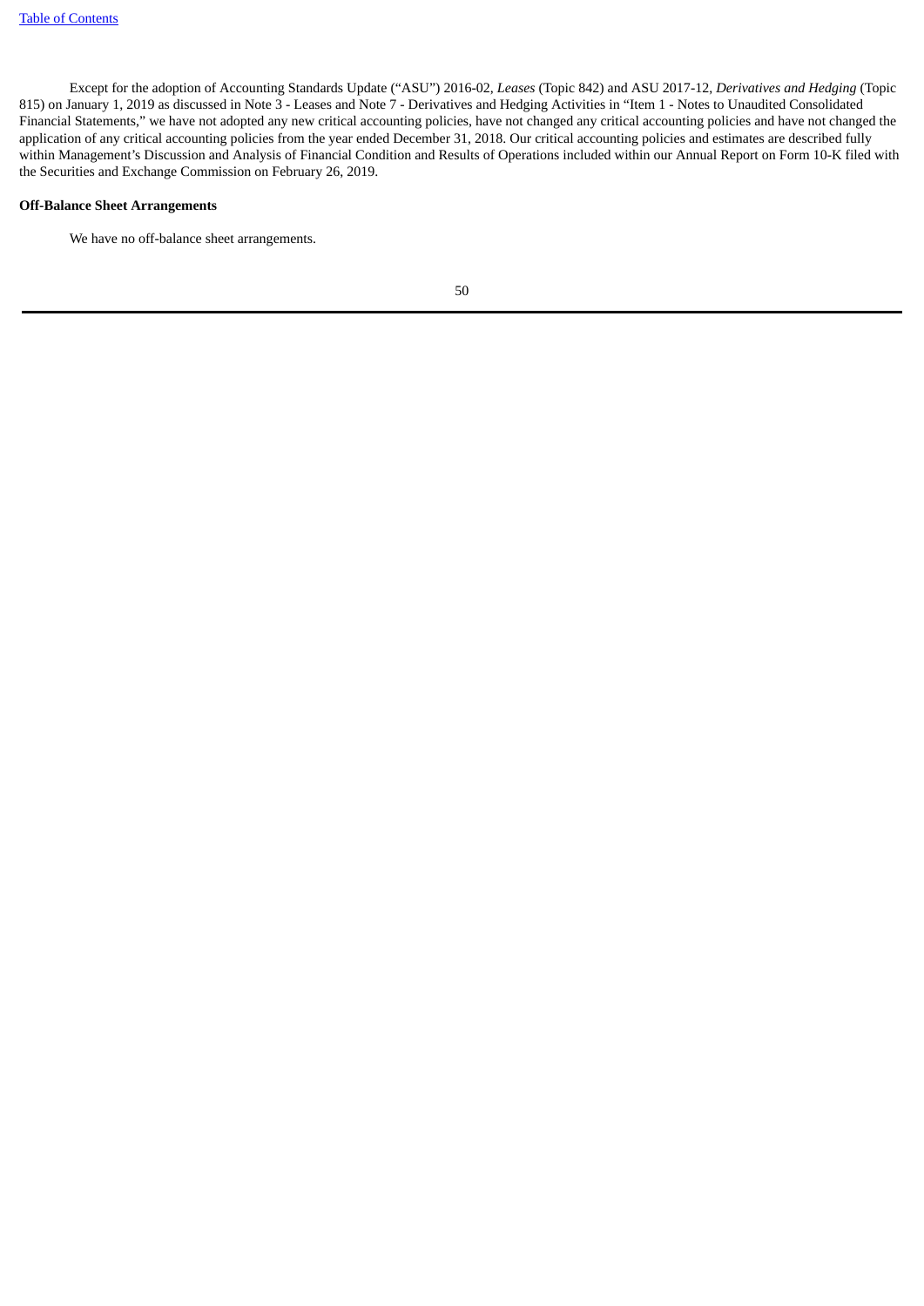Except for the adoption of Accounting Standards Update ("ASU") 2016-02, *Leases* (Topic 842) and ASU 2017-12, *Derivatives and Hedging* (Topic 815) on January 1, 2019 as discussed in Note 3 - Leases and Note 7 - Derivatives and Hedging Activities in "Item 1 - Notes to Unaudited Consolidated Financial Statements," we have not adopted any new critical accounting policies, have not changed any critical accounting policies and have not changed the application of any critical accounting policies from the year ended December 31, 2018. Our critical accounting policies and estimates are described fully within Management's Discussion and Analysis of Financial Condition and Results of Operations included within our Annual Report on Form 10-K filed with the Securities and Exchange Commission on February 26, 2019.

**Off-Balance Sheet Arrangements**

We have no off-balance sheet arrangements.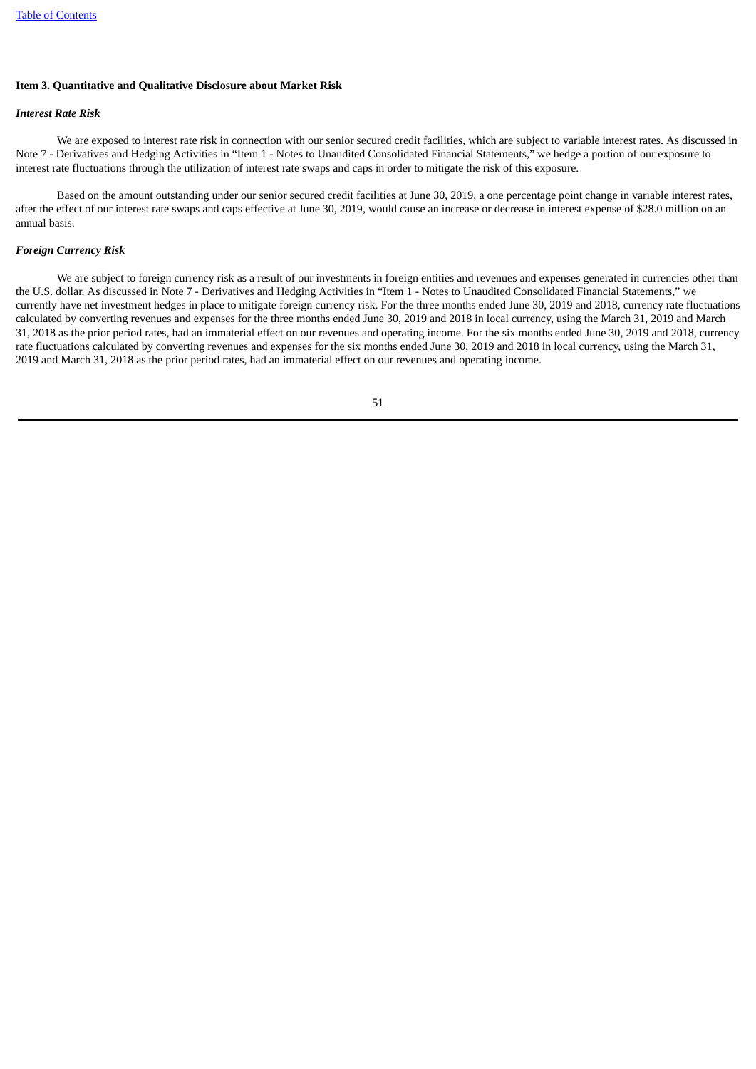## Item 3. Quantitative and Qualitative Disclosure about Market Risk

### *Interest Rate Risk*

We are exposed to interest rate risk in connection with our senior secured credit facilities, which are subject to variable interest rates. As discussed in Note 7 - Derivatives and Hedging Activities in "Item 1 - Notes to Unaudited Consolidated Financial Statements," we hedge a portion of our exposure to interest rate fluctuations through the utilization of interest rate swaps and caps in order to mitigate the risk of this exposure.

Based on the amount outstanding under our senior secured credit facilities at June 30, 2019, a one percentage point change in variable interest rates, after the effect of our interest rate swaps and caps effective at June 30, 2019, would cause an increase or decrease in interest expense of $28.0 million on an annual basis.

### *Foreign Currency Risk*

We are subject to foreign currency risk as a result of our investments in foreign entities and revenues and expenses generated in currencies other than the U.S. dollar. As discussed in Note 7 - Derivatives and Hedging Activities in "Item 1 - Notes to Unaudited Consolidated Financial Statements," we currently have net investment hedges in place to mitigate foreign currency risk. For the three months ended June 30, 2019 and 2018, currency rate fluctuations calculated by converting revenues and expenses for the three months ended June 30, 2019 and 2018 in local currency, using the March 31, 2019 and March 31, 2018 as the prior period rates, had an immaterial effect on our revenues and operating income. For the six months ended June 30, 2019 and 2018, currency rate fluctuations calculated by converting revenues and expenses for the six months ended June 30, 2019 and 2018 in local currency, using the March 31, 2019 and March 31, 2018 as the prior period rates, had an immaterial effect on our revenues and operating income.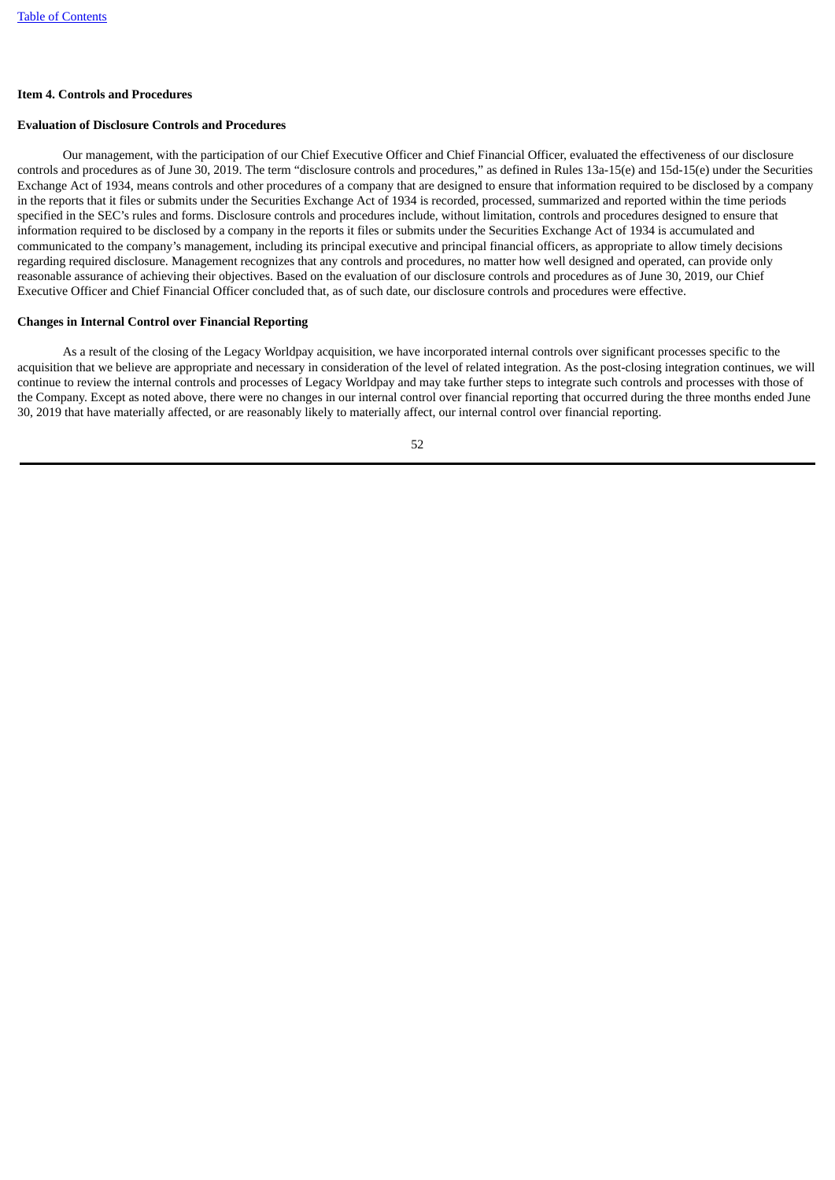## Item 4. Controls and Procedures

### Evaluation of Disclosure Controls and Procedures

Our management, with the participation of our Chief Executive Officer and Chief Financial Officer, evaluated the effectiveness of our disclosure controls and procedures as of June 30, 2019. The term "disclosure controls and procedures," as defined in Rules 13a-15(e) and 15d-15(e) under the Securities Exchange Act of 1934, means controls and other procedures of a company that are designed to ensure that information required to be disclosed by a company in the reports that it files or submits under the Securities Exchange Act of 1934 is recorded, processed, summarized and reported within the time periods specified in the SEC's rules and forms. Disclosure controls and procedures include, without limitation, controls and procedures designed to ensure that information required to be disclosed by a company in the reports it files or submits under the Securities Exchange Act of 1934 is accumulated and communicated to the company's management, including its principal executive and principal financial officers, as appropriate to allow timely decisions regarding required disclosure. Management recognizes that any controls and procedures, no matter how well designed and operated, can provide only reasonable assurance of achieving their objectives. Based on the evaluation of our disclosure controls and procedures as of June 30, 2019, our Chief Executive Officer and Chief Financial Officer concluded that, as of such date, our disclosure controls and procedures were effective.

### Changes in Internal Control over Financial Reporting

As a result of the closing of the Legacy Worldpay acquisition, we have incorporated internal controls over significant processes specific to the acquisition that we believe are appropriate and necessary in consideration of the level of related integration. As the post-closing integration continues, we will continue to review the internal controls and processes of Legacy Worldpay and may take further steps to integrate such controls and processes with those of the Company. Except as noted above, there were no changes in our internal control over financial reporting that occurred during the three months ended June 30, 2019 that have materially affected, or are reasonably likely to materially affect, our internal control over financial reporting.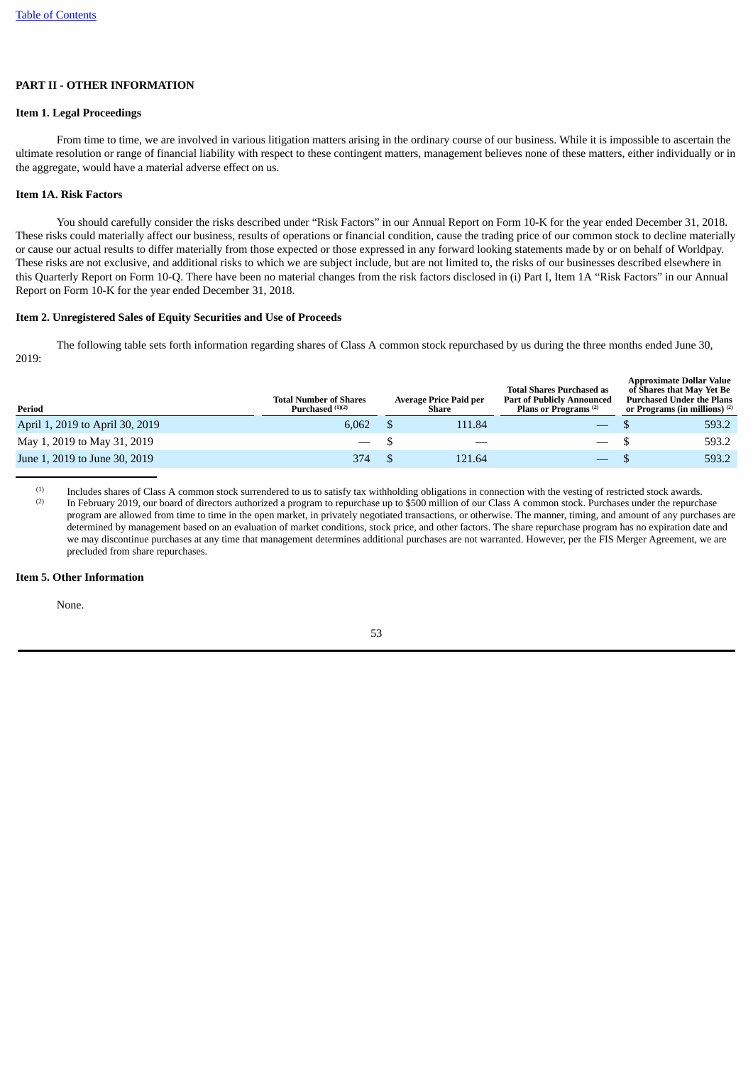## PART II - OTHER INFORMATION

### Item 1. Legal Proceedings

From time to time, we are involved in various litigation matters arising in the ordinary course of our business. While it is impossible to ascertain the ultimate resolution or range of financial liability with respect to these contingent matters, management believes none of these matters, either individually or in the aggregate, would have a material adverse effect on us.

### Item 1A. Risk Factors

You should carefully consider the risks described under "Risk Factors" in our Annual Report on Form 10-K for the year ended December 31, 2018. These risks could materially affect our business, results of operations or financial condition, cause the trading price of our common stock to decline materially or cause our actual results to differ materially from those expected or those expressed in any forward looking statements made by or on behalf of Worldpay. These risks are not exclusive, and additional risks to which we are subject include, but are not limited to, the risks of our businesses described elsewhere in this Quarterly Report on Form 10-Q. There have been no material changes from the risk factors disclosed in (i) Part I, Item 1A "Risk Factors" in our Annual Report on Form 10-K for the year ended December 31, 2018.

### Item 2. Unregistered Sales of Equity Securities and Use of Proceeds

The following table sets forth information regarding shares of Class A common stock repurchased by us during the three months ended June 30, 2019:

| Period | Total Number of Shares Purchased [(1)(2)] | Average Price Paid per Share | Total Shares Purchased as Part of Publicly Announced Plans or Programs [(2)] | Approximate Dollar Value of Shares that May Yet Be Purchased Under the Plans or Programs (in millions) [(2)] |
|---|---|---|---|---|
| April 1, 2019 to April 30, 2019 | 6,062 | $ 111.84 | — | $ 593.2 |
| May 1, 2019 to May 31, 2019 | — | $ — | — | $ 593.2 |
| June 1, 2019 to June 30, 2019 | 374 | $ 121.64 | — | $ 593.2 |

(1) Includes shares of Class A common stock surrendered to us to satisfy tax withholding obligations in connection with the vesting of restricted stock awards.

(2) In February 2019, our board of directors authorized a program to repurchase up to $500 million of our Class A common stock. Purchases under the repurchase program are allowed from time to time in the open market, in privately negotiated transactions, or otherwise. The manner, timing, and amount of any purchases are determined by management based on an evaluation of market conditions, stock price, and other factors. The share repurchase program has no expiration date and we may discontinue purchases at any time that management determines additional purchases are not warranted. However, per the FIS Merger Agreement, we are precluded from share repurchases.

### Item 5. Other Information

None.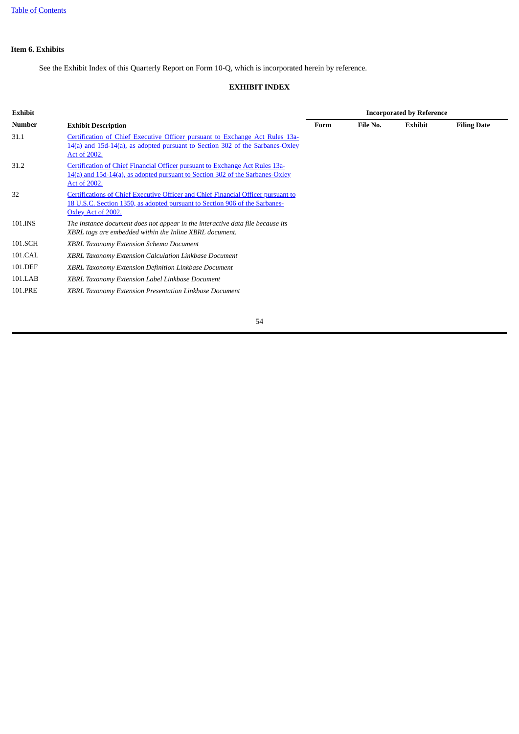## Item 6. Exhibits

See the Exhibit Index of this Quarterly Report on Form 10-Q, which is incorporated herein by reference.

### EXHIBIT INDEX

| Exhibit | | Incorporated by Reference | | | |
|---|---|---|---|---|---|
| Number | Exhibit Description | Form | File No. | Exhibit | Filing Date |
| 31.1 | Certification of Chief Executive Officer pursuant to Exchange Act Rules 13a-14(a) and 15d-14(a), as adopted pursuant to Section 302 of the Sarbanes-Oxley Act of 2002. | | | | |
| 31.2 | Certification of Chief Financial Officer pursuant to Exchange Act Rules 13a-14(a) and 15d-14(a), as adopted pursuant to Section 302 of the Sarbanes-Oxley Act of 2002. | | | | |
| 32 | Certifications of Chief Executive Officer and Chief Financial Officer pursuant to 18 U.S.C. Section 1350, as adopted pursuant to Section 906 of the Sarbanes-Oxley Act of 2002. | | | | |
| 101.INS | *The instance document does not appear in the interactive data file because its XBRL tags are embedded within the Inline XBRL document.* | | | | |
| 101.SCH | *XBRL Taxonomy Extension Schema Document* | | | | |
| 101.CAL | *XBRL Taxonomy Extension Calculation Linkbase Document* | | | | |
| 101.DEF | *XBRL Taxonomy Extension Definition Linkbase Document* | | | | |
| 101.LAB | *XBRL Taxonomy Extension Label Linkbase Document* | | | | |
| 101.PRE | *XBRL Taxonomy Extension Presentation Linkbase Document* | | | | |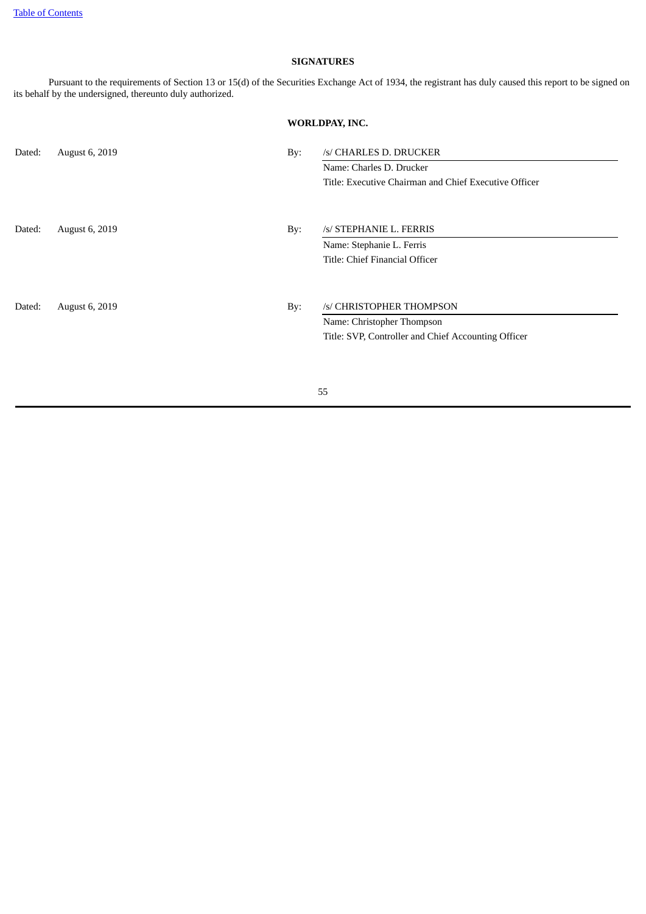**SIGNATURES**

Pursuant to the requirements of Section 13 or 15(d) of the Securities Exchange Act of 1934, the registrant has duly caused this report to be signed on its behalf by the undersigned, thereunto duly authorized.

**WORLDPAY, INC.**

| | | | |
|---|---|---|---|
| Dated: | August 6, 2019 | By: | /s/ CHARLES D. DRUCKER |
| | | | Name: Charles D. Drucker |
| | | | Title: Executive Chairman and Chief Executive Officer |
| Dated: | August 6, 2019 | By: | /s/ STEPHANIE L. FERRIS |
| | | | Name: Stephanie L. Ferris |
| | | | Title: Chief Financial Officer |
| Dated: | August 6, 2019 | By: | /s/ CHRISTOPHER THOMPSON |
| | | | Name: Christopher Thompson |
| | | | Title: SVP, Controller and Chief Accounting Officer |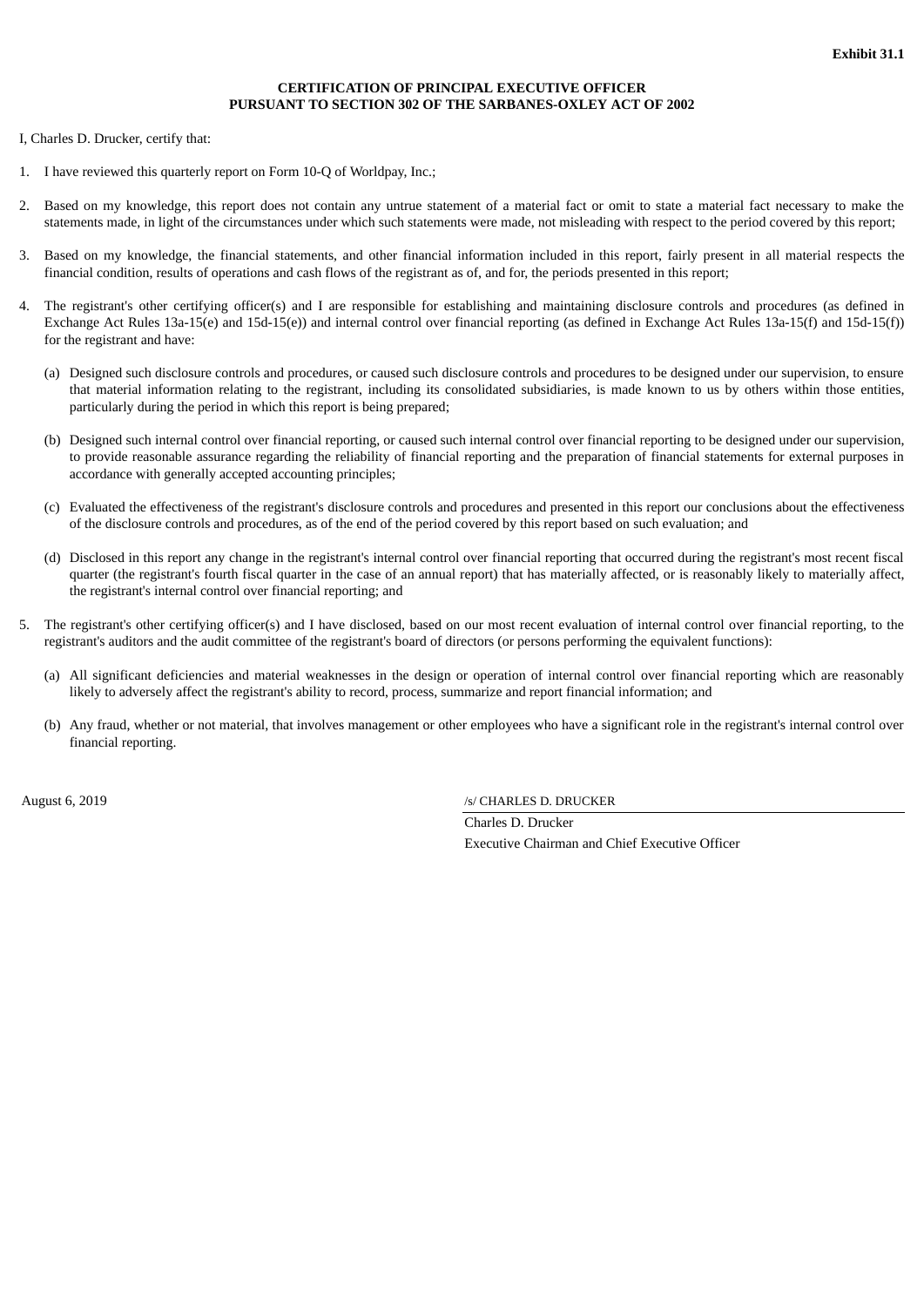**Exhibit 31.1**

**CERTIFICATION OF PRINCIPAL EXECUTIVE OFFICER**
**PURSUANT TO SECTION 302 OF THE SARBANES-OXLEY ACT OF 2002**

I, Charles D. Drucker, certify that:

1. I have reviewed this quarterly report on Form 10-Q of Worldpay, Inc.;

2. Based on my knowledge, this report does not contain any untrue statement of a material fact or omit to state a material fact necessary to make the statements made, in light of the circumstances under which such statements were made, not misleading with respect to the period covered by this report;

3. Based on my knowledge, the financial statements, and other financial information included in this report, fairly present in all material respects the financial condition, results of operations and cash flows of the registrant as of, and for, the periods presented in this report;

4. The registrant's other certifying officer(s) and I are responsible for establishing and maintaining disclosure controls and procedures (as defined in Exchange Act Rules 13a-15(e) and 15d-15(e)) and internal control over financial reporting (as defined in Exchange Act Rules 13a-15(f) and 15d-15(f)) for the registrant and have:

   (a) Designed such disclosure controls and procedures, or caused such disclosure controls and procedures to be designed under our supervision, to ensure that material information relating to the registrant, including its consolidated subsidiaries, is made known to us by others within those entities, particularly during the period in which this report is being prepared;

   (b) Designed such internal control over financial reporting, or caused such internal control over financial reporting to be designed under our supervision, to provide reasonable assurance regarding the reliability of financial reporting and the preparation of financial statements for external purposes in accordance with generally accepted accounting principles;

   (c) Evaluated the effectiveness of the registrant's disclosure controls and procedures and presented in this report our conclusions about the effectiveness of the disclosure controls and procedures, as of the end of the period covered by this report based on such evaluation; and

   (d) Disclosed in this report any change in the registrant's internal control over financial reporting that occurred during the registrant's most recent fiscal quarter (the registrant's fourth fiscal quarter in the case of an annual report) that has materially affected, or is reasonably likely to materially affect, the registrant's internal control over financial reporting; and

5. The registrant's other certifying officer(s) and I have disclosed, based on our most recent evaluation of internal control over financial reporting, to the registrant's auditors and the audit committee of the registrant's board of directors (or persons performing the equivalent functions):

   (a) All significant deficiencies and material weaknesses in the design or operation of internal control over financial reporting which are reasonably likely to adversely affect the registrant's ability to record, process, summarize and report financial information; and

   (b) Any fraud, whether or not material, that involves management or other employees who have a significant role in the registrant's internal control over financial reporting.

August 6, 2019

/s/ CHARLES D. DRUCKER

Charles D. Drucker
Executive Chairman and Chief Executive Officer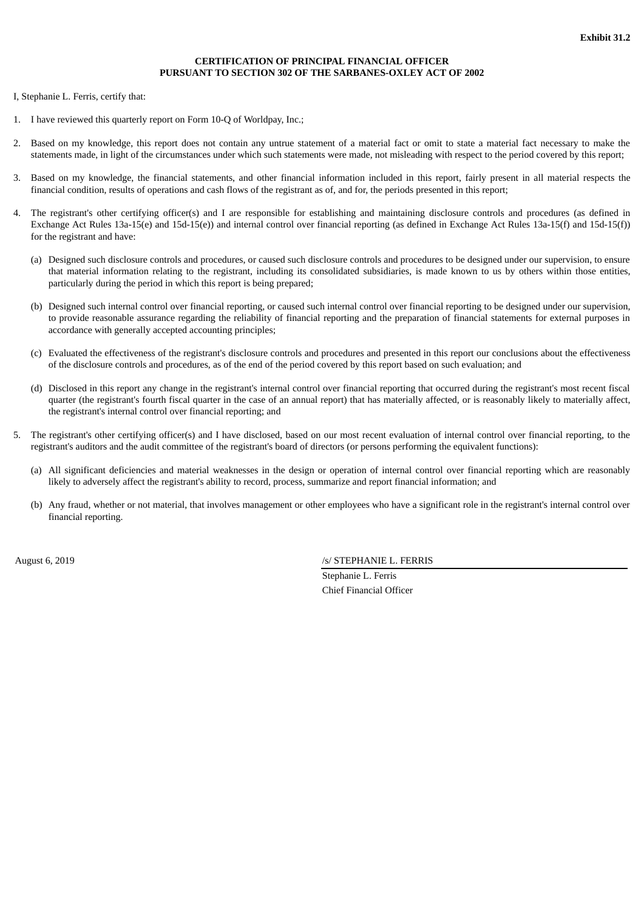**Exhibit 31.2**

**CERTIFICATION OF PRINCIPAL FINANCIAL OFFICER**
**PURSUANT TO SECTION 302 OF THE SARBANES-OXLEY ACT OF 2002**

I, Stephanie L. Ferris, certify that:

1. I have reviewed this quarterly report on Form 10-Q of Worldpay, Inc.;

2. Based on my knowledge, this report does not contain any untrue statement of a material fact or omit to state a material fact necessary to make the statements made, in light of the circumstances under which such statements were made, not misleading with respect to the period covered by this report;

3. Based on my knowledge, the financial statements, and other financial information included in this report, fairly present in all material respects the financial condition, results of operations and cash flows of the registrant as of, and for, the periods presented in this report;

4. The registrant's other certifying officer(s) and I are responsible for establishing and maintaining disclosure controls and procedures (as defined in Exchange Act Rules 13a-15(e) and 15d-15(e)) and internal control over financial reporting (as defined in Exchange Act Rules 13a-15(f) and 15d-15(f)) for the registrant and have:

   (a) Designed such disclosure controls and procedures, or caused such disclosure controls and procedures to be designed under our supervision, to ensure that material information relating to the registrant, including its consolidated subsidiaries, is made known to us by others within those entities, particularly during the period in which this report is being prepared;

   (b) Designed such internal control over financial reporting, or caused such internal control over financial reporting to be designed under our supervision, to provide reasonable assurance regarding the reliability of financial reporting and the preparation of financial statements for external purposes in accordance with generally accepted accounting principles;

   (c) Evaluated the effectiveness of the registrant's disclosure controls and procedures and presented in this report our conclusions about the effectiveness of the disclosure controls and procedures, as of the end of the period covered by this report based on such evaluation; and

   (d) Disclosed in this report any change in the registrant's internal control over financial reporting that occurred during the registrant's most recent fiscal quarter (the registrant's fourth fiscal quarter in the case of an annual report) that has materially affected, or is reasonably likely to materially affect, the registrant's internal control over financial reporting; and

5. The registrant's other certifying officer(s) and I have disclosed, based on our most recent evaluation of internal control over financial reporting, to the registrant's auditors and the audit committee of the registrant's board of directors (or persons performing the equivalent functions):

   (a) All significant deficiencies and material weaknesses in the design or operation of internal control over financial reporting which are reasonably likely to adversely affect the registrant's ability to record, process, summarize and report financial information; and

   (b) Any fraud, whether or not material, that involves management or other employees who have a significant role in the registrant's internal control over financial reporting.

August 6, 2019

/s/ STEPHANIE L. FERRIS
Stephanie L. Ferris
Chief Financial Officer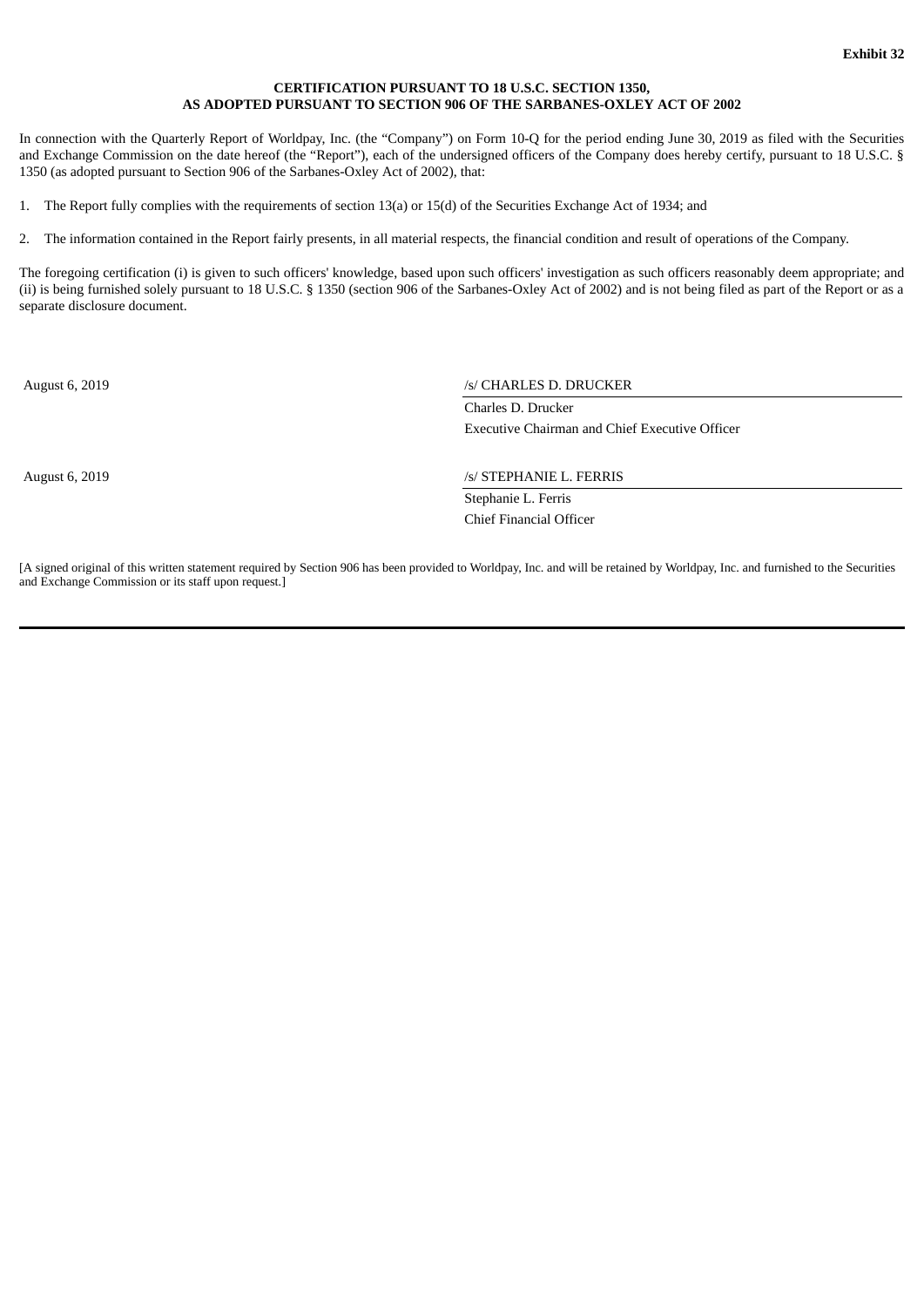**Exhibit 32**

**CERTIFICATION PURSUANT TO 18 U.S.C. SECTION 1350,
AS ADOPTED PURSUANT TO SECTION 906 OF THE SARBANES-OXLEY ACT OF 2002**

In connection with the Quarterly Report of Worldpay, Inc. (the "Company") on Form 10-Q for the period ending June 30, 2019 as filed with the Securities and Exchange Commission on the date hereof (the "Report"), each of the undersigned officers of the Company does hereby certify, pursuant to 18 U.S.C. § 1350 (as adopted pursuant to Section 906 of the Sarbanes-Oxley Act of 2002), that:

1. The Report fully complies with the requirements of section 13(a) or 15(d) of the Securities Exchange Act of 1934; and

2. The information contained in the Report fairly presents, in all material respects, the financial condition and result of operations of the Company.

The foregoing certification (i) is given to such officers' knowledge, based upon such officers' investigation as such officers reasonably deem appropriate; and (ii) is being furnished solely pursuant to 18 U.S.C. § 1350 (section 906 of the Sarbanes-Oxley Act of 2002) and is not being filed as part of the Report or as a separate disclosure document.

| | |
|---|---|
| August 6, 2019 | /s/ CHARLES D. DRUCKER |
| | Charles D. Drucker |
| | Executive Chairman and Chief Executive Officer |
| August 6, 2019 | /s/ STEPHANIE L. FERRIS |
| | Stephanie L. Ferris |
| | Chief Financial Officer |

[A signed original of this written statement required by Section 906 has been provided to Worldpay, Inc. and will be retained by Worldpay, Inc. and furnished to the Securities and Exchange Commission or its staff upon request.]